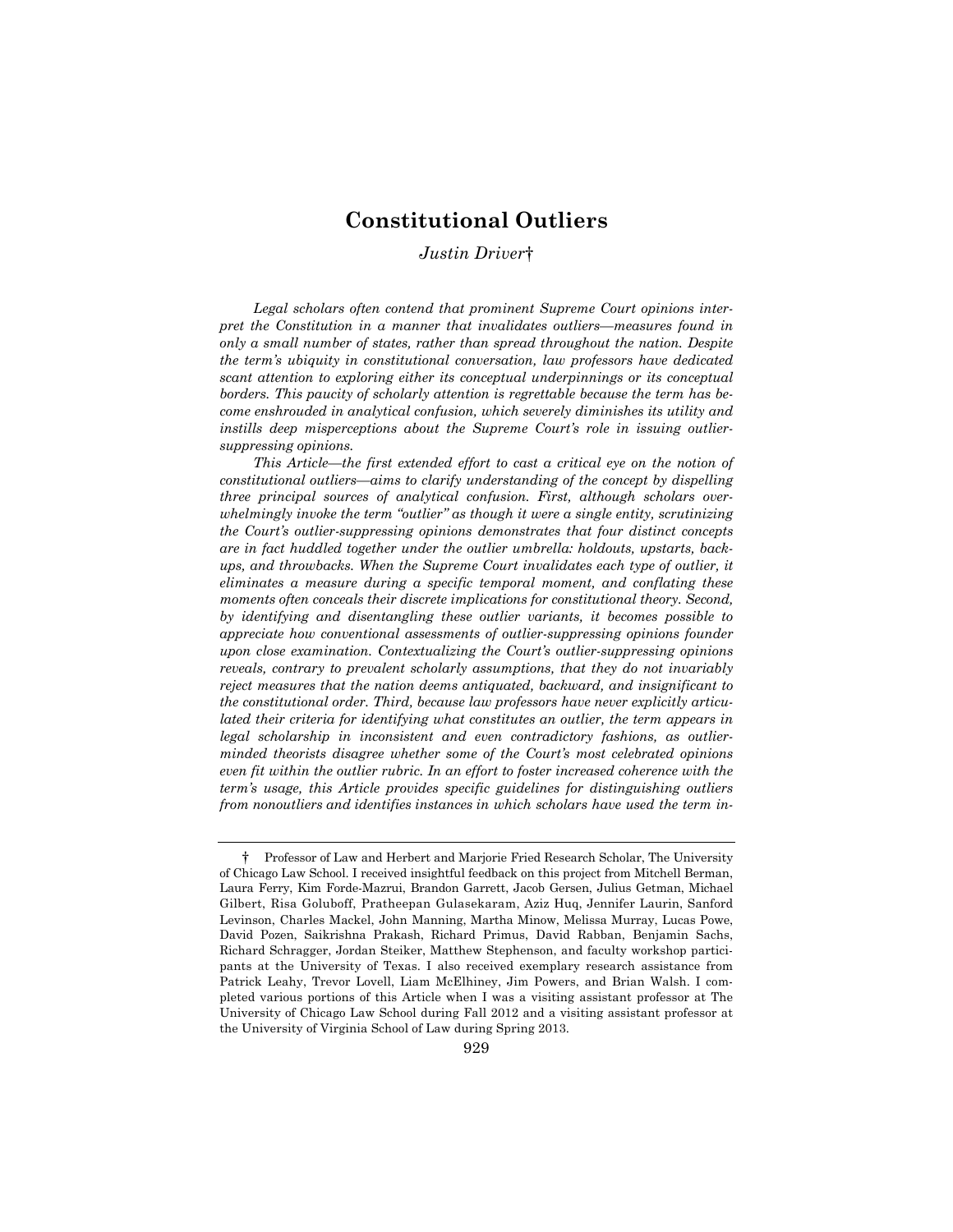# Constitutional Outliers

*Justin Driver*†

*Legal scholars often contend that prominent Supreme Court opinions interpret the Constitution in a manner that invalidates outliers—measures found in only a small number of states, rather than spread throughout the nation. Despite the term's ubiquity in constitutional conversation, law professors have dedicated scant attention to exploring either its conceptual underpinnings or its conceptual borders. This paucity of scholarly attention is regrettable because the term has become enshrouded in analytical confusion, which severely diminishes its utility and instills deep misperceptions about the Supreme Court's role in issuing outlier-suppressing opinions.*

*This Article—the first extended effort to cast a critical eye on the notion of constitutional outliers—aims to clarify understanding of the concept by dispelling three principal sources of analytical confusion. First, although scholars overwhelmingly invoke the term "outlier" as though it were a single entity, scrutinizing the Court's outlier-suppressing opinions demonstrates that four distinct concepts are in fact huddled together under the outlier umbrella: holdouts, upstarts, backups, and throwbacks. When the Supreme Court invalidates each type of outlier, it eliminates a measure during a specific temporal moment, and conflating these moments often conceals their discrete implications for constitutional theory. Second, by identifying and disentangling these outlier variants, it becomes possible to appreciate how conventional assessments of outlier-suppressing opinions founder upon close examination. Contextualizing the Court's outlier-suppressing opinions reveals, contrary to prevalent scholarly assumptions, that they do not invariably reject measures that the nation deems antiquated, backward, and insignificant to the constitutional order. Third, because law professors have never explicitly articulated their criteria for identifying what constitutes an outlier, the term appears in legal scholarship in inconsistent and even contradictory fashions, as outlier-minded theorists disagree whether some of the Court's most celebrated opinions even fit within the outlier rubric. In an effort to foster increased coherence with the term's usage, this Article provides specific guidelines for distinguishing outliers from nonoutliers and identifies instances in which scholars have used the term in-*

---

† Professor of Law and Herbert and Marjorie Fried Research Scholar, The University of Chicago Law School. I received insightful feedback on this project from Mitchell Berman, Laura Ferry, Kim Forde-Mazrui, Brandon Garrett, Jacob Gersen, Julius Getman, Michael Gilbert, Risa Goluboff, Pratheepan Gulasekaram, Aziz Huq, Jennifer Laurin, Sanford Levinson, Charles Mackel, John Manning, Martha Minow, Melissa Murray, Lucas Powe, David Pozen, Saikrishna Prakash, Richard Primus, David Rabban, Benjamin Sachs, Richard Schragger, Jordan Steiker, Matthew Stephenson, and faculty workshop participants at the University of Texas. I also received exemplary research assistance from Patrick Leahy, Trevor Lovell, Liam McElhiney, Jim Powers, and Brian Walsh. I completed various portions of this Article when I was a visiting assistant professor at The University of Chicago Law School during Fall 2012 and a visiting assistant professor at the University of Virginia School of Law during Spring 2013.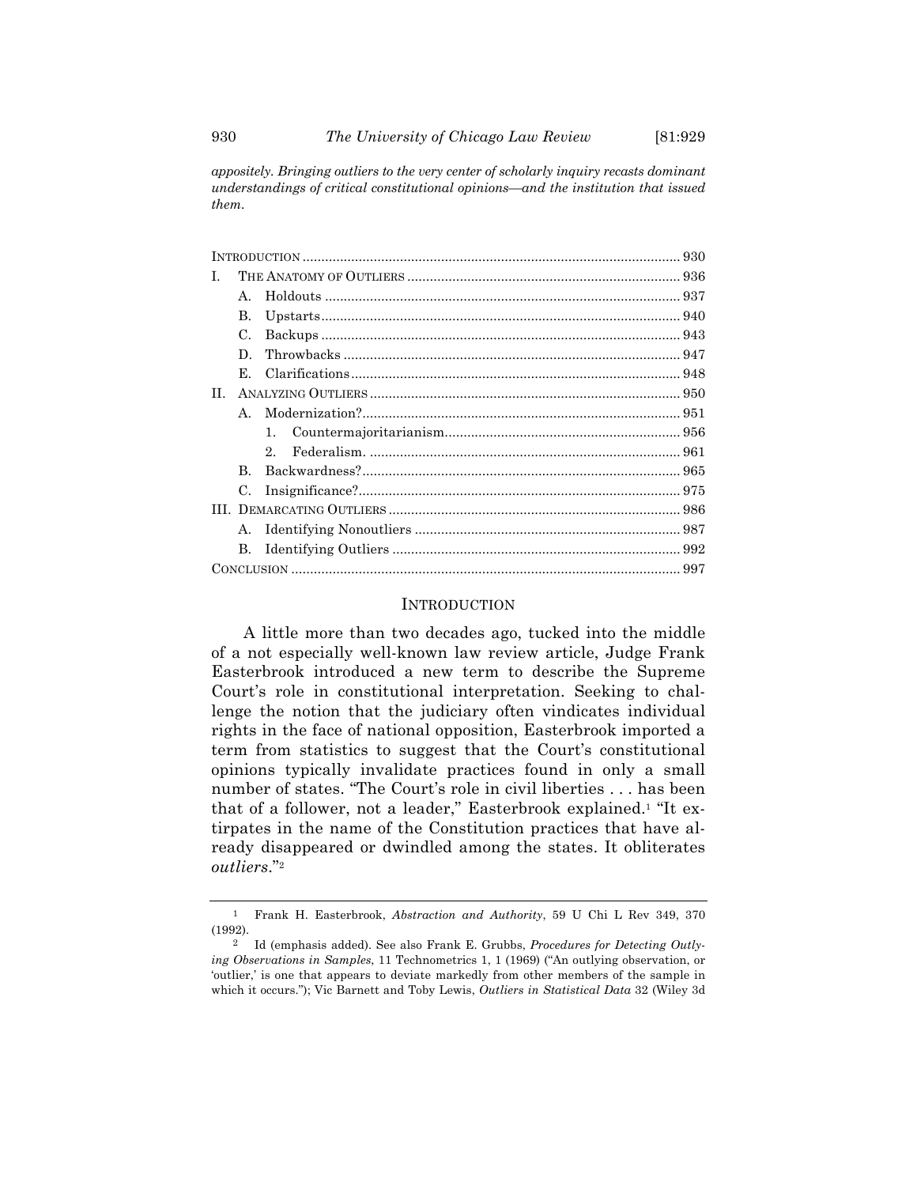*appositely. Bringing outliers to the very center of scholarly inquiry recasts dominant understandings of critical constitutional opinions—and the institution that issued them.*

INTRODUCTION .................................................................................................. 930
I. THE ANATOMY OF OUTLIERS ........................................................................ 936
  A. Holdouts .................................................................................................. 937
  B. Upstarts................................................................................................... 940
  C. Backups ................................................................................................... 943
  D. Throwbacks ............................................................................................. 947
  E. Clarifications.......................................................................................... 948
II. ANALYZING OUTLIERS .................................................................................. 950
  A. Modernization?....................................................................................... 951
    1. Countermajoritarianism............................................................... 956
    2. Federalism. ................................................................................... 961
  B. Backwardness?....................................................................................... 965
  C. Insignificance?........................................................................................ 975
III. DEMARCATING OUTLIERS ............................................................................. 986
  A. Identifying Nonoutliers ......................................................................... 987
  B. Identifying Outliers ............................................................................... 992
CONCLUSION ...................................................................................................... 997

## INTRODUCTION

A little more than two decades ago, tucked into the middle of a not especially well-known law review article, Judge Frank Easterbrook introduced a new term to describe the Supreme Court's role in constitutional interpretation. Seeking to challenge the notion that the judiciary often vindicates individual rights in the face of national opposition, Easterbrook imported a term from statistics to suggest that the Court's constitutional opinions typically invalidate practices found in only a small number of states. "The Court's role in civil liberties . . . has been that of a follower, not a leader," Easterbrook explained.[1] "It extirpates in the name of the Constitution practices that have already disappeared or dwindled among the states. It obliterates *outliers*."[2]

---

[1] Frank H. Easterbrook, *Abstraction and Authority*, 59 U Chi L Rev 349, 370 (1992).

[2] Id (emphasis added). See also Frank E. Grubbs, *Procedures for Detecting Outlying Observations in Samples*, 11 Technometrics 1, 1 (1969) ("An outlying observation, or 'outlier,' is one that appears to deviate markedly from other members of the sample in which it occurs."); Vic Barnett and Toby Lewis, *Outliers in Statistical Data* 32 (Wiley 3d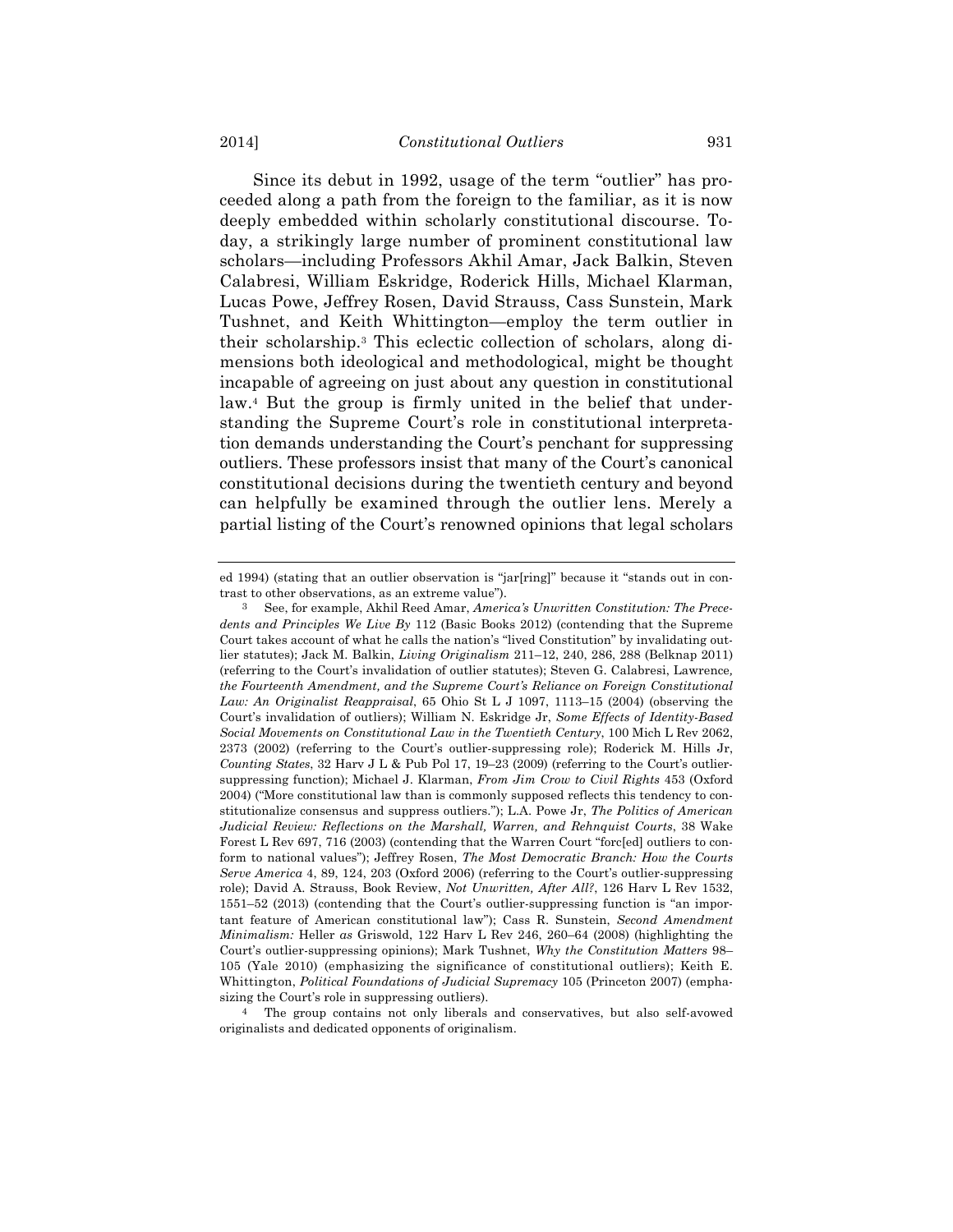Since its debut in 1992, usage of the term "outlier" has proceeded along a path from the foreign to the familiar, as it is now deeply embedded within scholarly constitutional discourse. Today, a strikingly large number of prominent constitutional law scholars—including Professors Akhil Amar, Jack Balkin, Steven Calabresi, William Eskridge, Roderick Hills, Michael Klarman, Lucas Powe, Jeffrey Rosen, David Strauss, Cass Sunstein, Mark Tushnet, and Keith Whittington—employ the term outlier in their scholarship.[3] This eclectic collection of scholars, along dimensions both ideological and methodological, might be thought incapable of agreeing on just about any question in constitutional law.[4] But the group is firmly united in the belief that understanding the Supreme Court's role in constitutional interpretation demands understanding the Court's penchant for suppressing outliers. These professors insist that many of the Court's canonical constitutional decisions during the twentieth century and beyond can helpfully be examined through the outlier lens. Merely a partial listing of the Court's renowned opinions that legal scholars

---

ed 1994) (stating that an outlier observation is "jar[ring]" because it "stands out in contrast to other observations, as an extreme value").

[3] See, for example, Akhil Reed Amar, *America's Unwritten Constitution: The Precedents and Principles We Live By* 112 (Basic Books 2012) (contending that the Supreme Court takes account of what he calls the nation's "lived Constitution" by invalidating outlier statutes); Jack M. Balkin, *Living Originalism* 211–12, 240, 286, 288 (Belknap 2011) (referring to the Court's invalidation of outlier statutes); Steven G. Calabresi, Lawrence*, the Fourteenth Amendment, and the Supreme Court's Reliance on Foreign Constitutional Law: An Originalist Reappraisal*, 65 Ohio St L J 1097, 1113–15 (2004) (observing the Court's invalidation of outliers); William N. Eskridge Jr, *Some Effects of Identity-Based Social Movements on Constitutional Law in the Twentieth Century*, 100 Mich L Rev 2062, 2373 (2002) (referring to the Court's outlier-suppressing role); Roderick M. Hills Jr, *Counting States*, 32 Harv J L & Pub Pol 17, 19–23 (2009) (referring to the Court's outlier-suppressing function); Michael J. Klarman, *From Jim Crow to Civil Rights* 453 (Oxford 2004) ("More constitutional law than is commonly supposed reflects this tendency to constitutionalize consensus and suppress outliers."); L.A. Powe Jr, *The Politics of American Judicial Review: Reflections on the Marshall, Warren, and Rehnquist Courts*, 38 Wake Forest L Rev 697, 716 (2003) (contending that the Warren Court "forc[ed] outliers to conform to national values"); Jeffrey Rosen, *The Most Democratic Branch: How the Courts Serve America* 4, 89, 124, 203 (Oxford 2006) (referring to the Court's outlier-suppressing role); David A. Strauss, Book Review, *Not Unwritten, After All?*, 126 Harv L Rev 1532, 1551–52 (2013) (contending that the Court's outlier-suppressing function is "an important feature of American constitutional law"); Cass R. Sunstein, *Second Amendment Minimalism:* Heller *as* Griswold, 122 Harv L Rev 246, 260–64 (2008) (highlighting the Court's outlier-suppressing opinions); Mark Tushnet, *Why the Constitution Matters* 98–105 (Yale 2010) (emphasizing the significance of constitutional outliers); Keith E. Whittington, *Political Foundations of Judicial Supremacy* 105 (Princeton 2007) (emphasizing the Court's role in suppressing outliers).

[4] The group contains not only liberals and conservatives, but also self-avowed originalists and dedicated opponents of originalism.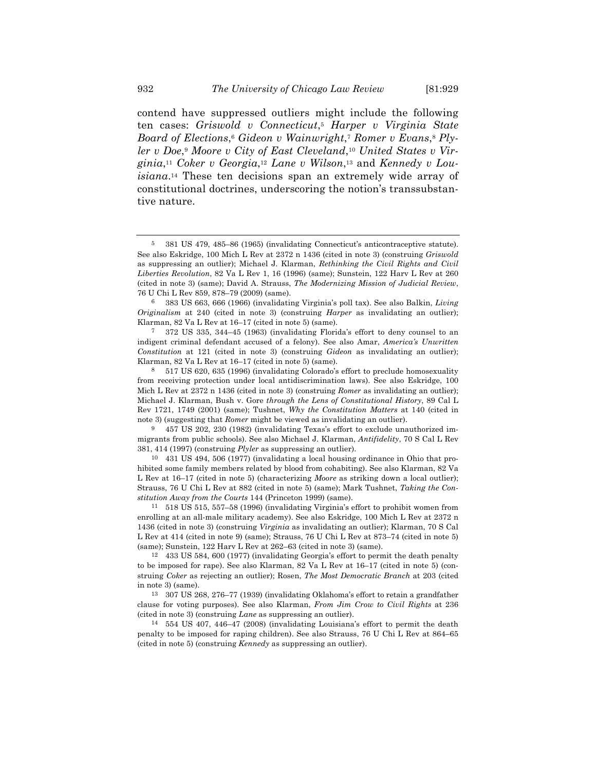contend have suppressed outliers might include the following ten cases: *Griswold v Connecticut*,[5] *Harper v Virginia State Board of Elections*,[6] *Gideon v Wainwright*,[7] *Romer v Evans*,[8] *Plyler v Doe*,[9] *Moore v City of East Cleveland*,[10] *United States v Virginia*,[11] *Coker v Georgia*,[12] *Lane v Wilson*,[13] and *Kennedy v Louisiana*.[14] These ten decisions span an extremely wide array of constitutional doctrines, underscoring the notion's transsubstantive nature.

---

[5] 381 US 479, 485–86 (1965) (invalidating Connecticut's anticontraceptive statute). See also Eskridge, 100 Mich L Rev at 2372 n 1436 (cited in note 3) (construing *Griswold* as suppressing an outlier); Michael J. Klarman, *Rethinking the Civil Rights and Civil Liberties Revolution*, 82 Va L Rev 1, 16 (1996) (same); Sunstein, 122 Harv L Rev at 260 (cited in note 3) (same); David A. Strauss, *The Modernizing Mission of Judicial Review*, 76 U Chi L Rev 859, 878–79 (2009) (same).

[6] 383 US 663, 666 (1966) (invalidating Virginia's poll tax). See also Balkin, *Living Originalism* at 240 (cited in note 3) (construing *Harper* as invalidating an outlier); Klarman, 82 Va L Rev at 16–17 (cited in note 5) (same).

[7] 372 US 335, 344–45 (1963) (invalidating Florida's effort to deny counsel to an indigent criminal defendant accused of a felony). See also Amar, *America's Unwritten Constitution* at 121 (cited in note 3) (construing *Gideon* as invalidating an outlier); Klarman, 82 Va L Rev at 16–17 (cited in note 5) (same).

[8] 517 US 620, 635 (1996) (invalidating Colorado's effort to preclude homosexuality from receiving protection under local antidiscrimination laws). See also Eskridge, 100 Mich L Rev at 2372 n 1436 (cited in note 3) (construing *Romer* as invalidating an outlier); Michael J. Klarman, Bush v. Gore *through the Lens of Constitutional History*, 89 Cal L Rev 1721, 1749 (2001) (same); Tushnet, *Why the Constitution Matters* at 140 (cited in note 3) (suggesting that *Romer* might be viewed as invalidating an outlier).

[9] 457 US 202, 230 (1982) (invalidating Texas's effort to exclude unauthorized immigrants from public schools). See also Michael J. Klarman, *Antifidelity*, 70 S Cal L Rev 381, 414 (1997) (construing *Plyler* as suppressing an outlier).

[10] 431 US 494, 506 (1977) (invalidating a local housing ordinance in Ohio that prohibited some family members related by blood from cohabiting). See also Klarman, 82 Va L Rev at 16–17 (cited in note 5) (characterizing *Moore* as striking down a local outlier); Strauss, 76 U Chi L Rev at 882 (cited in note 5) (same); Mark Tushnet, *Taking the Constitution Away from the Courts* 144 (Princeton 1999) (same).

[11] 518 US 515, 557–58 (1996) (invalidating Virginia's effort to prohibit women from enrolling at an all-male military academy). See also Eskridge, 100 Mich L Rev at 2372 n 1436 (cited in note 3) (construing *Virginia* as invalidating an outlier); Klarman, 70 S Cal L Rev at 414 (cited in note 9) (same); Strauss, 76 U Chi L Rev at 873–74 (cited in note 5) (same); Sunstein, 122 Harv L Rev at 262–63 (cited in note 3) (same).

[12] 433 US 584, 600 (1977) (invalidating Georgia's effort to permit the death penalty to be imposed for rape). See also Klarman, 82 Va L Rev at 16–17 (cited in note 5) (construing *Coker* as rejecting an outlier); Rosen, *The Most Democratic Branch* at 203 (cited in note 3) (same).

[13] 307 US 268, 276–77 (1939) (invalidating Oklahoma's effort to retain a grandfather clause for voting purposes). See also Klarman, *From Jim Crow to Civil Rights* at 236 (cited in note 3) (construing *Lane* as suppressing an outlier).

[14] 554 US 407, 446–47 (2008) (invalidating Louisiana's effort to permit the death penalty to be imposed for raping children). See also Strauss, 76 U Chi L Rev at 864–65 (cited in note 5) (construing *Kennedy* as suppressing an outlier).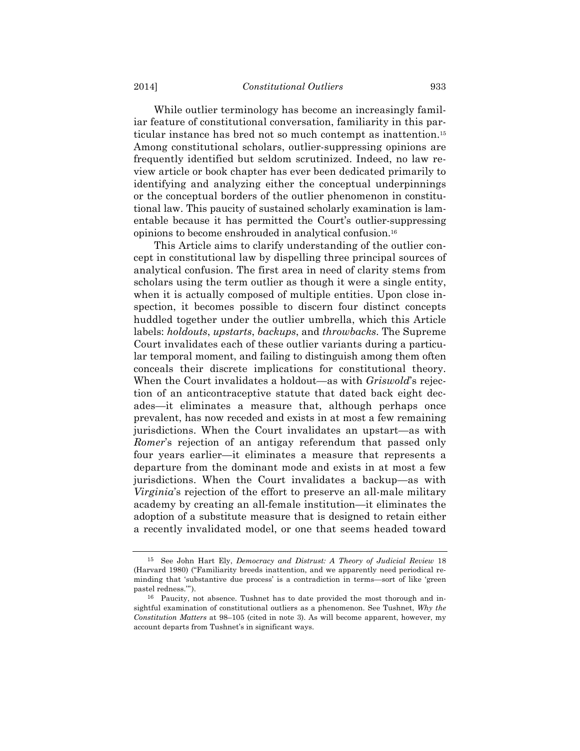While outlier terminology has become an increasingly familiar feature of constitutional conversation, familiarity in this particular instance has bred not so much contempt as inattention.[15] Among constitutional scholars, outlier-suppressing opinions are frequently identified but seldom scrutinized. Indeed, no law review article or book chapter has ever been dedicated primarily to identifying and analyzing either the conceptual underpinnings or the conceptual borders of the outlier phenomenon in constitutional law. This paucity of sustained scholarly examination is lamentable because it has permitted the Court's outlier-suppressing opinions to become enshrouded in analytical confusion.[16]

This Article aims to clarify understanding of the outlier concept in constitutional law by dispelling three principal sources of analytical confusion. The first area in need of clarity stems from scholars using the term outlier as though it were a single entity, when it is actually composed of multiple entities. Upon close inspection, it becomes possible to discern four distinct concepts huddled together under the outlier umbrella, which this Article labels: *holdouts*, *upstarts*, *backups*, and *throwbacks*. The Supreme Court invalidates each of these outlier variants during a particular temporal moment, and failing to distinguish among them often conceals their discrete implications for constitutional theory. When the Court invalidates a holdout—as with *Griswold*'s rejection of an anticontraceptive statute that dated back eight decades—it eliminates a measure that, although perhaps once prevalent, has now receded and exists in at most a few remaining jurisdictions. When the Court invalidates an upstart—as with *Romer*'s rejection of an antigay referendum that passed only four years earlier—it eliminates a measure that represents a departure from the dominant mode and exists in at most a few jurisdictions. When the Court invalidates a backup—as with *Virginia*'s rejection of the effort to preserve an all-male military academy by creating an all-female institution—it eliminates the adoption of a substitute measure that is designed to retain either a recently invalidated model, or one that seems headed toward

---

[15] See John Hart Ely, *Democracy and Distrust: A Theory of Judicial Review* 18 (Harvard 1980) ("Familiarity breeds inattention, and we apparently need periodical reminding that 'substantive due process' is a contradiction in terms—sort of like 'green pastel redness.'").

[16] Paucity, not absence. Tushnet has to date provided the most thorough and insightful examination of constitutional outliers as a phenomenon. See Tushnet, *Why the Constitution Matters* at 98–105 (cited in note 3). As will become apparent, however, my account departs from Tushnet's in significant ways.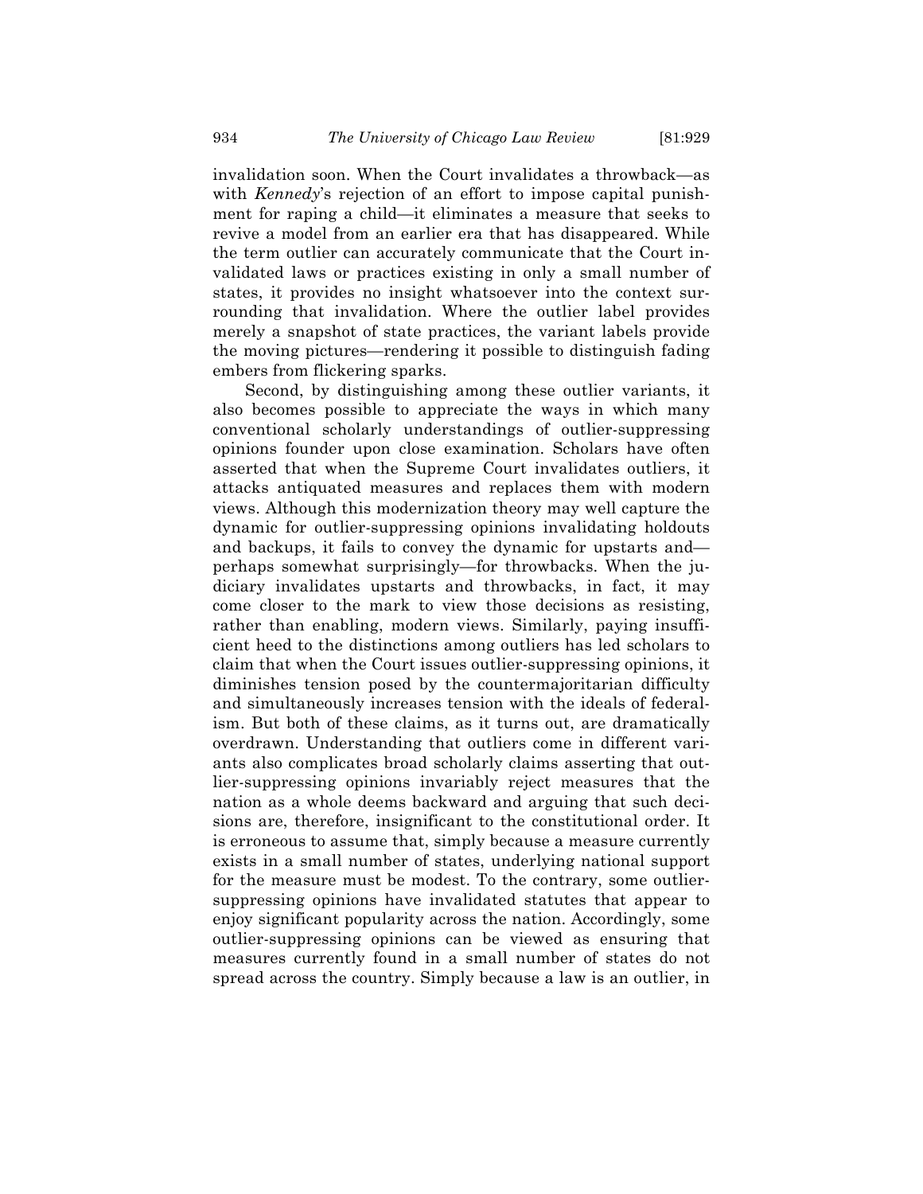invalidation soon. When the Court invalidates a throwback—as with *Kennedy*'s rejection of an effort to impose capital punishment for raping a child—it eliminates a measure that seeks to revive a model from an earlier era that has disappeared. While the term outlier can accurately communicate that the Court invalidated laws or practices existing in only a small number of states, it provides no insight whatsoever into the context surrounding that invalidation. Where the outlier label provides merely a snapshot of state practices, the variant labels provide the moving pictures—rendering it possible to distinguish fading embers from flickering sparks.

Second, by distinguishing among these outlier variants, it also becomes possible to appreciate the ways in which many conventional scholarly understandings of outlier-suppressing opinions founder upon close examination. Scholars have often asserted that when the Supreme Court invalidates outliers, it attacks antiquated measures and replaces them with modern views. Although this modernization theory may well capture the dynamic for outlier-suppressing opinions invalidating holdouts and backups, it fails to convey the dynamic for upstarts and—perhaps somewhat surprisingly—for throwbacks. When the judiciary invalidates upstarts and throwbacks, in fact, it may come closer to the mark to view those decisions as resisting, rather than enabling, modern views. Similarly, paying insufficient heed to the distinctions among outliers has led scholars to claim that when the Court issues outlier-suppressing opinions, it diminishes tension posed by the countermajoritarian difficulty and simultaneously increases tension with the ideals of federalism. But both of these claims, as it turns out, are dramatically overdrawn. Understanding that outliers come in different variants also complicates broad scholarly claims asserting that outlier-suppressing opinions invariably reject measures that the nation as a whole deems backward and arguing that such decisions are, therefore, insignificant to the constitutional order. It is erroneous to assume that, simply because a measure currently exists in a small number of states, underlying national support for the measure must be modest. To the contrary, some outlier-suppressing opinions have invalidated statutes that appear to enjoy significant popularity across the nation. Accordingly, some outlier-suppressing opinions can be viewed as ensuring that measures currently found in a small number of states do not spread across the country. Simply because a law is an outlier, in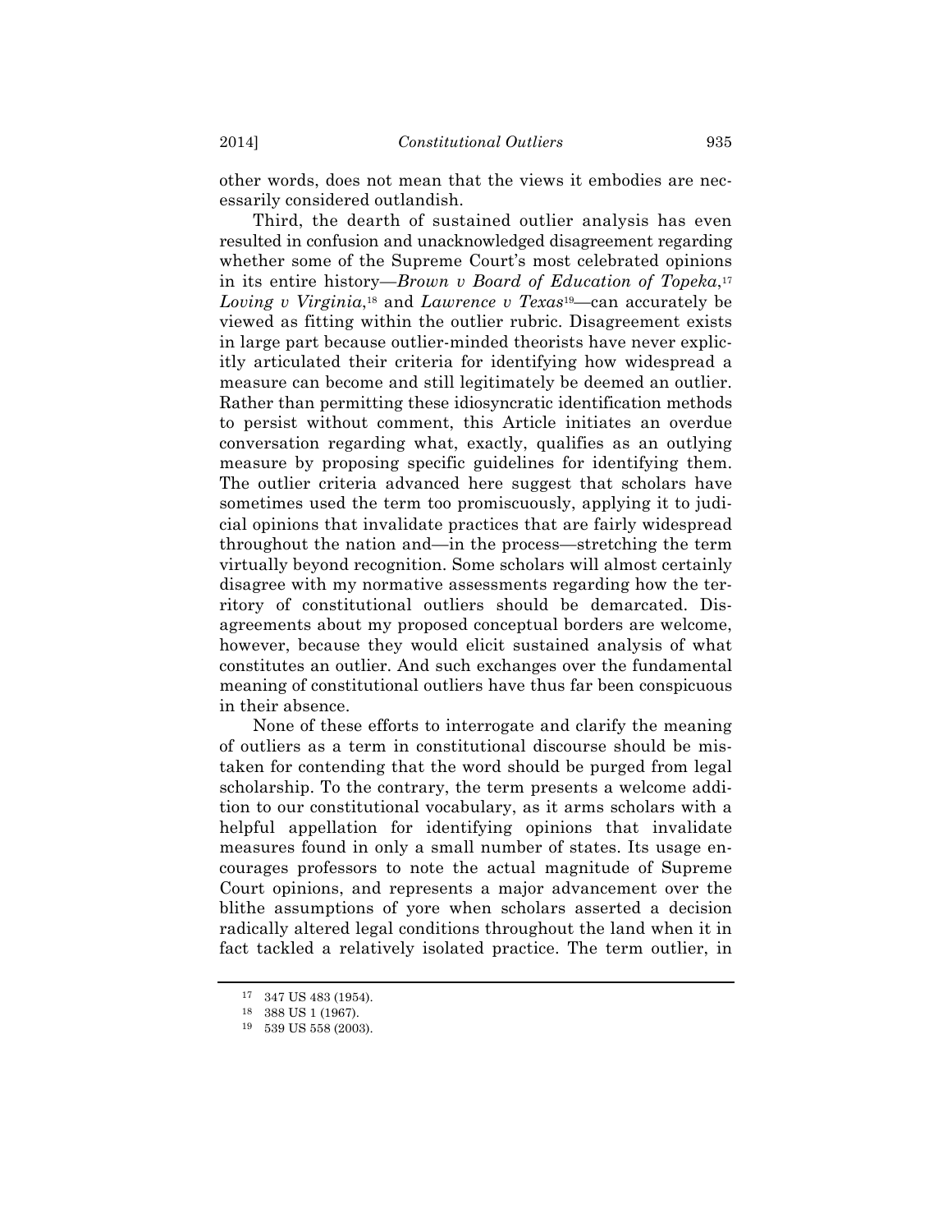other words, does not mean that the views it embodies are necessarily considered outlandish.

Third, the dearth of sustained outlier analysis has even resulted in confusion and unacknowledged disagreement regarding whether some of the Supreme Court's most celebrated opinions in its entire history—*Brown v Board of Education of Topeka*,[17] *Loving v Virginia*,[18] and *Lawrence v Texas*[19]—can accurately be viewed as fitting within the outlier rubric. Disagreement exists in large part because outlier-minded theorists have never explicitly articulated their criteria for identifying how widespread a measure can become and still legitimately be deemed an outlier. Rather than permitting these idiosyncratic identification methods to persist without comment, this Article initiates an overdue conversation regarding what, exactly, qualifies as an outlying measure by proposing specific guidelines for identifying them. The outlier criteria advanced here suggest that scholars have sometimes used the term too promiscuously, applying it to judicial opinions that invalidate practices that are fairly widespread throughout the nation and—in the process—stretching the term virtually beyond recognition. Some scholars will almost certainly disagree with my normative assessments regarding how the territory of constitutional outliers should be demarcated. Disagreements about my proposed conceptual borders are welcome, however, because they would elicit sustained analysis of what constitutes an outlier. And such exchanges over the fundamental meaning of constitutional outliers have thus far been conspicuous in their absence.

None of these efforts to interrogate and clarify the meaning of outliers as a term in constitutional discourse should be mistaken for contending that the word should be purged from legal scholarship. To the contrary, the term presents a welcome addition to our constitutional vocabulary, as it arms scholars with a helpful appellation for identifying opinions that invalidate measures found in only a small number of states. Its usage encourages professors to note the actual magnitude of Supreme Court opinions, and represents a major advancement over the blithe assumptions of yore when scholars asserted a decision radically altered legal conditions throughout the land when it in fact tackled a relatively isolated practice. The term outlier, in

---

[17] 347 US 483 (1954).

[18] 388 US 1 (1967).

[19] 539 US 558 (2003).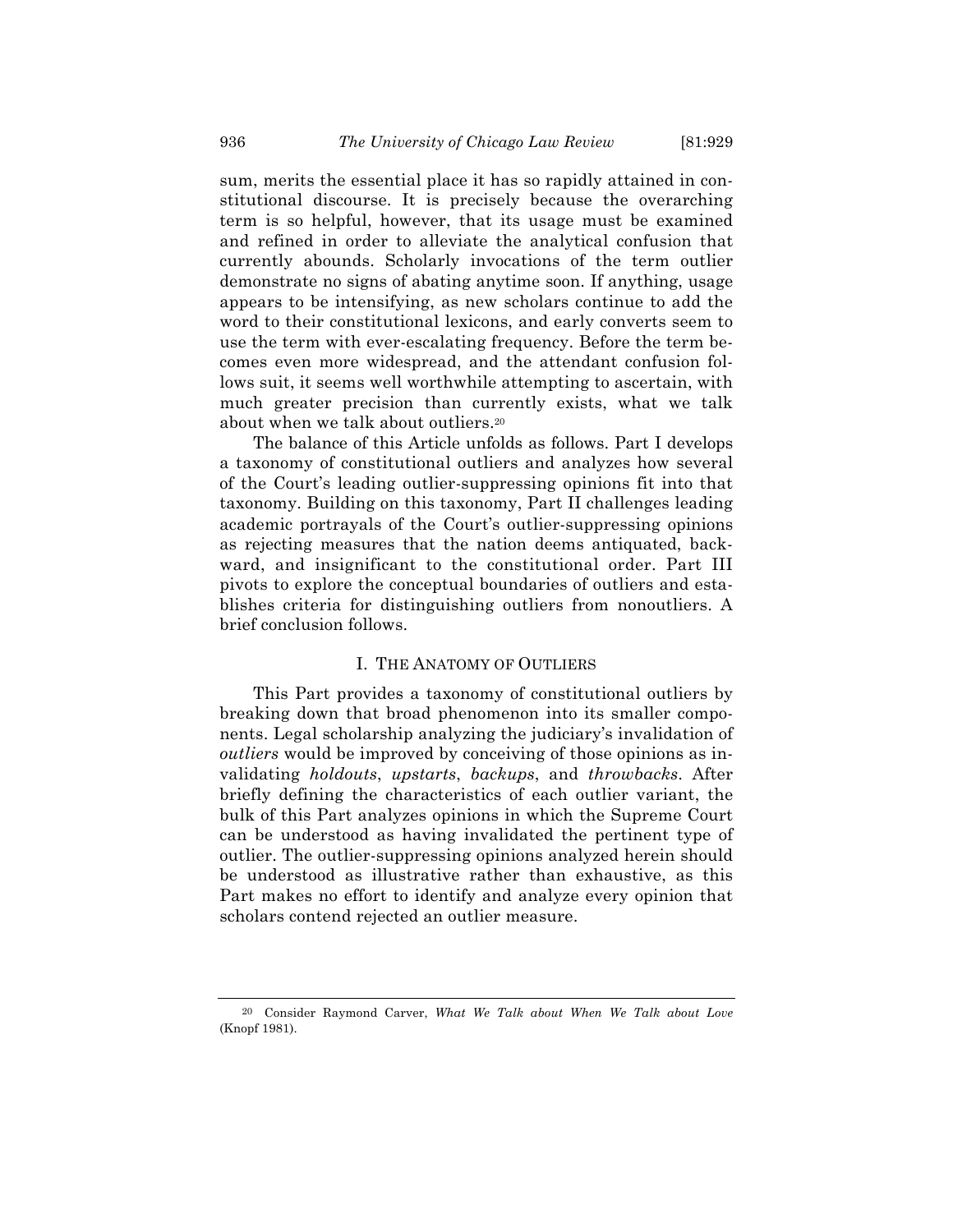sum, merits the essential place it has so rapidly attained in constitutional discourse. It is precisely because the overarching term is so helpful, however, that its usage must be examined and refined in order to alleviate the analytical confusion that currently abounds. Scholarly invocations of the term outlier demonstrate no signs of abating anytime soon. If anything, usage appears to be intensifying, as new scholars continue to add the word to their constitutional lexicons, and early converts seem to use the term with ever-escalating frequency. Before the term becomes even more widespread, and the attendant confusion follows suit, it seems well worthwhile attempting to ascertain, with much greater precision than currently exists, what we talk about when we talk about outliers.[20]

The balance of this Article unfolds as follows. Part I develops a taxonomy of constitutional outliers and analyzes how several of the Court's leading outlier-suppressing opinions fit into that taxonomy. Building on this taxonomy, Part II challenges leading academic portrayals of the Court's outlier-suppressing opinions as rejecting measures that the nation deems antiquated, backward, and insignificant to the constitutional order. Part III pivots to explore the conceptual boundaries of outliers and establishes criteria for distinguishing outliers from nonoutliers. A brief conclusion follows.

## I. THE ANATOMY OF OUTLIERS

This Part provides a taxonomy of constitutional outliers by breaking down that broad phenomenon into its smaller components. Legal scholarship analyzing the judiciary's invalidation of *outliers* would be improved by conceiving of those opinions as invalidating *holdouts*, *upstarts*, *backups*, and *throwbacks*. After briefly defining the characteristics of each outlier variant, the bulk of this Part analyzes opinions in which the Supreme Court can be understood as having invalidated the pertinent type of outlier. The outlier-suppressing opinions analyzed herein should be understood as illustrative rather than exhaustive, as this Part makes no effort to identify and analyze every opinion that scholars contend rejected an outlier measure.

---

[20] Consider Raymond Carver, *What We Talk about When We Talk about Love* (Knopf 1981).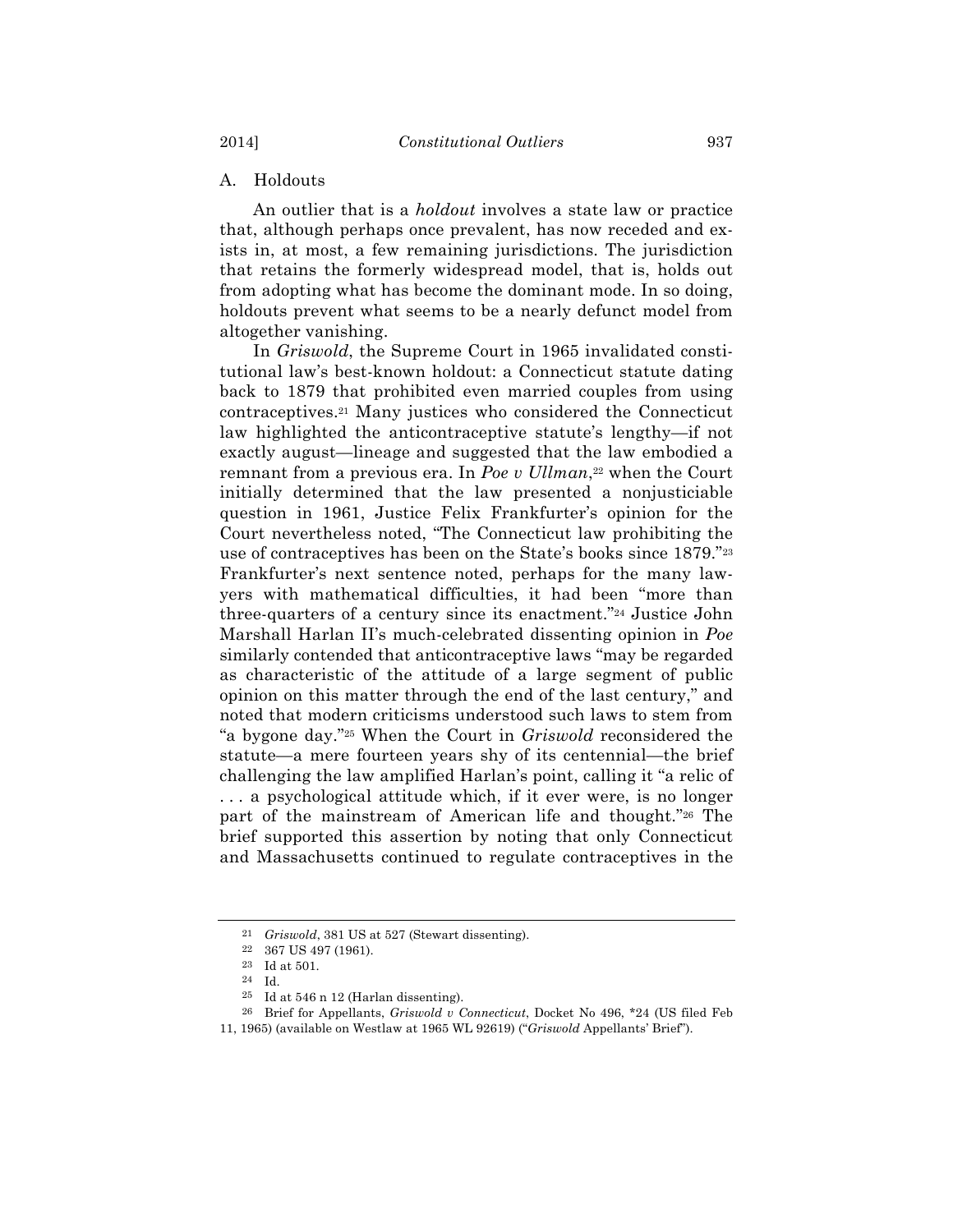### A. Holdouts

An outlier that is a *holdout* involves a state law or practice that, although perhaps once prevalent, has now receded and exists in, at most, a few remaining jurisdictions. The jurisdiction that retains the formerly widespread model, that is, holds out from adopting what has become the dominant mode. In so doing, holdouts prevent what seems to be a nearly defunct model from altogether vanishing.

In *Griswold*, the Supreme Court in 1965 invalidated constitutional law's best-known holdout: a Connecticut statute dating back to 1879 that prohibited even married couples from using contraceptives.[21] Many justices who considered the Connecticut law highlighted the anticontraceptive statute's lengthy—if not exactly august—lineage and suggested that the law embodied a remnant from a previous era. In *Poe v Ullman*,[22] when the Court initially determined that the law presented a nonjusticiable question in 1961, Justice Felix Frankfurter's opinion for the Court nevertheless noted, "The Connecticut law prohibiting the use of contraceptives has been on the State's books since 1879."[23] Frankfurter's next sentence noted, perhaps for the many lawyers with mathematical difficulties, it had been "more than three-quarters of a century since its enactment."[24] Justice John Marshall Harlan II's much-celebrated dissenting opinion in *Poe* similarly contended that anticontraceptive laws "may be regarded as characteristic of the attitude of a large segment of public opinion on this matter through the end of the last century," and noted that modern criticisms understood such laws to stem from "a bygone day."[25] When the Court in *Griswold* reconsidered the statute—a mere fourteen years shy of its centennial—the brief challenging the law amplified Harlan's point, calling it "a relic of . . . a psychological attitude which, if it ever were, is no longer part of the mainstream of American life and thought."[26] The brief supported this assertion by noting that only Connecticut and Massachusetts continued to regulate contraceptives in the

---

[21] *Griswold*, 381 US at 527 (Stewart dissenting).

[22] 367 US 497 (1961).

[23] Id at 501.

[24] Id.

[25] Id at 546 n 12 (Harlan dissenting).

[26] Brief for Appellants, *Griswold v Connecticut*, Docket No 496, *24 (US filed Feb 11, 1965) (available on Westlaw at 1965 WL 92619) ("*Griswold* Appellants' Brief").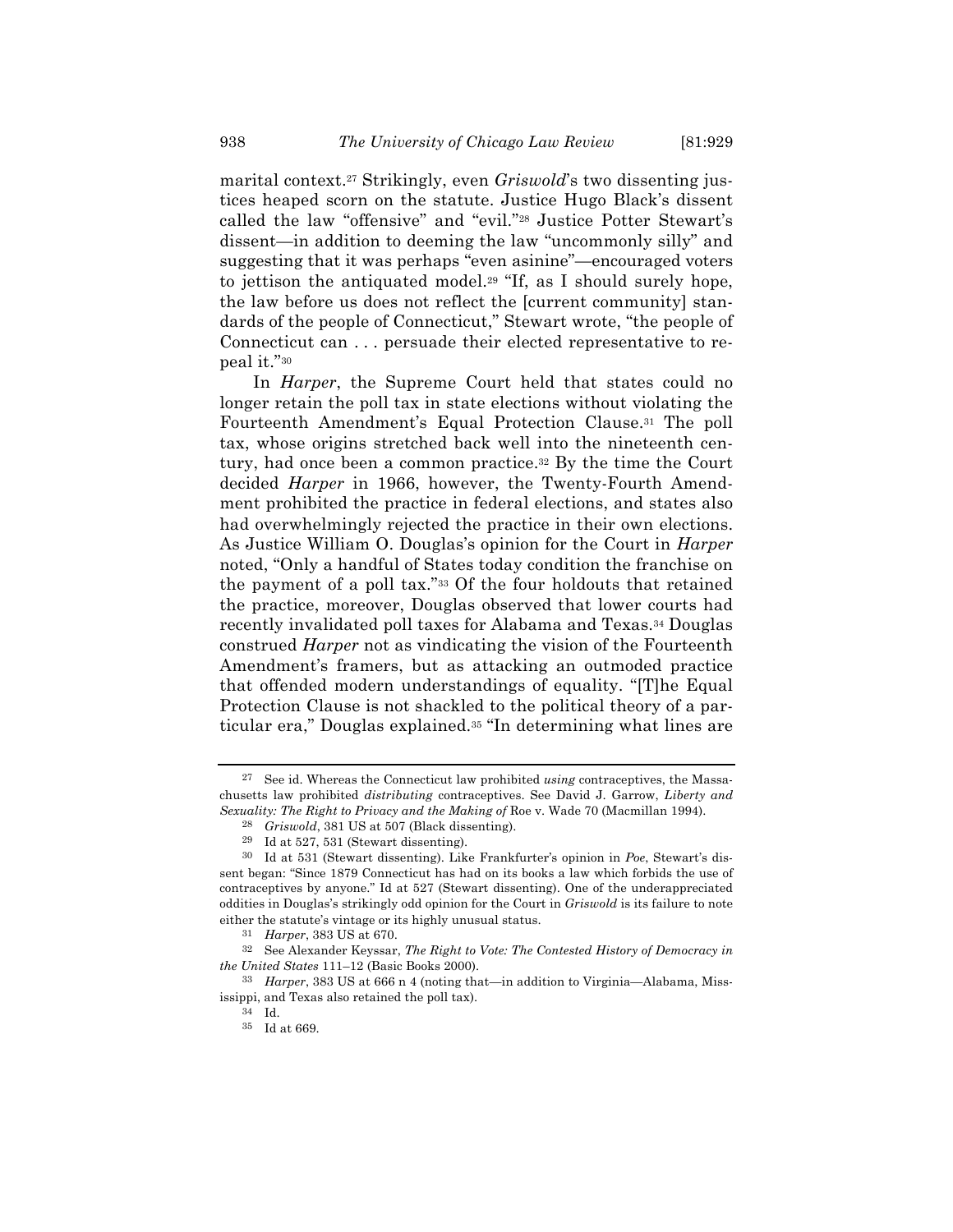marital context.[27] Strikingly, even *Griswold*'s two dissenting justices heaped scorn on the statute. Justice Hugo Black's dissent called the law "offensive" and "evil."[28] Justice Potter Stewart's dissent—in addition to deeming the law "uncommonly silly" and suggesting that it was perhaps "even asinine"—encouraged voters to jettison the antiquated model.[29] "If, as I should surely hope, the law before us does not reflect the [current community] standards of the people of Connecticut," Stewart wrote, "the people of Connecticut can . . . persuade their elected representative to repeal it."[30]

In *Harper*, the Supreme Court held that states could no longer retain the poll tax in state elections without violating the Fourteenth Amendment's Equal Protection Clause.[31] The poll tax, whose origins stretched back well into the nineteenth century, had once been a common practice.[32] By the time the Court decided *Harper* in 1966, however, the Twenty-Fourth Amendment prohibited the practice in federal elections, and states also had overwhelmingly rejected the practice in their own elections. As Justice William O. Douglas's opinion for the Court in *Harper* noted, "Only a handful of States today condition the franchise on the payment of a poll tax."[33] Of the four holdouts that retained the practice, moreover, Douglas observed that lower courts had recently invalidated poll taxes for Alabama and Texas.[34] Douglas construed *Harper* not as vindicating the vision of the Fourteenth Amendment's framers, but as attacking an outmoded practice that offended modern understandings of equality. "[T]he Equal Protection Clause is not shackled to the political theory of a particular era," Douglas explained.[35] "In determining what lines are

---

[27] See id. Whereas the Connecticut law prohibited *using* contraceptives, the Massachusetts law prohibited *distributing* contraceptives. See David J. Garrow, *Liberty and Sexuality: The Right to Privacy and the Making of* Roe v. Wade 70 (Macmillan 1994).

[28] *Griswold*, 381 US at 507 (Black dissenting).

[29] Id at 527, 531 (Stewart dissenting).

[30] Id at 531 (Stewart dissenting). Like Frankfurter's opinion in *Poe*, Stewart's dissent began: "Since 1879 Connecticut has had on its books a law which forbids the use of contraceptives by anyone." Id at 527 (Stewart dissenting). One of the underappreciated oddities in Douglas's strikingly odd opinion for the Court in *Griswold* is its failure to note either the statute's vintage or its highly unusual status.

[31] *Harper*, 383 US at 670.

[32] See Alexander Keyssar, *The Right to Vote: The Contested History of Democracy in the United States* 111–12 (Basic Books 2000).

[33] *Harper*, 383 US at 666 n 4 (noting that—in addition to Virginia—Alabama, Mississippi, and Texas also retained the poll tax).

[34] Id.

[35] Id at 669.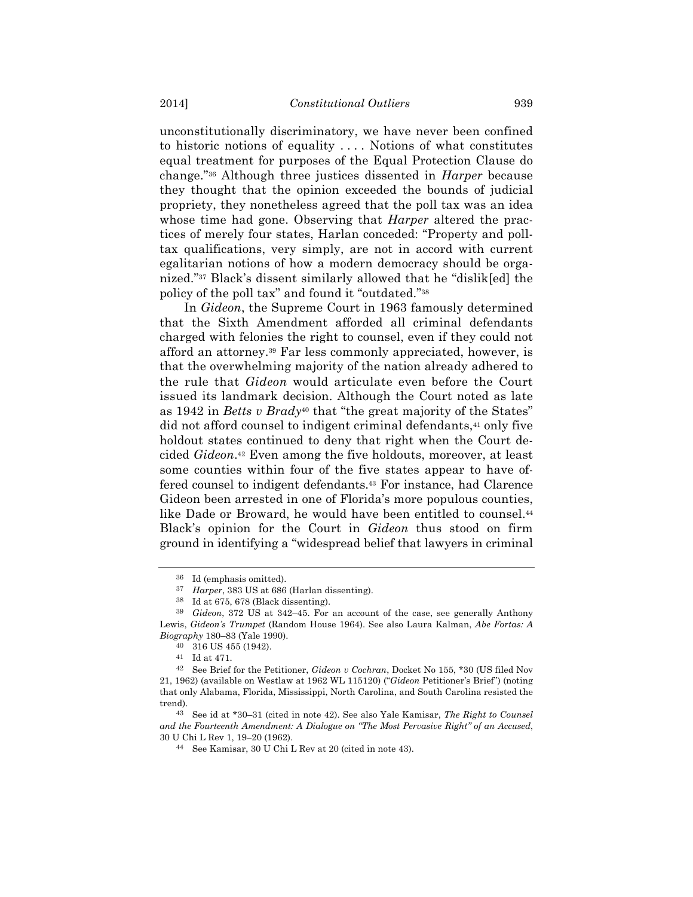unconstitutionally discriminatory, we have never been confined to historic notions of equality . . . . Notions of what constitutes equal treatment for purposes of the Equal Protection Clause do change."[36] Although three justices dissented in *Harper* because they thought that the opinion exceeded the bounds of judicial propriety, they nonetheless agreed that the poll tax was an idea whose time had gone. Observing that *Harper* altered the practices of merely four states, Harlan conceded: "Property and poll-tax qualifications, very simply, are not in accord with current egalitarian notions of how a modern democracy should be organized."[37] Black's dissent similarly allowed that he "dislik[ed] the policy of the poll tax" and found it "outdated."[38]

In *Gideon*, the Supreme Court in 1963 famously determined that the Sixth Amendment afforded all criminal defendants charged with felonies the right to counsel, even if they could not afford an attorney.[39] Far less commonly appreciated, however, is that the overwhelming majority of the nation already adhered to the rule that *Gideon* would articulate even before the Court issued its landmark decision. Although the Court noted as late as 1942 in *Betts v Brady*[40] that "the great majority of the States" did not afford counsel to indigent criminal defendants,[41] only five holdout states continued to deny that right when the Court decided *Gideon*.[42] Even among the five holdouts, moreover, at least some counties within four of the five states appear to have offered counsel to indigent defendants.[43] For instance, had Clarence Gideon been arrested in one of Florida's more populous counties, like Dade or Broward, he would have been entitled to counsel.[44] Black's opinion for the Court in *Gideon* thus stood on firm ground in identifying a "widespread belief that lawyers in criminal

---

[36] Id (emphasis omitted).

[37] *Harper*, 383 US at 686 (Harlan dissenting).

[38] Id at 675, 678 (Black dissenting).

[39] *Gideon*, 372 US at 342–45. For an account of the case, see generally Anthony Lewis, *Gideon's Trumpet* (Random House 1964). See also Laura Kalman, *Abe Fortas: A Biography* 180–83 (Yale 1990).

[40] 316 US 455 (1942).

[41] Id at 471.

[42] See Brief for the Petitioner, *Gideon v Cochran*, Docket No 155, *30 (US filed Nov 21, 1962) (available on Westlaw at 1962 WL 115120) ("*Gideon* Petitioner's Brief") (noting that only Alabama, Florida, Mississippi, North Carolina, and South Carolina resisted the trend).

[43] See id at *30–31 (cited in note 42). See also Yale Kamisar, *The Right to Counsel and the Fourteenth Amendment: A Dialogue on "The Most Pervasive Right" of an Accused*, 30 U Chi L Rev 1, 19–20 (1962).

[44] See Kamisar, 30 U Chi L Rev at 20 (cited in note 43).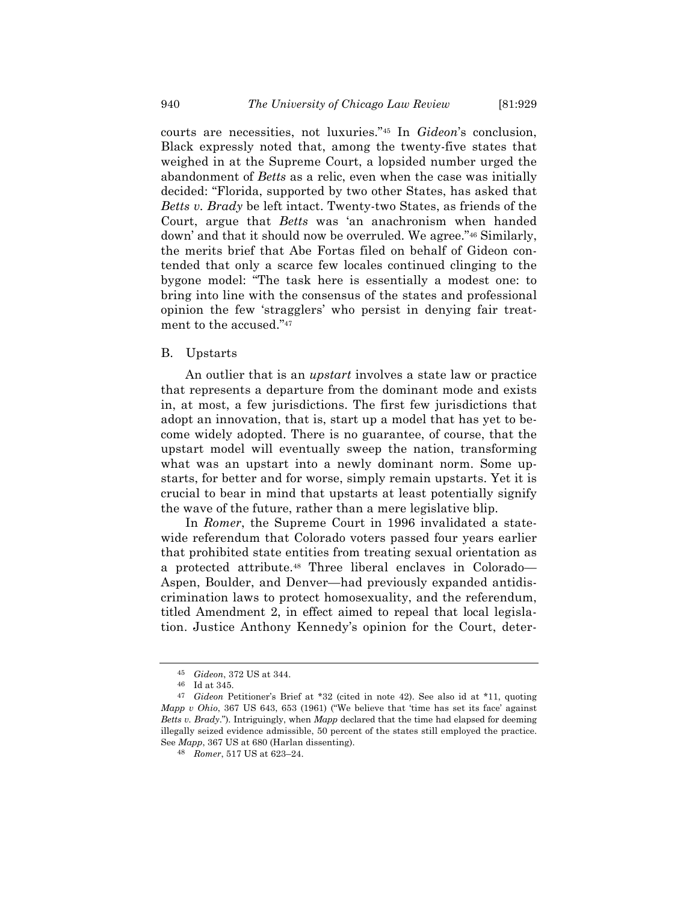courts are necessities, not luxuries."[45] In *Gideon*'s conclusion, Black expressly noted that, among the twenty-five states that weighed in at the Supreme Court, a lopsided number urged the abandonment of *Betts* as a relic, even when the case was initially decided: "Florida, supported by two other States, has asked that *Betts v. Brady* be left intact. Twenty-two States, as friends of the Court, argue that *Betts* was 'an anachronism when handed down' and that it should now be overruled. We agree."[46] Similarly, the merits brief that Abe Fortas filed on behalf of Gideon contended that only a scarce few locales continued clinging to the bygone model: "The task here is essentially a modest one: to bring into line with the consensus of the states and professional opinion the few 'stragglers' who persist in denying fair treatment to the accused."[47]

## B. Upstarts

An outlier that is an *upstart* involves a state law or practice that represents a departure from the dominant mode and exists in, at most, a few jurisdictions. The first few jurisdictions that adopt an innovation, that is, start up a model that has yet to become widely adopted. There is no guarantee, of course, that the upstart model will eventually sweep the nation, transforming what was an upstart into a newly dominant norm. Some upstarts, for better and for worse, simply remain upstarts. Yet it is crucial to bear in mind that upstarts at least potentially signify the wave of the future, rather than a mere legislative blip.

In *Romer*, the Supreme Court in 1996 invalidated a statewide referendum that Colorado voters passed four years earlier that prohibited state entities from treating sexual orientation as a protected attribute.[48] Three liberal enclaves in Colorado—Aspen, Boulder, and Denver—had previously expanded antidiscrimination laws to protect homosexuality, and the referendum, titled Amendment 2, in effect aimed to repeal that local legislation. Justice Anthony Kennedy's opinion for the Court, deter-

---

[45] *Gideon*, 372 US at 344.

[46] Id at 345.

[47] *Gideon* Petitioner's Brief at *32 (cited in note 42). See also id at *11, quoting *Mapp v Ohio*, 367 US 643, 653 (1961) ("We believe that 'time has set its face' against *Betts v. Brady*."). Intriguingly, when *Mapp* declared that the time had elapsed for deeming illegally seized evidence admissible, 50 percent of the states still employed the practice. See *Mapp*, 367 US at 680 (Harlan dissenting).

[48] *Romer*, 517 US at 623–24.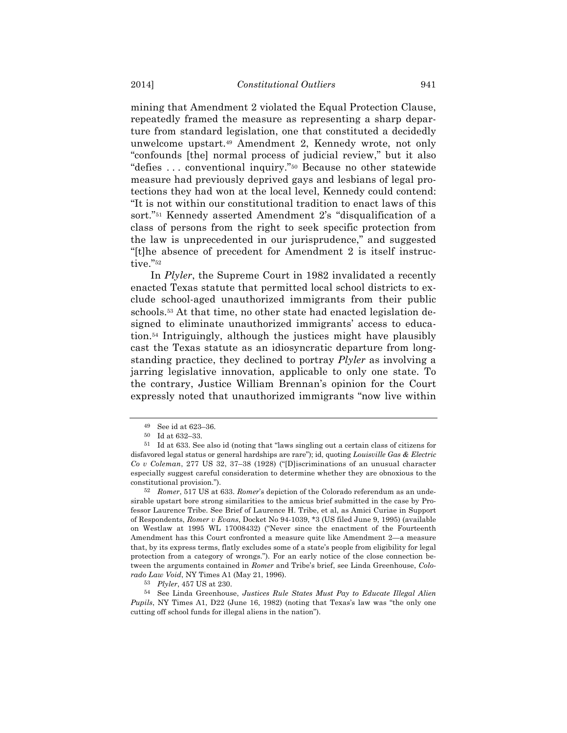mining that Amendment 2 violated the Equal Protection Clause, repeatedly framed the measure as representing a sharp departure from standard legislation, one that constituted a decidedly unwelcome upstart.[49] Amendment 2, Kennedy wrote, not only "confounds [the] normal process of judicial review," but it also "defies . . . conventional inquiry."[50] Because no other statewide measure had previously deprived gays and lesbians of legal protections they had won at the local level, Kennedy could contend: "It is not within our constitutional tradition to enact laws of this sort."[51] Kennedy asserted Amendment 2's "disqualification of a class of persons from the right to seek specific protection from the law is unprecedented in our jurisprudence," and suggested "[t]he absence of precedent for Amendment 2 is itself instructive."[52]

In *Plyler*, the Supreme Court in 1982 invalidated a recently enacted Texas statute that permitted local school districts to exclude school-aged unauthorized immigrants from their public schools.[53] At that time, no other state had enacted legislation designed to eliminate unauthorized immigrants' access to education.[54] Intriguingly, although the justices might have plausibly cast the Texas statute as an idiosyncratic departure from longstanding practice, they declined to portray *Plyler* as involving a jarring legislative innovation, applicable to only one state. To the contrary, Justice William Brennan's opinion for the Court expressly noted that unauthorized immigrants "now live within

---

[49] See id at 623–36.

[50] Id at 632–33.

[51] Id at 633. See also id (noting that "laws singling out a certain class of citizens for disfavored legal status or general hardships are rare"); id, quoting *Louisville Gas & Electric Co v Coleman*, 277 US 32, 37–38 (1928) ("[D]iscriminations of an unusual character especially suggest careful consideration to determine whether they are obnoxious to the constitutional provision.").

[52] *Romer*, 517 US at 633. *Romer*'s depiction of the Colorado referendum as an undesirable upstart bore strong similarities to the amicus brief submitted in the case by Professor Laurence Tribe. See Brief of Laurence H. Tribe, et al, as Amici Curiae in Support of Respondents, *Romer v Evans*, Docket No 94-1039, *3 (US filed June 9, 1995) (available on Westlaw at 1995 WL 17008432) ("Never since the enactment of the Fourteenth Amendment has this Court confronted a measure quite like Amendment 2—a measure that, by its express terms, flatly excludes some of a state's people from eligibility for legal protection from a category of wrongs."). For an early notice of the close connection between the arguments contained in *Romer* and Tribe's brief, see Linda Greenhouse, *Colorado Law Void*, NY Times A1 (May 21, 1996).

[53] *Plyler*, 457 US at 230.

[54] See Linda Greenhouse, *Justices Rule States Must Pay to Educate Illegal Alien Pupils*, NY Times A1, D22 (June 16, 1982) (noting that Texas's law was "the only one cutting off school funds for illegal aliens in the nation").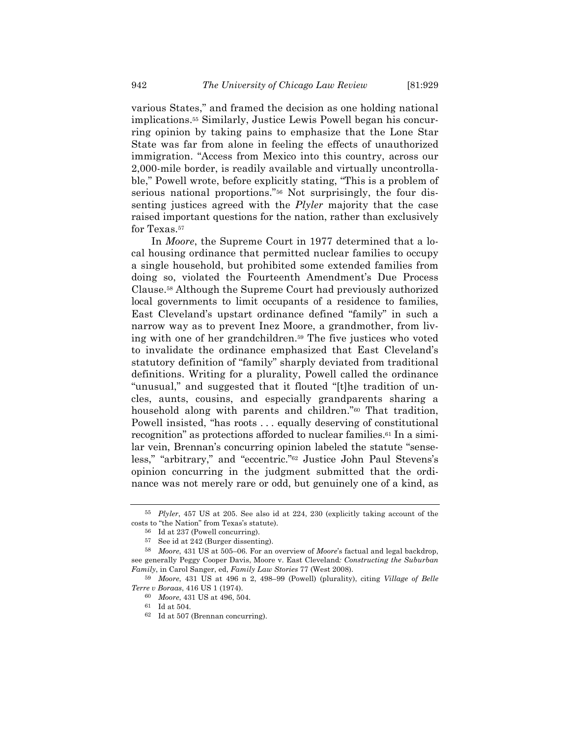various States," and framed the decision as one holding national implications.[55] Similarly, Justice Lewis Powell began his concurring opinion by taking pains to emphasize that the Lone Star State was far from alone in feeling the effects of unauthorized immigration. "Access from Mexico into this country, across our 2,000-mile border, is readily available and virtually uncontrollable," Powell wrote, before explicitly stating, "This is a problem of serious national proportions."[56] Not surprisingly, the four dissenting justices agreed with the *Plyler* majority that the case raised important questions for the nation, rather than exclusively for Texas.[57]

In *Moore*, the Supreme Court in 1977 determined that a local housing ordinance that permitted nuclear families to occupy a single household, but prohibited some extended families from doing so, violated the Fourteenth Amendment's Due Process Clause.[58] Although the Supreme Court had previously authorized local governments to limit occupants of a residence to families, East Cleveland's upstart ordinance defined "family" in such a narrow way as to prevent Inez Moore, a grandmother, from living with one of her grandchildren.[59] The five justices who voted to invalidate the ordinance emphasized that East Cleveland's statutory definition of "family" sharply deviated from traditional definitions. Writing for a plurality, Powell called the ordinance "unusual," and suggested that it flouted "[t]he tradition of uncles, aunts, cousins, and especially grandparents sharing a household along with parents and children."[60] That tradition, Powell insisted, "has roots . . . equally deserving of constitutional recognition" as protections afforded to nuclear families.[61] In a similar vein, Brennan's concurring opinion labeled the statute "senseless," "arbitrary," and "eccentric."[62] Justice John Paul Stevens's opinion concurring in the judgment submitted that the ordinance was not merely rare or odd, but genuinely one of a kind, as

---

[55] *Plyler*, 457 US at 205. See also id at 224, 230 (explicitly taking account of the costs to "the Nation" from Texas's statute).

[56] Id at 237 (Powell concurring).

[57] See id at 242 (Burger dissenting).

[58] *Moore*, 431 US at 505–06. For an overview of *Moore*'s factual and legal backdrop, see generally Peggy Cooper Davis, Moore v. East Cleveland*: Constructing the Suburban Family*, in Carol Sanger, ed, *Family Law Stories* 77 (West 2008).

[59] *Moore*, 431 US at 496 n 2, 498–99 (Powell) (plurality), citing *Village of Belle Terre v Boraas*, 416 US 1 (1974).

[60] *Moore*, 431 US at 496, 504.

[61] Id at 504.

[62] Id at 507 (Brennan concurring).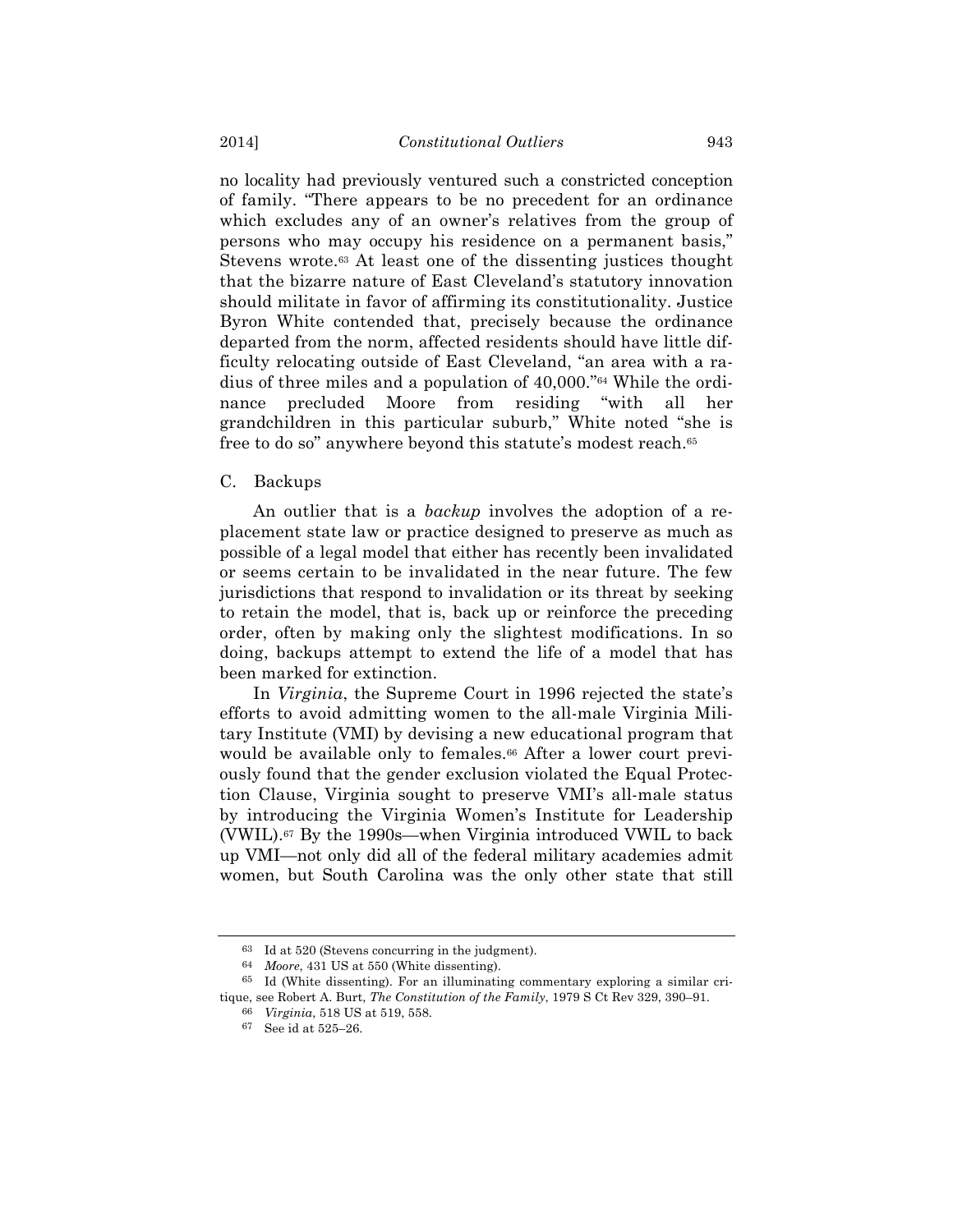no locality had previously ventured such a constricted conception of family. "There appears to be no precedent for an ordinance which excludes any of an owner's relatives from the group of persons who may occupy his residence on a permanent basis," Stevens wrote.[63] At least one of the dissenting justices thought that the bizarre nature of East Cleveland's statutory innovation should militate in favor of affirming its constitutionality. Justice Byron White contended that, precisely because the ordinance departed from the norm, affected residents should have little difficulty relocating outside of East Cleveland, "an area with a radius of three miles and a population of 40,000."[64] While the ordinance precluded Moore from residing "with all her grandchildren in this particular suburb," White noted "she is free to do so" anywhere beyond this statute's modest reach.[65]

### C. Backups

An outlier that is a *backup* involves the adoption of a replacement state law or practice designed to preserve as much as possible of a legal model that either has recently been invalidated or seems certain to be invalidated in the near future. The few jurisdictions that respond to invalidation or its threat by seeking to retain the model, that is, back up or reinforce the preceding order, often by making only the slightest modifications. In so doing, backups attempt to extend the life of a model that has been marked for extinction.

In *Virginia*, the Supreme Court in 1996 rejected the state's efforts to avoid admitting women to the all-male Virginia Military Institute (VMI) by devising a new educational program that would be available only to females.[66] After a lower court previously found that the gender exclusion violated the Equal Protection Clause, Virginia sought to preserve VMI's all-male status by introducing the Virginia Women's Institute for Leadership (VWIL).[67] By the 1990s—when Virginia introduced VWIL to back up VMI—not only did all of the federal military academies admit women, but South Carolina was the only other state that still

---

[63] Id at 520 (Stevens concurring in the judgment).

[64] *Moore*, 431 US at 550 (White dissenting).

[65] Id (White dissenting). For an illuminating commentary exploring a similar critique, see Robert A. Burt, *The Constitution of the Family*, 1979 S Ct Rev 329, 390–91.

[66] *Virginia*, 518 US at 519, 558.

[67] See id at 525–26.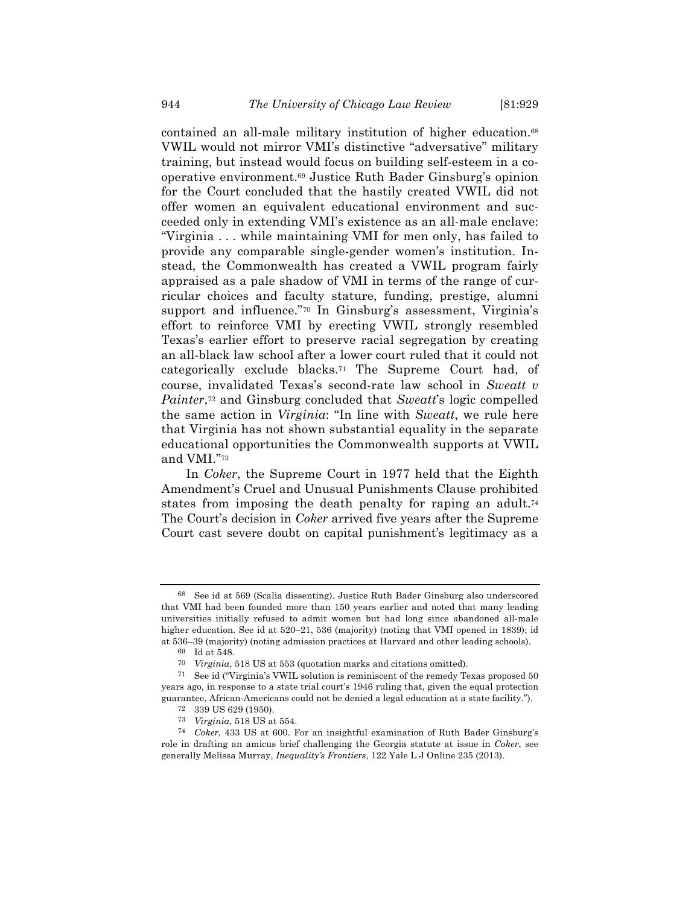contained an all-male military institution of higher education.[68] VWIL would not mirror VMI's distinctive "adversative" military training, but instead would focus on building self-esteem in a cooperative environment.[69] Justice Ruth Bader Ginsburg's opinion for the Court concluded that the hastily created VWIL did not offer women an equivalent educational environment and succeeded only in extending VMI's existence as an all-male enclave: "Virginia . . . while maintaining VMI for men only, has failed to provide any comparable single-gender women's institution. Instead, the Commonwealth has created a VWIL program fairly appraised as a pale shadow of VMI in terms of the range of curricular choices and faculty stature, funding, prestige, alumni support and influence."[70] In Ginsburg's assessment, Virginia's effort to reinforce VMI by erecting VWIL strongly resembled Texas's earlier effort to preserve racial segregation by creating an all-black law school after a lower court ruled that it could not categorically exclude blacks.[71] The Supreme Court had, of course, invalidated Texas's second-rate law school in *Sweatt v Painter*,[72] and Ginsburg concluded that *Sweatt*'s logic compelled the same action in *Virginia*: "In line with *Sweatt*, we rule here that Virginia has not shown substantial equality in the separate educational opportunities the Commonwealth supports at VWIL and VMI."[73]

In *Coker*, the Supreme Court in 1977 held that the Eighth Amendment's Cruel and Unusual Punishments Clause prohibited states from imposing the death penalty for raping an adult.[74] The Court's decision in *Coker* arrived five years after the Supreme Court cast severe doubt on capital punishment's legitimacy as a

---

[68] See id at 569 (Scalia dissenting). Justice Ruth Bader Ginsburg also underscored that VMI had been founded more than 150 years earlier and noted that many leading universities initially refused to admit women but had long since abandoned all-male higher education. See id at 520–21, 536 (majority) (noting that VMI opened in 1839); id at 536–39 (majority) (noting admission practices at Harvard and other leading schools).

[69] Id at 548.

[70] *Virginia*, 518 US at 553 (quotation marks and citations omitted).

[71] See id ("Virginia's VWIL solution is reminiscent of the remedy Texas proposed 50 years ago, in response to a state trial court's 1946 ruling that, given the equal protection guarantee, African-Americans could not be denied a legal education at a state facility.").

[72] 339 US 629 (1950).

[73] *Virginia*, 518 US at 554.

[74] *Coker*, 433 US at 600. For an insightful examination of Ruth Bader Ginsburg's role in drafting an amicus brief challenging the Georgia statute at issue in *Coker*, see generally Melissa Murray, *Inequality's Frontiers*, 122 Yale L J Online 235 (2013).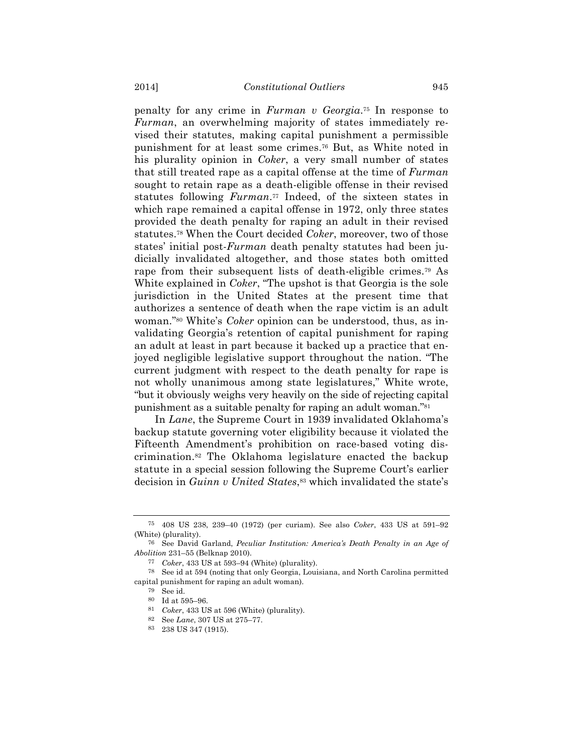penalty for any crime in *Furman v Georgia*.[75] In response to *Furman*, an overwhelming majority of states immediately revised their statutes, making capital punishment a permissible punishment for at least some crimes.[76] But, as White noted in his plurality opinion in *Coker*, a very small number of states that still treated rape as a capital offense at the time of *Furman* sought to retain rape as a death-eligible offense in their revised statutes following *Furman*.[77] Indeed, of the sixteen states in which rape remained a capital offense in 1972, only three states provided the death penalty for raping an adult in their revised statutes.[78] When the Court decided *Coker*, moreover, two of those states' initial post-*Furman* death penalty statutes had been judicially invalidated altogether, and those states both omitted rape from their subsequent lists of death-eligible crimes.[79] As White explained in *Coker*, "The upshot is that Georgia is the sole jurisdiction in the United States at the present time that authorizes a sentence of death when the rape victim is an adult woman."[80] White's *Coker* opinion can be understood, thus, as invalidating Georgia's retention of capital punishment for raping an adult at least in part because it backed up a practice that enjoyed negligible legislative support throughout the nation. "The current judgment with respect to the death penalty for rape is not wholly unanimous among state legislatures," White wrote, "but it obviously weighs very heavily on the side of rejecting capital punishment as a suitable penalty for raping an adult woman."[81]

In *Lane*, the Supreme Court in 1939 invalidated Oklahoma's backup statute governing voter eligibility because it violated the Fifteenth Amendment's prohibition on race-based voting discrimination.[82] The Oklahoma legislature enacted the backup statute in a special session following the Supreme Court's earlier decision in *Guinn v United States*,[83] which invalidated the state's

---

[75] 408 US 238, 239–40 (1972) (per curiam). See also *Coker*, 433 US at 591–92 (White) (plurality).

[76] See David Garland, *Peculiar Institution: America's Death Penalty in an Age of Abolition* 231–55 (Belknap 2010).

[77] *Coker*, 433 US at 593–94 (White) (plurality).

[78] See id at 594 (noting that only Georgia, Louisiana, and North Carolina permitted capital punishment for raping an adult woman).

[79] See id.

[80] Id at 595–96.

[81] *Coker*, 433 US at 596 (White) (plurality).

[82] See *Lane*, 307 US at 275–77.

[83] 238 US 347 (1915).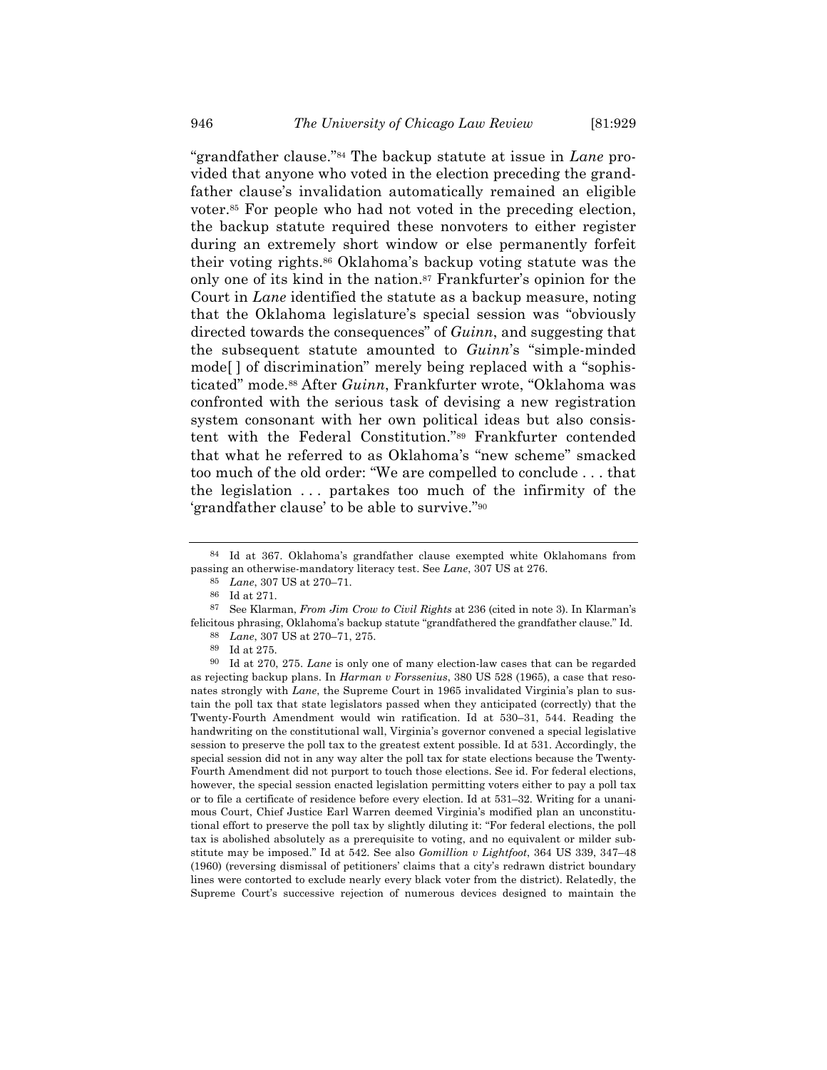"grandfather clause."[84] The backup statute at issue in *Lane* provided that anyone who voted in the election preceding the grandfather clause's invalidation automatically remained an eligible voter.[85] For people who had not voted in the preceding election, the backup statute required these nonvoters to either register during an extremely short window or else permanently forfeit their voting rights.[86] Oklahoma's backup voting statute was the only one of its kind in the nation.[87] Frankfurter's opinion for the Court in *Lane* identified the statute as a backup measure, noting that the Oklahoma legislature's special session was "obviously directed towards the consequences" of *Guinn*, and suggesting that the subsequent statute amounted to *Guinn*'s "simple-minded mode[ ] of discrimination" merely being replaced with a "sophisticated" mode.[88] After *Guinn*, Frankfurter wrote, "Oklahoma was confronted with the serious task of devising a new registration system consonant with her own political ideas but also consistent with the Federal Constitution."[89] Frankfurter contended that what he referred to as Oklahoma's "new scheme" smacked too much of the old order: "We are compelled to conclude . . . that the legislation . . . partakes too much of the infirmity of the 'grandfather clause' to be able to survive."[90]

---

[84] Id at 367. Oklahoma's grandfather clause exempted white Oklahomans from passing an otherwise-mandatory literacy test. See *Lane*, 307 US at 276.

[85] *Lane*, 307 US at 270–71.

[86] Id at 271.

[87] See Klarman, *From Jim Crow to Civil Rights* at 236 (cited in note 3). In Klarman's felicitous phrasing, Oklahoma's backup statute "grandfathered the grandfather clause." Id.

[88] *Lane*, 307 US at 270–71, 275.

[89] Id at 275.

[90] Id at 270, 275. *Lane* is only one of many election-law cases that can be regarded as rejecting backup plans. In *Harman v Forssenius*, 380 US 528 (1965), a case that resonates strongly with *Lane*, the Supreme Court in 1965 invalidated Virginia's plan to sustain the poll tax that state legislators passed when they anticipated (correctly) that the Twenty-Fourth Amendment would win ratification. Id at 530–31, 544. Reading the handwriting on the constitutional wall, Virginia's governor convened a special legislative session to preserve the poll tax to the greatest extent possible. Id at 531. Accordingly, the special session did not in any way alter the poll tax for state elections because the Twenty-Fourth Amendment did not purport to touch those elections. See id. For federal elections, however, the special session enacted legislation permitting voters either to pay a poll tax or to file a certificate of residence before every election. Id at 531–32. Writing for a unanimous Court, Chief Justice Earl Warren deemed Virginia's modified plan an unconstitutional effort to preserve the poll tax by slightly diluting it: "For federal elections, the poll tax is abolished absolutely as a prerequisite to voting, and no equivalent or milder substitute may be imposed." Id at 542. See also *Gomillion v Lightfoot*, 364 US 339, 347–48 (1960) (reversing dismissal of petitioners' claims that a city's redrawn district boundary lines were contorted to exclude nearly every black voter from the district). Relatedly, the Supreme Court's successive rejection of numerous devices designed to maintain the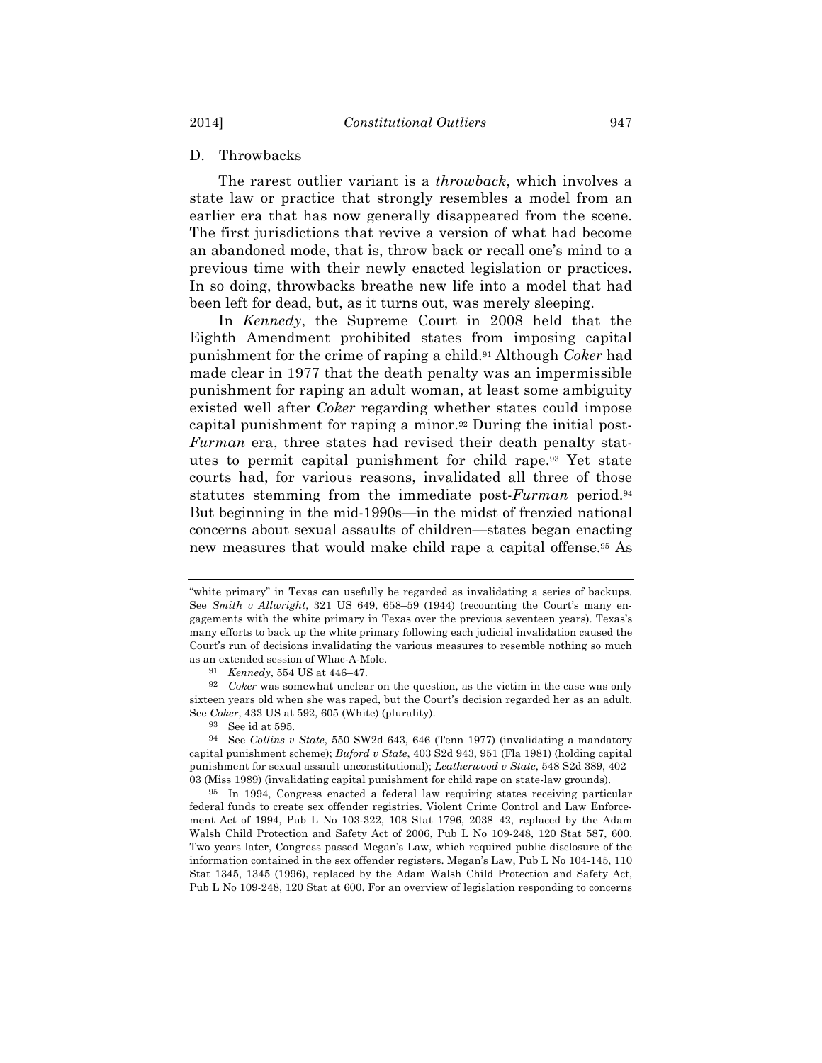### D. Throwbacks

The rarest outlier variant is a *throwback*, which involves a state law or practice that strongly resembles a model from an earlier era that has now generally disappeared from the scene. The first jurisdictions that revive a version of what had become an abandoned mode, that is, throw back or recall one's mind to a previous time with their newly enacted legislation or practices. In so doing, throwbacks breathe new life into a model that had been left for dead, but, as it turns out, was merely sleeping.

In *Kennedy*, the Supreme Court in 2008 held that the Eighth Amendment prohibited states from imposing capital punishment for the crime of raping a child.[91] Although *Coker* had made clear in 1977 that the death penalty was an impermissible punishment for raping an adult woman, at least some ambiguity existed well after *Coker* regarding whether states could impose capital punishment for raping a minor.[92] During the initial post-*Furman* era, three states had revised their death penalty statutes to permit capital punishment for child rape.[93] Yet state courts had, for various reasons, invalidated all three of those statutes stemming from the immediate post-*Furman* period.[94] But beginning in the mid-1990s—in the midst of frenzied national concerns about sexual assaults of children—states began enacting new measures that would make child rape a capital offense.[95] As

---

"white primary" in Texas can usefully be regarded as invalidating a series of backups. See *Smith v Allwright*, 321 US 649, 658–59 (1944) (recounting the Court's many engagements with the white primary in Texas over the previous seventeen years). Texas's many efforts to back up the white primary following each judicial invalidation caused the Court's run of decisions invalidating the various measures to resemble nothing so much as an extended session of Whac-A-Mole.

[91] *Kennedy*, 554 US at 446–47.

[92] *Coker* was somewhat unclear on the question, as the victim in the case was only sixteen years old when she was raped, but the Court's decision regarded her as an adult. See *Coker*, 433 US at 592, 605 (White) (plurality).

[93] See id at 595.

[94] See *Collins v State*, 550 SW2d 643, 646 (Tenn 1977) (invalidating a mandatory capital punishment scheme); *Buford v State*, 403 S2d 943, 951 (Fla 1981) (holding capital punishment for sexual assault unconstitutional); *Leatherwood v State*, 548 S2d 389, 402–03 (Miss 1989) (invalidating capital punishment for child rape on state-law grounds).

[95] In 1994, Congress enacted a federal law requiring states receiving particular federal funds to create sex offender registries. Violent Crime Control and Law Enforcement Act of 1994, Pub L No 103-322, 108 Stat 1796, 2038–42, replaced by the Adam Walsh Child Protection and Safety Act of 2006, Pub L No 109-248, 120 Stat 587, 600. Two years later, Congress passed Megan's Law, which required public disclosure of the information contained in the sex offender registers. Megan's Law, Pub L No 104-145, 110 Stat 1345, 1345 (1996), replaced by the Adam Walsh Child Protection and Safety Act, Pub L No 109-248, 120 Stat at 600. For an overview of legislation responding to concerns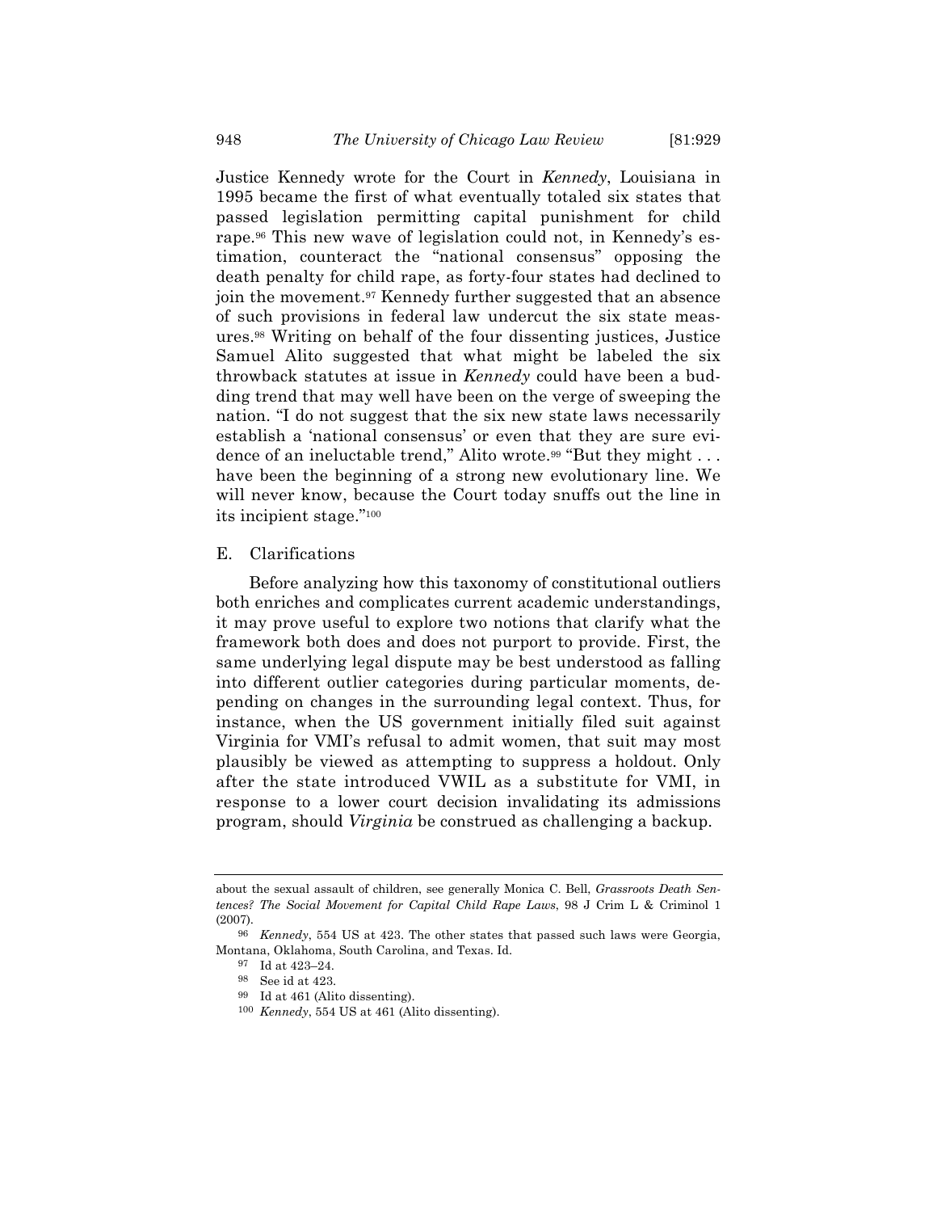Justice Kennedy wrote for the Court in *Kennedy*, Louisiana in 1995 became the first of what eventually totaled six states that passed legislation permitting capital punishment for child rape.[96] This new wave of legislation could not, in Kennedy's estimation, counteract the "national consensus" opposing the death penalty for child rape, as forty-four states had declined to join the movement.[97] Kennedy further suggested that an absence of such provisions in federal law undercut the six state measures.[98] Writing on behalf of the four dissenting justices, Justice Samuel Alito suggested that what might be labeled the six throwback statutes at issue in *Kennedy* could have been a budding trend that may well have been on the verge of sweeping the nation. "I do not suggest that the six new state laws necessarily establish a 'national consensus' or even that they are sure evidence of an ineluctable trend," Alito wrote.[99] "But they might . . . have been the beginning of a strong new evolutionary line. We will never know, because the Court today snuffs out the line in its incipient stage."[100]

### E. Clarifications

Before analyzing how this taxonomy of constitutional outliers both enriches and complicates current academic understandings, it may prove useful to explore two notions that clarify what the framework both does and does not purport to provide. First, the same underlying legal dispute may be best understood as falling into different outlier categories during particular moments, depending on changes in the surrounding legal context. Thus, for instance, when the US government initially filed suit against Virginia for VMI's refusal to admit women, that suit may most plausibly be viewed as attempting to suppress a holdout. Only after the state introduced VWIL as a substitute for VMI, in response to a lower court decision invalidating its admissions program, should *Virginia* be construed as challenging a backup.

---

about the sexual assault of children, see generally Monica C. Bell, *Grassroots Death Sentences? The Social Movement for Capital Child Rape Laws*, 98 J Crim L & Criminol 1 (2007).

[96] *Kennedy*, 554 US at 423. The other states that passed such laws were Georgia, Montana, Oklahoma, South Carolina, and Texas. Id.

[97] Id at 423–24.

[98] See id at 423.

[99] Id at 461 (Alito dissenting).

[100] *Kennedy*, 554 US at 461 (Alito dissenting).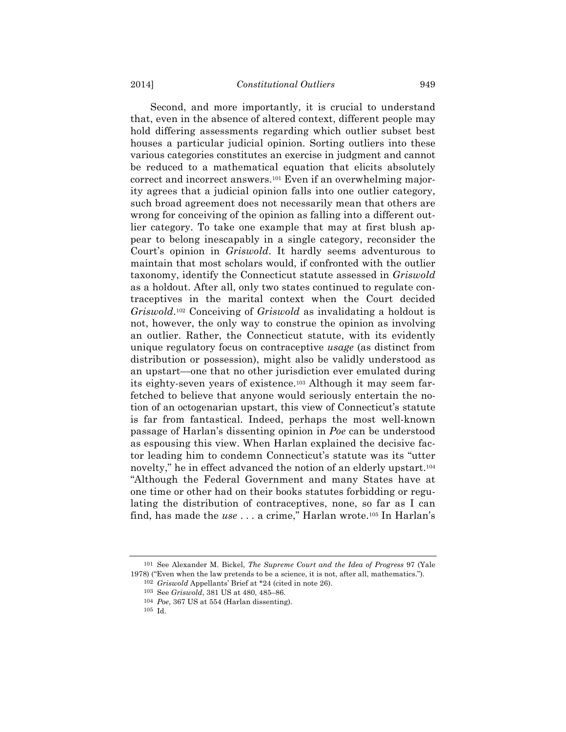Second, and more importantly, it is crucial to understand that, even in the absence of altered context, different people may hold differing assessments regarding which outlier subset best houses a particular judicial opinion. Sorting outliers into these various categories constitutes an exercise in judgment and cannot be reduced to a mathematical equation that elicits absolutely correct and incorrect answers.[101] Even if an overwhelming majority agrees that a judicial opinion falls into one outlier category, such broad agreement does not necessarily mean that others are wrong for conceiving of the opinion as falling into a different outlier category. To take one example that may at first blush appear to belong inescapably in a single category, reconsider the Court's opinion in *Griswold*. It hardly seems adventurous to maintain that most scholars would, if confronted with the outlier taxonomy, identify the Connecticut statute assessed in *Griswold* as a holdout. After all, only two states continued to regulate contraceptives in the marital context when the Court decided *Griswold*.[102] Conceiving of *Griswold* as invalidating a holdout is not, however, the only way to construe the opinion as involving an outlier. Rather, the Connecticut statute, with its evidently unique regulatory focus on contraceptive *usage* (as distinct from distribution or possession), might also be validly understood as an upstart—one that no other jurisdiction ever emulated during its eighty-seven years of existence.[103] Although it may seem far-fetched to believe that anyone would seriously entertain the notion of an octogenarian upstart, this view of Connecticut's statute is far from fantastical. Indeed, perhaps the most well-known passage of Harlan's dissenting opinion in *Poe* can be understood as espousing this view. When Harlan explained the decisive factor leading him to condemn Connecticut's statute was its "utter novelty," he in effect advanced the notion of an elderly upstart.[104] "Although the Federal Government and many States have at one time or other had on their books statutes forbidding or regulating the distribution of contraceptives, none, so far as I can find, has made the *use* . . . a crime," Harlan wrote.[105] In Harlan's

---

[101] See Alexander M. Bickel, *The Supreme Court and the Idea of Progress* 97 (Yale 1978) ("Even when the law pretends to be a science, it is not, after all, mathematics.").

[102] *Griswold* Appellants' Brief at *24 (cited in note 26).

[103] See *Griswold*, 381 US at 480, 485–86.

[104] *Poe*, 367 US at 554 (Harlan dissenting).

[105] Id.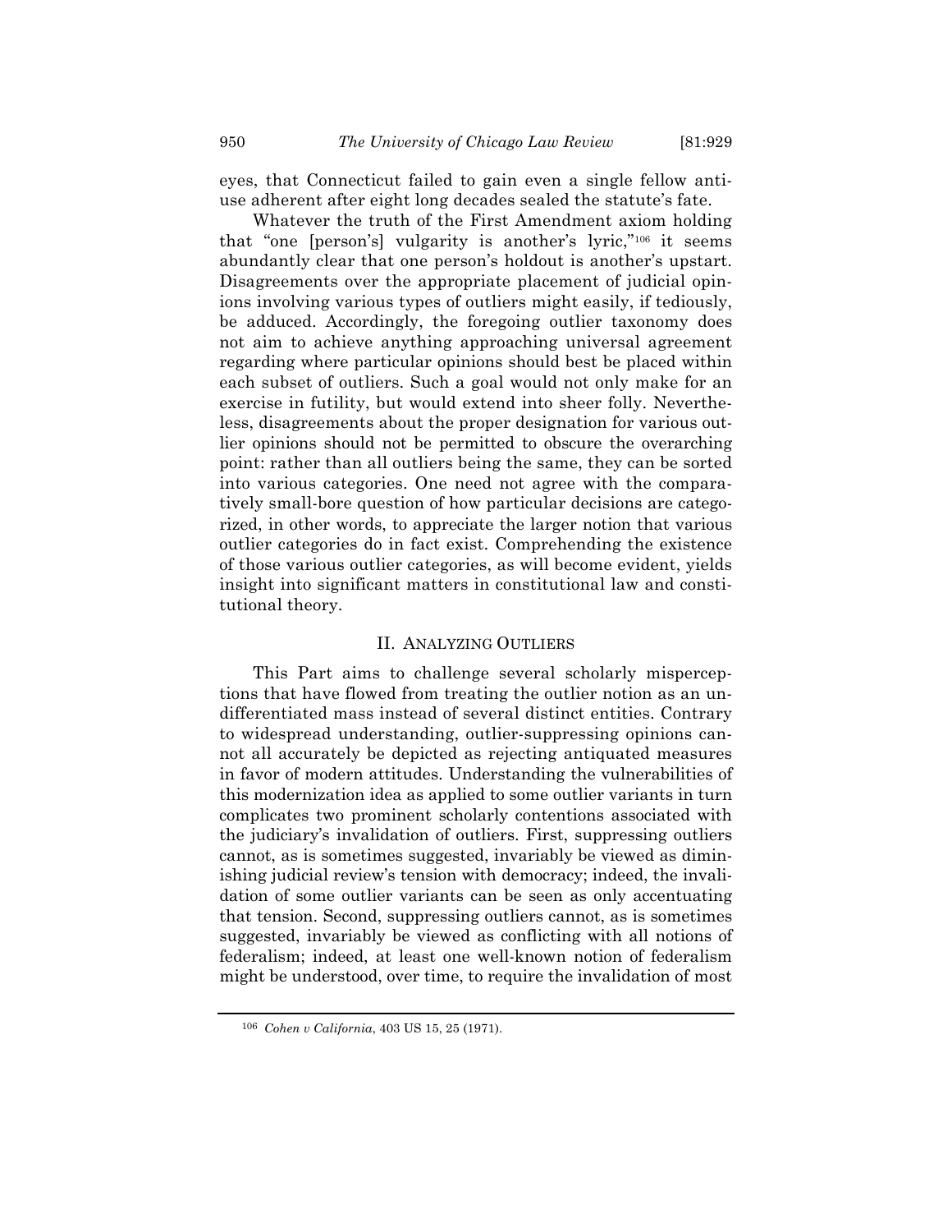eyes, that Connecticut failed to gain even a single fellow anti-use adherent after eight long decades sealed the statute's fate.

Whatever the truth of the First Amendment axiom holding that "one [person's] vulgarity is another's lyric,"[106] it seems abundantly clear that one person's holdout is another's upstart. Disagreements over the appropriate placement of judicial opinions involving various types of outliers might easily, if tediously, be adduced. Accordingly, the foregoing outlier taxonomy does not aim to achieve anything approaching universal agreement regarding where particular opinions should best be placed within each subset of outliers. Such a goal would not only make for an exercise in futility, but would extend into sheer folly. Nevertheless, disagreements about the proper designation for various outlier opinions should not be permitted to obscure the overarching point: rather than all outliers being the same, they can be sorted into various categories. One need not agree with the comparatively small-bore question of how particular decisions are categorized, in other words, to appreciate the larger notion that various outlier categories do in fact exist. Comprehending the existence of those various outlier categories, as will become evident, yields insight into significant matters in constitutional law and constitutional theory.

## II. Analyzing Outliers

This Part aims to challenge several scholarly misperceptions that have flowed from treating the outlier notion as an undifferentiated mass instead of several distinct entities. Contrary to widespread understanding, outlier-suppressing opinions cannot all accurately be depicted as rejecting antiquated measures in favor of modern attitudes. Understanding the vulnerabilities of this modernization idea as applied to some outlier variants in turn complicates two prominent scholarly contentions associated with the judiciary's invalidation of outliers. First, suppressing outliers cannot, as is sometimes suggested, invariably be viewed as diminishing judicial review's tension with democracy; indeed, the invalidation of some outlier variants can be seen as only accentuating that tension. Second, suppressing outliers cannot, as is sometimes suggested, invariably be viewed as conflicting with all notions of federalism; indeed, at least one well-known notion of federalism might be understood, over time, to require the invalidation of most

[106] *Cohen v California*, 403 US 15, 25 (1971).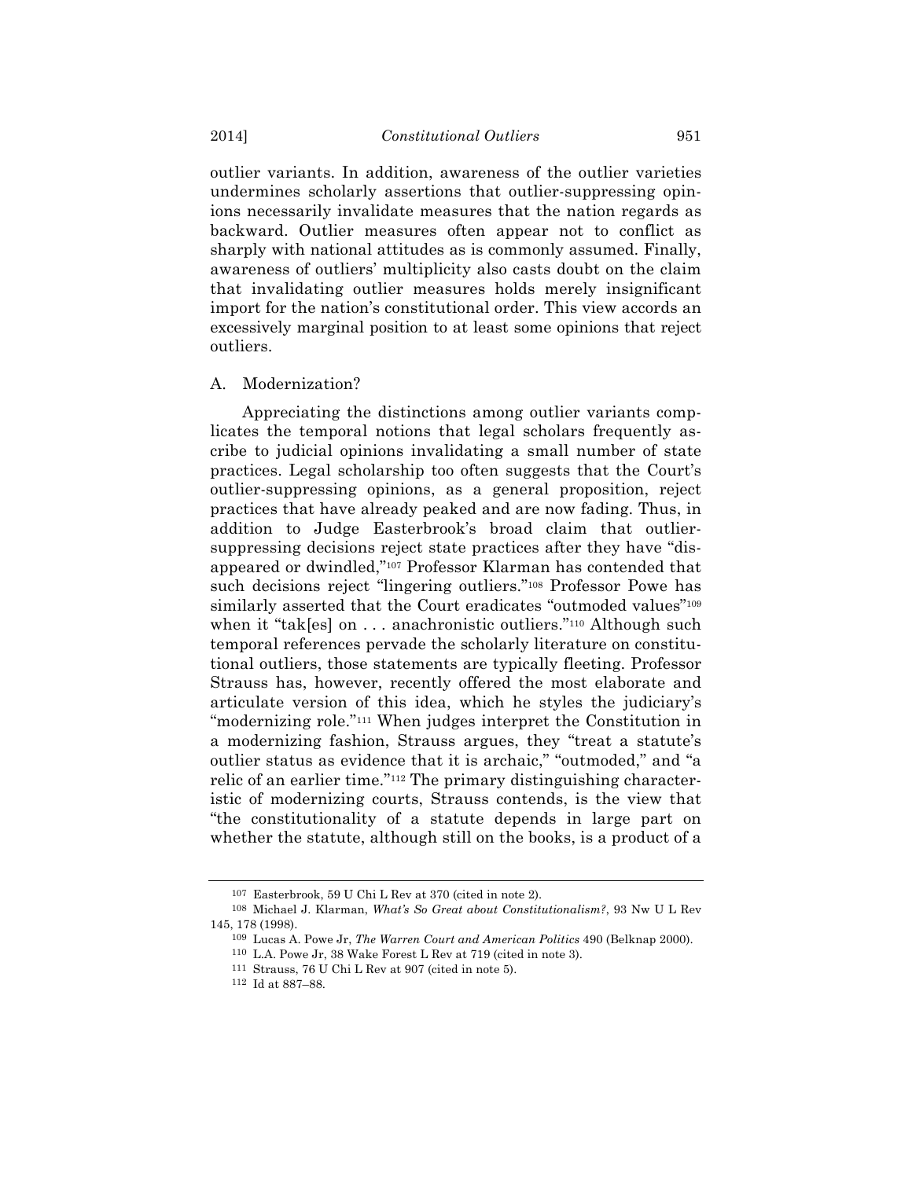outlier variants. In addition, awareness of the outlier varieties undermines scholarly assertions that outlier-suppressing opinions necessarily invalidate measures that the nation regards as backward. Outlier measures often appear not to conflict as sharply with national attitudes as is commonly assumed. Finally, awareness of outliers' multiplicity also casts doubt on the claim that invalidating outlier measures holds merely insignificant import for the nation's constitutional order. This view accords an excessively marginal position to at least some opinions that reject outliers.

## A. Modernization?

Appreciating the distinctions among outlier variants complicates the temporal notions that legal scholars frequently ascribe to judicial opinions invalidating a small number of state practices. Legal scholarship too often suggests that the Court's outlier-suppressing opinions, as a general proposition, reject practices that have already peaked and are now fading. Thus, in addition to Judge Easterbrook's broad claim that outlier-suppressing decisions reject state practices after they have "disappeared or dwindled,"[107] Professor Klarman has contended that such decisions reject "lingering outliers."[108] Professor Powe has similarly asserted that the Court eradicates "outmoded values"[109] when it "tak[es] on . . . anachronistic outliers."[110] Although such temporal references pervade the scholarly literature on constitutional outliers, those statements are typically fleeting. Professor Strauss has, however, recently offered the most elaborate and articulate version of this idea, which he styles the judiciary's "modernizing role."[111] When judges interpret the Constitution in a modernizing fashion, Strauss argues, they "treat a statute's outlier status as evidence that it is archaic," "outmoded," and "a relic of an earlier time."[112] The primary distinguishing characteristic of modernizing courts, Strauss contends, is the view that "the constitutionality of a statute depends in large part on whether the statute, although still on the books, is a product of a

---

[107] Easterbrook, 59 U Chi L Rev at 370 (cited in note 2).

[108] Michael J. Klarman, *What's So Great about Constitutionalism?*, 93 Nw U L Rev 145, 178 (1998).

[109] Lucas A. Powe Jr, *The Warren Court and American Politics* 490 (Belknap 2000).

[110] L.A. Powe Jr, 38 Wake Forest L Rev at 719 (cited in note 3).

[111] Strauss, 76 U Chi L Rev at 907 (cited in note 5).

[112] Id at 887–88.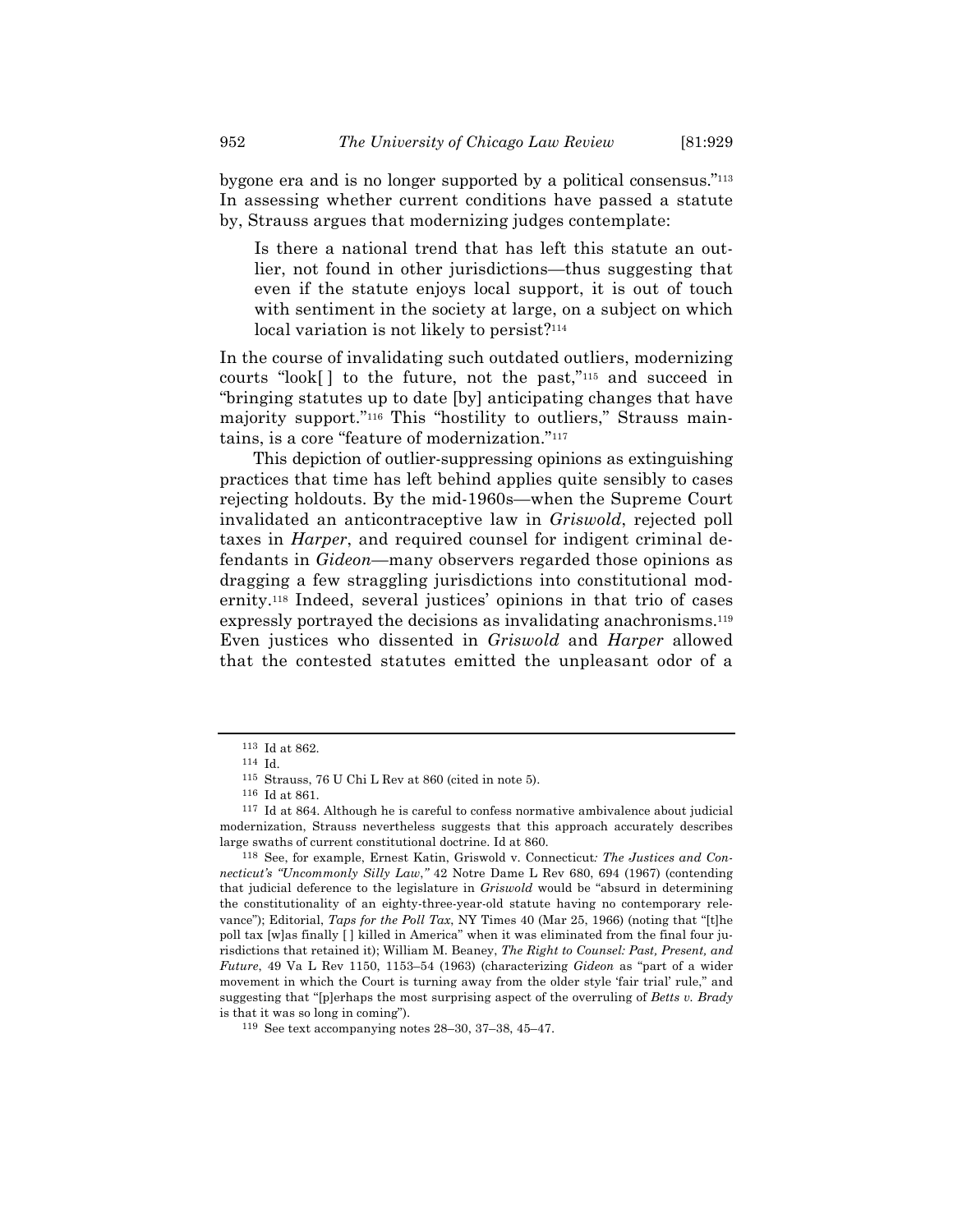bygone era and is no longer supported by a political consensus."[113] In assessing whether current conditions have passed a statute by, Strauss argues that modernizing judges contemplate:

> Is there a national trend that has left this statute an outlier, not found in other jurisdictions—thus suggesting that even if the statute enjoys local support, it is out of touch with sentiment in the society at large, on a subject on which local variation is not likely to persist?[114]

In the course of invalidating such outdated outliers, modernizing courts "look[ ] to the future, not the past,"[115] and succeed in "bringing statutes up to date [by] anticipating changes that have majority support."[116] This "hostility to outliers," Strauss maintains, is a core "feature of modernization."[117]

This depiction of outlier-suppressing opinions as extinguishing practices that time has left behind applies quite sensibly to cases rejecting holdouts. By the mid-1960s—when the Supreme Court invalidated an anticontraceptive law in *Griswold*, rejected poll taxes in *Harper*, and required counsel for indigent criminal defendants in *Gideon*—many observers regarded those opinions as dragging a few straggling jurisdictions into constitutional modernity.[118] Indeed, several justices' opinions in that trio of cases expressly portrayed the decisions as invalidating anachronisms.[119] Even justices who dissented in *Griswold* and *Harper* allowed that the contested statutes emitted the unpleasant odor of a

---

[113] Id at 862.

[114] Id.

[115] Strauss, 76 U Chi L Rev at 860 (cited in note 5).

[116] Id at 861.

[117] Id at 864. Although he is careful to confess normative ambivalence about judicial modernization, Strauss nevertheless suggests that this approach accurately describes large swaths of current constitutional doctrine. Id at 860.

[118] See, for example, Ernest Katin, Griswold v. Connecticut*: The Justices and Connecticut's "Uncommonly Silly Law*," 42 Notre Dame L Rev 680, 694 (1967) (contending that judicial deference to the legislature in *Griswold* would be "absurd in determining the constitutionality of an eighty-three-year-old statute having no contemporary relevance"); Editorial, *Taps for the Poll Tax*, NY Times 40 (Mar 25, 1966) (noting that "[t]he poll tax [w]as finally [ ] killed in America" when it was eliminated from the final four jurisdictions that retained it); William M. Beaney, *The Right to Counsel: Past, Present, and Future*, 49 Va L Rev 1150, 1153–54 (1963) (characterizing *Gideon* as "part of a wider movement in which the Court is turning away from the older style 'fair trial' rule," and suggesting that "[p]erhaps the most surprising aspect of the overruling of *Betts v. Brady* is that it was so long in coming").

[119] See text accompanying notes 28–30, 37–38, 45–47.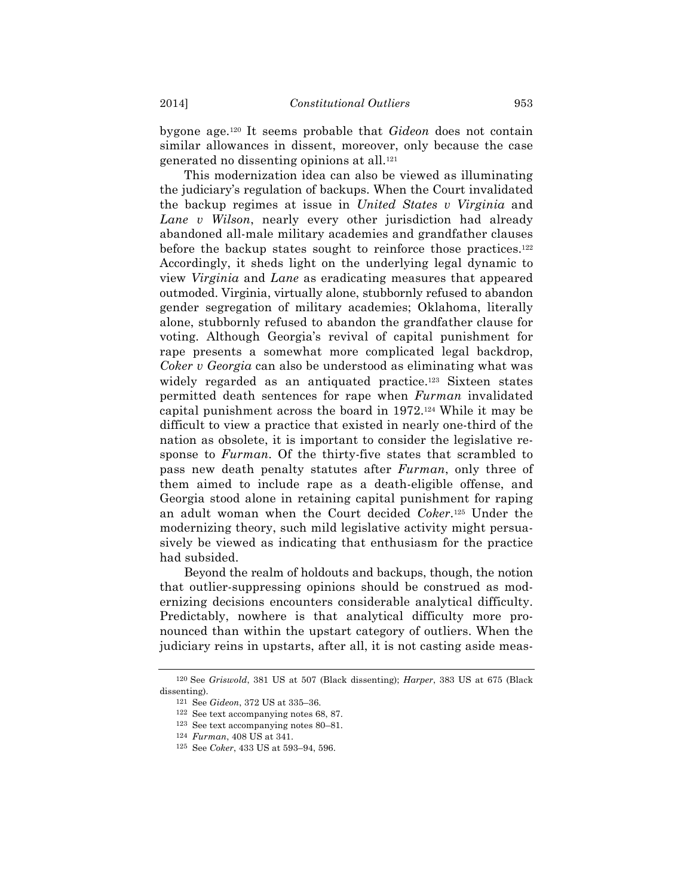bygone age.[120] It seems probable that *Gideon* does not contain similar allowances in dissent, moreover, only because the case generated no dissenting opinions at all.[121]

This modernization idea can also be viewed as illuminating the judiciary's regulation of backups. When the Court invalidated the backup regimes at issue in *United States v Virginia* and *Lane v Wilson*, nearly every other jurisdiction had already abandoned all-male military academies and grandfather clauses before the backup states sought to reinforce those practices.[122] Accordingly, it sheds light on the underlying legal dynamic to view *Virginia* and *Lane* as eradicating measures that appeared outmoded. Virginia, virtually alone, stubbornly refused to abandon gender segregation of military academies; Oklahoma, literally alone, stubbornly refused to abandon the grandfather clause for voting. Although Georgia's revival of capital punishment for rape presents a somewhat more complicated legal backdrop, *Coker v Georgia* can also be understood as eliminating what was widely regarded as an antiquated practice.[123] Sixteen states permitted death sentences for rape when *Furman* invalidated capital punishment across the board in 1972.[124] While it may be difficult to view a practice that existed in nearly one-third of the nation as obsolete, it is important to consider the legislative response to *Furman*. Of the thirty-five states that scrambled to pass new death penalty statutes after *Furman*, only three of them aimed to include rape as a death-eligible offense, and Georgia stood alone in retaining capital punishment for raping an adult woman when the Court decided *Coker*.[125] Under the modernizing theory, such mild legislative activity might persuasively be viewed as indicating that enthusiasm for the practice had subsided.

Beyond the realm of holdouts and backups, though, the notion that outlier-suppressing opinions should be construed as modernizing decisions encounters considerable analytical difficulty. Predictably, nowhere is that analytical difficulty more pronounced than within the upstart category of outliers. When the judiciary reins in upstarts, after all, it is not casting aside meas-

---

[120] See *Griswold*, 381 US at 507 (Black dissenting); *Harper*, 383 US at 675 (Black dissenting).

[121] See *Gideon*, 372 US at 335–36.

[122] See text accompanying notes 68, 87.

[123] See text accompanying notes 80–81.

[124] *Furman*, 408 US at 341.

[125] See *Coker*, 433 US at 593–94, 596.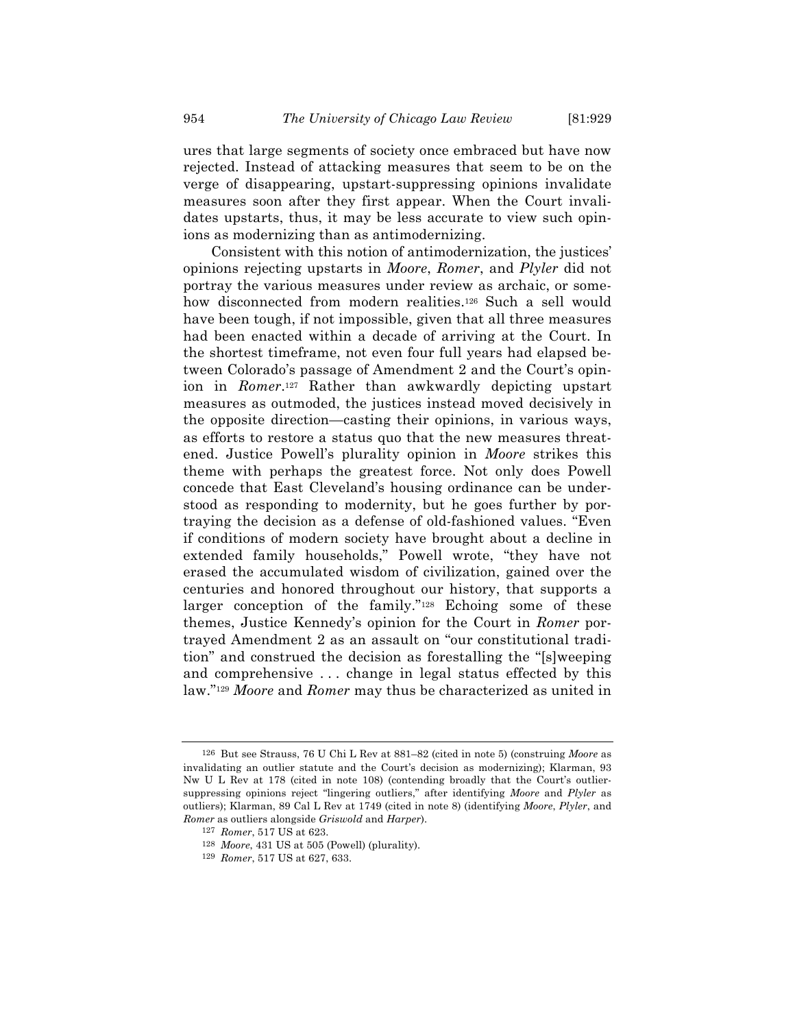ures that large segments of society once embraced but have now rejected. Instead of attacking measures that seem to be on the verge of disappearing, upstart-suppressing opinions invalidate measures soon after they first appear. When the Court invalidates upstarts, thus, it may be less accurate to view such opinions as modernizing than as antimodernizing.

Consistent with this notion of antimodernization, the justices' opinions rejecting upstarts in *Moore*, *Romer*, and *Plyler* did not portray the various measures under review as archaic, or somehow disconnected from modern realities.[126] Such a sell would have been tough, if not impossible, given that all three measures had been enacted within a decade of arriving at the Court. In the shortest timeframe, not even four full years had elapsed between Colorado's passage of Amendment 2 and the Court's opinion in *Romer*.[127] Rather than awkwardly depicting upstart measures as outmoded, the justices instead moved decisively in the opposite direction—casting their opinions, in various ways, as efforts to restore a status quo that the new measures threatened. Justice Powell's plurality opinion in *Moore* strikes this theme with perhaps the greatest force. Not only does Powell concede that East Cleveland's housing ordinance can be understood as responding to modernity, but he goes further by portraying the decision as a defense of old-fashioned values. "Even if conditions of modern society have brought about a decline in extended family households," Powell wrote, "they have not erased the accumulated wisdom of civilization, gained over the centuries and honored throughout our history, that supports a larger conception of the family."[128] Echoing some of these themes, Justice Kennedy's opinion for the Court in *Romer* portrayed Amendment 2 as an assault on "our constitutional tradition" and construed the decision as forestalling the "[s]weeping and comprehensive . . . change in legal status effected by this law."[129] *Moore* and *Romer* may thus be characterized as united in

---

[126] But see Strauss, 76 U Chi L Rev at 881–82 (cited in note 5) (construing *Moore* as invalidating an outlier statute and the Court's decision as modernizing); Klarman, 93 Nw U L Rev at 178 (cited in note 108) (contending broadly that the Court's outlier-suppressing opinions reject "lingering outliers," after identifying *Moore* and *Plyler* as outliers); Klarman, 89 Cal L Rev at 1749 (cited in note 8) (identifying *Moore*, *Plyler*, and *Romer* as outliers alongside *Griswold* and *Harper*).

[127] *Romer*, 517 US at 623.

[128] *Moore*, 431 US at 505 (Powell) (plurality).

[129] *Romer*, 517 US at 627, 633.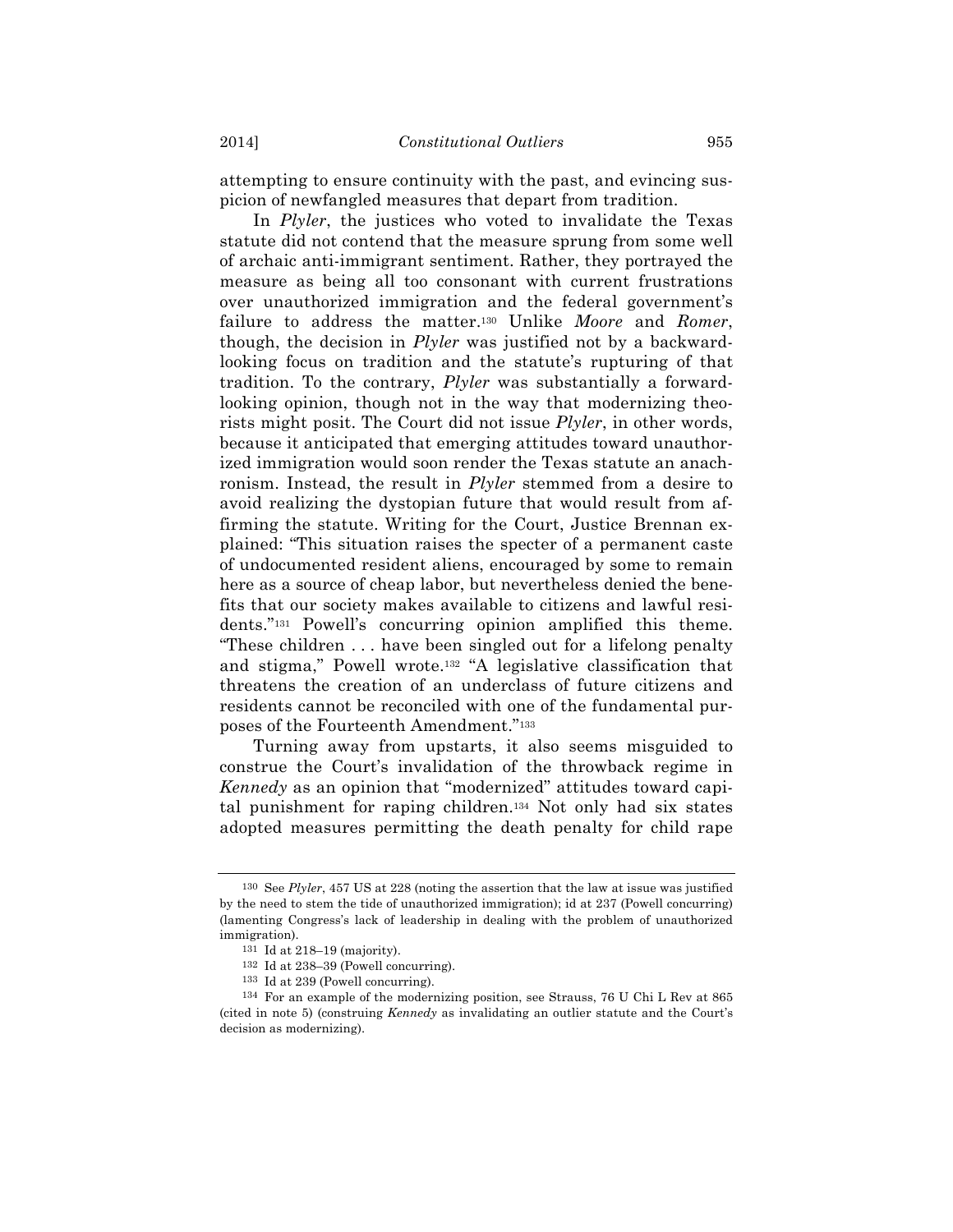attempting to ensure continuity with the past, and evincing suspicion of newfangled measures that depart from tradition.

In *Plyler*, the justices who voted to invalidate the Texas statute did not contend that the measure sprung from some well of archaic anti-immigrant sentiment. Rather, they portrayed the measure as being all too consonant with current frustrations over unauthorized immigration and the federal government's failure to address the matter.[130] Unlike *Moore* and *Romer*, though, the decision in *Plyler* was justified not by a backward-looking focus on tradition and the statute's rupturing of that tradition. To the contrary, *Plyler* was substantially a forward-looking opinion, though not in the way that modernizing theorists might posit. The Court did not issue *Plyler*, in other words, because it anticipated that emerging attitudes toward unauthorized immigration would soon render the Texas statute an anachronism. Instead, the result in *Plyler* stemmed from a desire to avoid realizing the dystopian future that would result from affirming the statute. Writing for the Court, Justice Brennan explained: "This situation raises the specter of a permanent caste of undocumented resident aliens, encouraged by some to remain here as a source of cheap labor, but nevertheless denied the benefits that our society makes available to citizens and lawful residents."[131] Powell's concurring opinion amplified this theme. "These children . . . have been singled out for a lifelong penalty and stigma," Powell wrote.[132] "A legislative classification that threatens the creation of an underclass of future citizens and residents cannot be reconciled with one of the fundamental purposes of the Fourteenth Amendment."[133]

Turning away from upstarts, it also seems misguided to construe the Court's invalidation of the throwback regime in *Kennedy* as an opinion that "modernized" attitudes toward capital punishment for raping children.[134] Not only had six states adopted measures permitting the death penalty for child rape

---

[130] See *Plyler*, 457 US at 228 (noting the assertion that the law at issue was justified by the need to stem the tide of unauthorized immigration); id at 237 (Powell concurring) (lamenting Congress's lack of leadership in dealing with the problem of unauthorized immigration).

[131] Id at 218–19 (majority).

[132] Id at 238–39 (Powell concurring).

[133] Id at 239 (Powell concurring).

[134] For an example of the modernizing position, see Strauss, 76 U Chi L Rev at 865 (cited in note 5) (construing *Kennedy* as invalidating an outlier statute and the Court's decision as modernizing).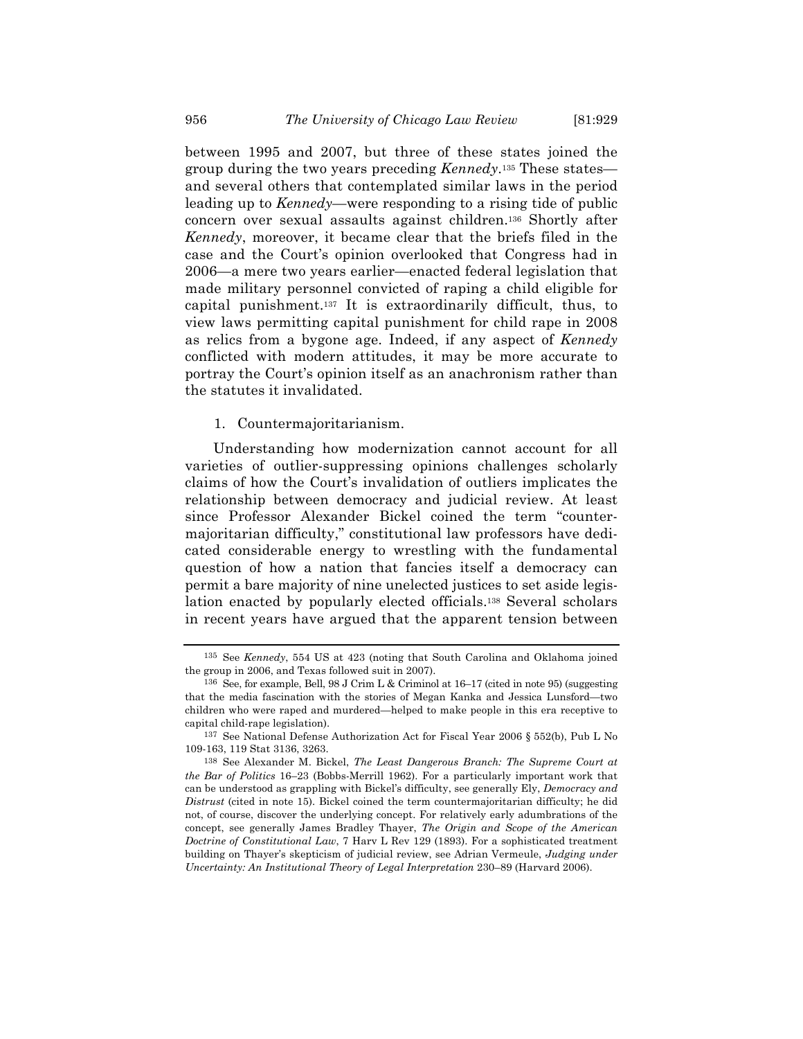between 1995 and 2007, but three of these states joined the group during the two years preceding *Kennedy*.[135] These states—and several others that contemplated similar laws in the period leading up to *Kennedy*—were responding to a rising tide of public concern over sexual assaults against children.[136] Shortly after *Kennedy*, moreover, it became clear that the briefs filed in the case and the Court's opinion overlooked that Congress had in 2006—a mere two years earlier—enacted federal legislation that made military personnel convicted of raping a child eligible for capital punishment.[137] It is extraordinarily difficult, thus, to view laws permitting capital punishment for child rape in 2008 as relics from a bygone age. Indeed, if any aspect of *Kennedy* conflicted with modern attitudes, it may be more accurate to portray the Court's opinion itself as an anachronism rather than the statutes it invalidated.

### 1. Countermajoritarianism.

Understanding how modernization cannot account for all varieties of outlier-suppressing opinions challenges scholarly claims of how the Court's invalidation of outliers implicates the relationship between democracy and judicial review. At least since Professor Alexander Bickel coined the term "countermajoritarian difficulty," constitutional law professors have dedicated considerable energy to wrestling with the fundamental question of how a nation that fancies itself a democracy can permit a bare majority of nine unelected justices to set aside legislation enacted by popularly elected officials.[138] Several scholars in recent years have argued that the apparent tension between

---

[135] See *Kennedy*, 554 US at 423 (noting that South Carolina and Oklahoma joined the group in 2006, and Texas followed suit in 2007).

[136] See, for example, Bell, 98 J Crim L & Criminol at 16–17 (cited in note 95) (suggesting that the media fascination with the stories of Megan Kanka and Jessica Lunsford—two children who were raped and murdered—helped to make people in this era receptive to capital child-rape legislation).

[137] See National Defense Authorization Act for Fiscal Year 2006 § 552(b), Pub L No 109-163, 119 Stat 3136, 3263.

[138] See Alexander M. Bickel, *The Least Dangerous Branch: The Supreme Court at the Bar of Politics* 16–23 (Bobbs-Merrill 1962). For a particularly important work that can be understood as grappling with Bickel's difficulty, see generally Ely, *Democracy and Distrust* (cited in note 15). Bickel coined the term countermajoritarian difficulty; he did not, of course, discover the underlying concept. For relatively early adumbrations of the concept, see generally James Bradley Thayer, *The Origin and Scope of the American Doctrine of Constitutional Law*, 7 Harv L Rev 129 (1893). For a sophisticated treatment building on Thayer's skepticism of judicial review, see Adrian Vermeule, *Judging under Uncertainty: An Institutional Theory of Legal Interpretation* 230–89 (Harvard 2006).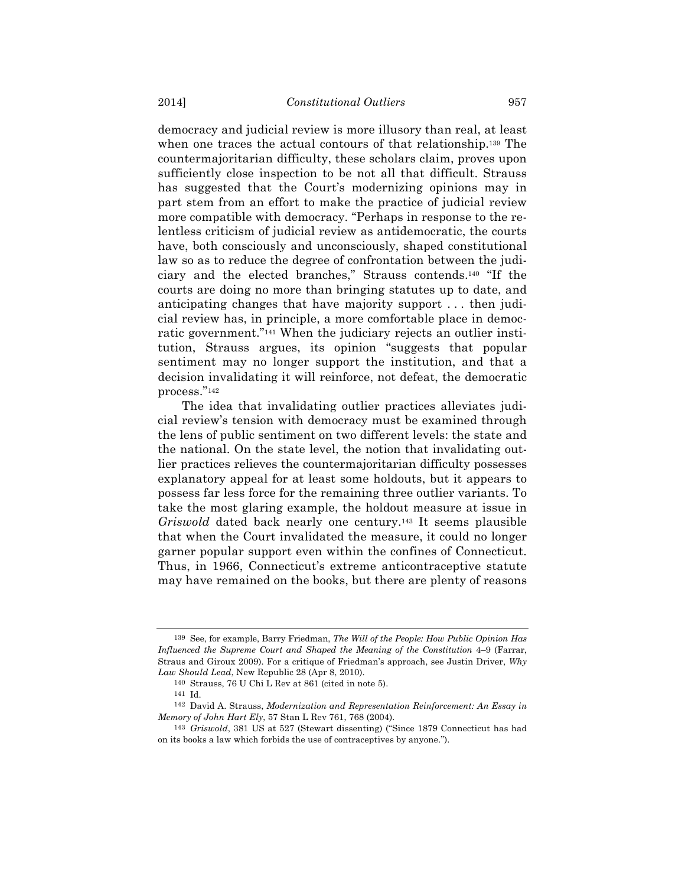democracy and judicial review is more illusory than real, at least when one traces the actual contours of that relationship.[139] The countermajoritarian difficulty, these scholars claim, proves upon sufficiently close inspection to be not all that difficult. Strauss has suggested that the Court's modernizing opinions may in part stem from an effort to make the practice of judicial review more compatible with democracy. "Perhaps in response to the relentless criticism of judicial review as antidemocratic, the courts have, both consciously and unconsciously, shaped constitutional law so as to reduce the degree of confrontation between the judiciary and the elected branches," Strauss contends.[140] "If the courts are doing no more than bringing statutes up to date, and anticipating changes that have majority support . . . then judicial review has, in principle, a more comfortable place in democratic government."[141] When the judiciary rejects an outlier institution, Strauss argues, its opinion "suggests that popular sentiment may no longer support the institution, and that a decision invalidating it will reinforce, not defeat, the democratic process."[142]

The idea that invalidating outlier practices alleviates judicial review's tension with democracy must be examined through the lens of public sentiment on two different levels: the state and the national. On the state level, the notion that invalidating outlier practices relieves the countermajoritarian difficulty possesses explanatory appeal for at least some holdouts, but it appears to possess far less force for the remaining three outlier variants. To take the most glaring example, the holdout measure at issue in *Griswold* dated back nearly one century.[143] It seems plausible that when the Court invalidated the measure, it could no longer garner popular support even within the confines of Connecticut. Thus, in 1966, Connecticut's extreme anticontraceptive statute may have remained on the books, but there are plenty of reasons

---

[139] See, for example, Barry Friedman, *The Will of the People: How Public Opinion Has Influenced the Supreme Court and Shaped the Meaning of the Constitution* 4–9 (Farrar, Straus and Giroux 2009). For a critique of Friedman's approach, see Justin Driver, *Why Law Should Lead*, New Republic 28 (Apr 8, 2010).

[140] Strauss, 76 U Chi L Rev at 861 (cited in note 5).

[141] Id.

[142] David A. Strauss, *Modernization and Representation Reinforcement: An Essay in Memory of John Hart Ely*, 57 Stan L Rev 761, 768 (2004).

[143] *Griswold*, 381 US at 527 (Stewart dissenting) ("Since 1879 Connecticut has had on its books a law which forbids the use of contraceptives by anyone.").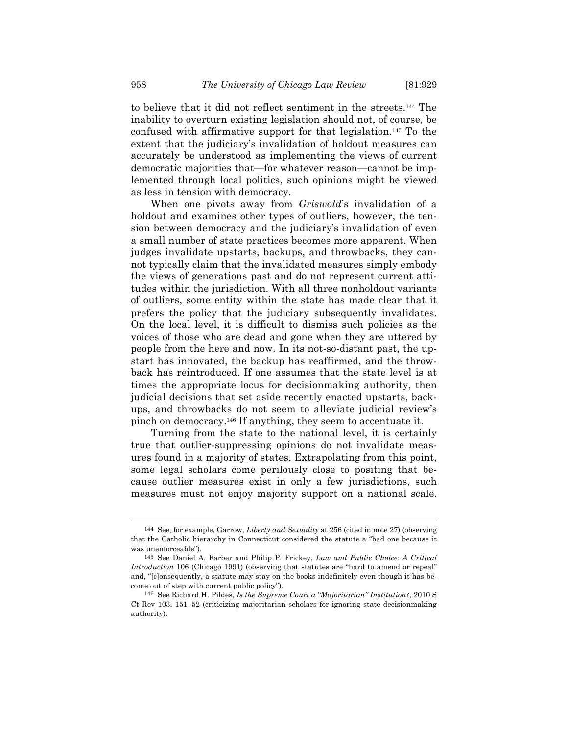to believe that it did not reflect sentiment in the streets.[144] The inability to overturn existing legislation should not, of course, be confused with affirmative support for that legislation.[145] To the extent that the judiciary's invalidation of holdout measures can accurately be understood as implementing the views of current democratic majorities that—for whatever reason—cannot be implemented through local politics, such opinions might be viewed as less in tension with democracy.

When one pivots away from *Griswold*'s invalidation of a holdout and examines other types of outliers, however, the tension between democracy and the judiciary's invalidation of even a small number of state practices becomes more apparent. When judges invalidate upstarts, backups, and throwbacks, they cannot typically claim that the invalidated measures simply embody the views of generations past and do not represent current attitudes within the jurisdiction. With all three nonholdout variants of outliers, some entity within the state has made clear that it prefers the policy that the judiciary subsequently invalidates. On the local level, it is difficult to dismiss such policies as the voices of those who are dead and gone when they are uttered by people from the here and now. In its not-so-distant past, the upstart has innovated, the backup has reaffirmed, and the throwback has reintroduced. If one assumes that the state level is at times the appropriate locus for decisionmaking authority, then judicial decisions that set aside recently enacted upstarts, backups, and throwbacks do not seem to alleviate judicial review's pinch on democracy.[146] If anything, they seem to accentuate it.

Turning from the state to the national level, it is certainly true that outlier-suppressing opinions do not invalidate measures found in a majority of states. Extrapolating from this point, some legal scholars come perilously close to positing that because outlier measures exist in only a few jurisdictions, such measures must not enjoy majority support on a national scale.

---

144 See, for example, Garrow, *Liberty and Sexuality* at 256 (cited in note 27) (observing that the Catholic hierarchy in Connecticut considered the statute a "bad one because it was unenforceable").

145 See Daniel A. Farber and Philip P. Frickey, *Law and Public Choice: A Critical Introduction* 106 (Chicago 1991) (observing that statutes are "hard to amend or repeal" and, "[c]onsequently, a statute may stay on the books indefinitely even though it has become out of step with current public policy").

146 See Richard H. Pildes, *Is the Supreme Court a "Majoritarian" Institution?*, 2010 S Ct Rev 103, 151–52 (criticizing majoritarian scholars for ignoring state decisionmaking authority).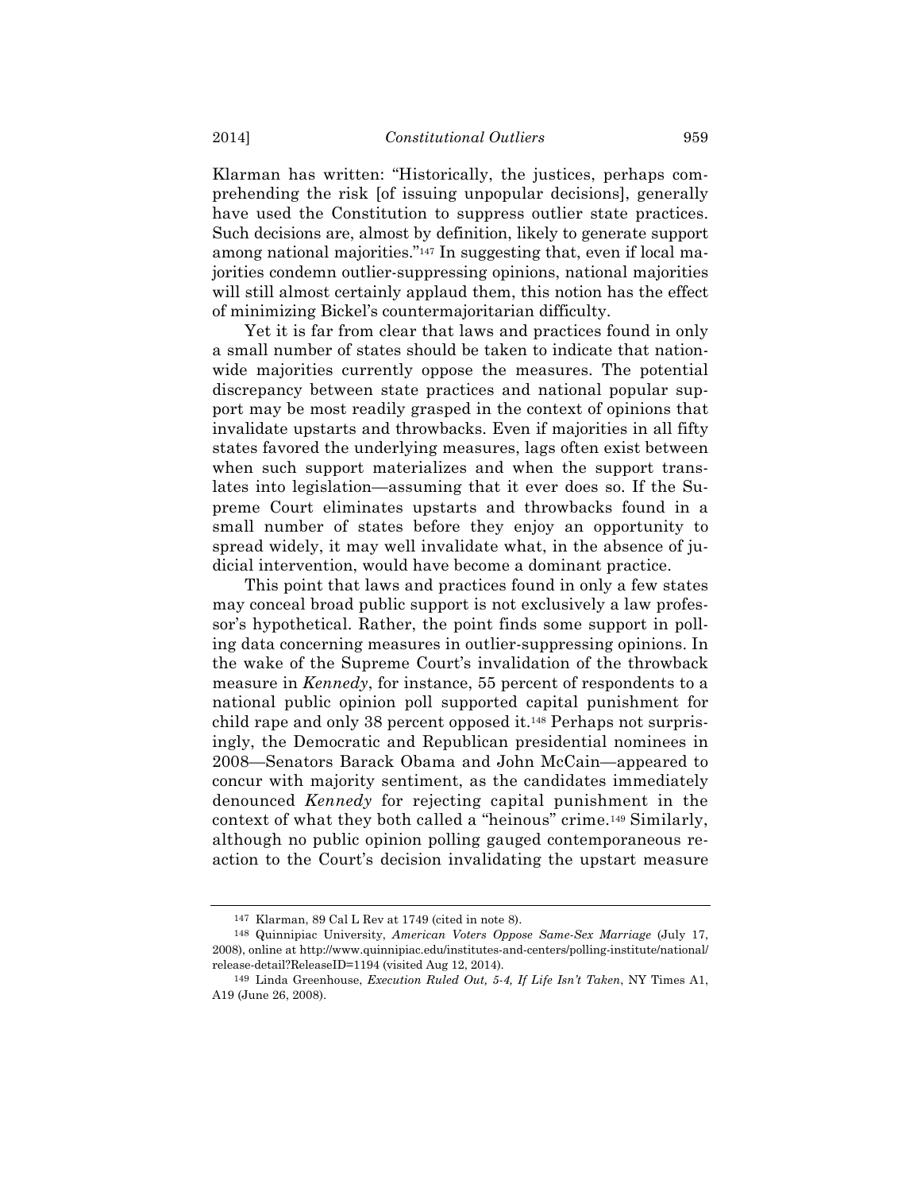Klarman has written: "Historically, the justices, perhaps comprehending the risk [of issuing unpopular decisions], generally have used the Constitution to suppress outlier state practices. Such decisions are, almost by definition, likely to generate support among national majorities."[147] In suggesting that, even if local majorities condemn outlier-suppressing opinions, national majorities will still almost certainly applaud them, this notion has the effect of minimizing Bickel's countermajoritarian difficulty.

Yet it is far from clear that laws and practices found in only a small number of states should be taken to indicate that nationwide majorities currently oppose the measures. The potential discrepancy between state practices and national popular support may be most readily grasped in the context of opinions that invalidate upstarts and throwbacks. Even if majorities in all fifty states favored the underlying measures, lags often exist between when such support materializes and when the support translates into legislation—assuming that it ever does so. If the Supreme Court eliminates upstarts and throwbacks found in a small number of states before they enjoy an opportunity to spread widely, it may well invalidate what, in the absence of judicial intervention, would have become a dominant practice.

This point that laws and practices found in only a few states may conceal broad public support is not exclusively a law professor's hypothetical. Rather, the point finds some support in polling data concerning measures in outlier-suppressing opinions. In the wake of the Supreme Court's invalidation of the throwback measure in *Kennedy*, for instance, 55 percent of respondents to a national public opinion poll supported capital punishment for child rape and only 38 percent opposed it.[148] Perhaps not surprisingly, the Democratic and Republican presidential nominees in 2008—Senators Barack Obama and John McCain—appeared to concur with majority sentiment, as the candidates immediately denounced *Kennedy* for rejecting capital punishment in the context of what they both called a "heinous" crime.[149] Similarly, although no public opinion polling gauged contemporaneous reaction to the Court's decision invalidating the upstart measure

---

[147] Klarman, 89 Cal L Rev at 1749 (cited in note 8).

[148] Quinnipiac University, *American Voters Oppose Same-Sex Marriage* (July 17, 2008), online at http://www.quinnipiac.edu/institutes-and-centers/polling-institute/national/release-detail?ReleaseID=1194 (visited Aug 12, 2014).

[149] Linda Greenhouse, *Execution Ruled Out, 5-4, If Life Isn't Taken*, NY Times A1, A19 (June 26, 2008).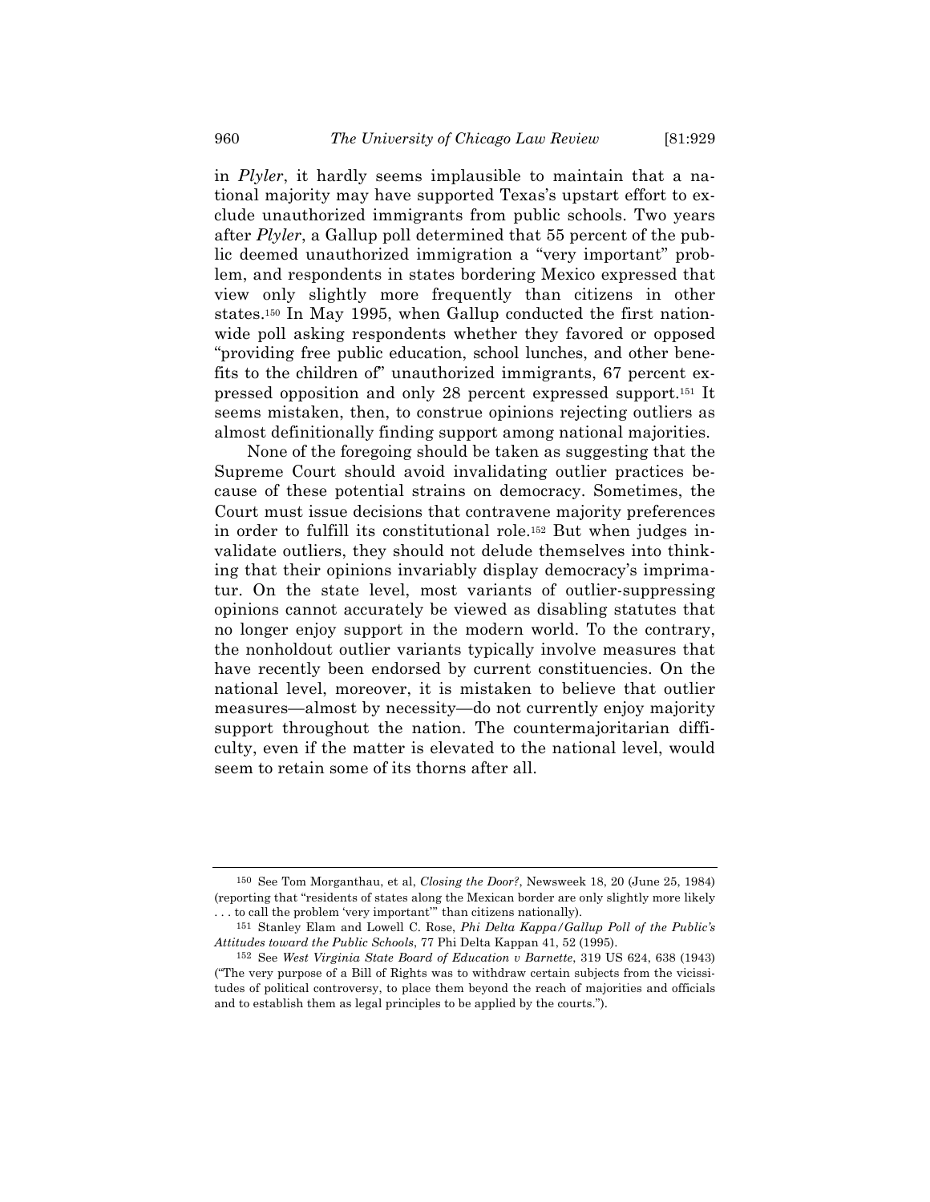in *Plyler*, it hardly seems implausible to maintain that a national majority may have supported Texas's upstart effort to exclude unauthorized immigrants from public schools. Two years after *Plyler*, a Gallup poll determined that 55 percent of the public deemed unauthorized immigration a "very important" problem, and respondents in states bordering Mexico expressed that view only slightly more frequently than citizens in other states.[150] In May 1995, when Gallup conducted the first nationwide poll asking respondents whether they favored or opposed "providing free public education, school lunches, and other benefits to the children of" unauthorized immigrants, 67 percent expressed opposition and only 28 percent expressed support.[151] It seems mistaken, then, to construe opinions rejecting outliers as almost definitionally finding support among national majorities.

None of the foregoing should be taken as suggesting that the Supreme Court should avoid invalidating outlier practices because of these potential strains on democracy. Sometimes, the Court must issue decisions that contravene majority preferences in order to fulfill its constitutional role.[152] But when judges invalidate outliers, they should not delude themselves into thinking that their opinions invariably display democracy's imprimatur. On the state level, most variants of outlier-suppressing opinions cannot accurately be viewed as disabling statutes that no longer enjoy support in the modern world. To the contrary, the nonholdout outlier variants typically involve measures that have recently been endorsed by current constituencies. On the national level, moreover, it is mistaken to believe that outlier measures—almost by necessity—do not currently enjoy majority support throughout the nation. The countermajoritarian difficulty, even if the matter is elevated to the national level, would seem to retain some of its thorns after all.

---

[150] See Tom Morganthau, et al, *Closing the Door?*, Newsweek 18, 20 (June 25, 1984) (reporting that "residents of states along the Mexican border are only slightly more likely . . . to call the problem 'very important'" than citizens nationally).

[151] Stanley Elam and Lowell C. Rose, *Phi Delta Kappa/Gallup Poll of the Public's Attitudes toward the Public Schools*, 77 Phi Delta Kappan 41, 52 (1995).

[152] See *West Virginia State Board of Education v Barnette*, 319 US 624, 638 (1943) ("The very purpose of a Bill of Rights was to withdraw certain subjects from the vicissitudes of political controversy, to place them beyond the reach of majorities and officials and to establish them as legal principles to be applied by the courts.").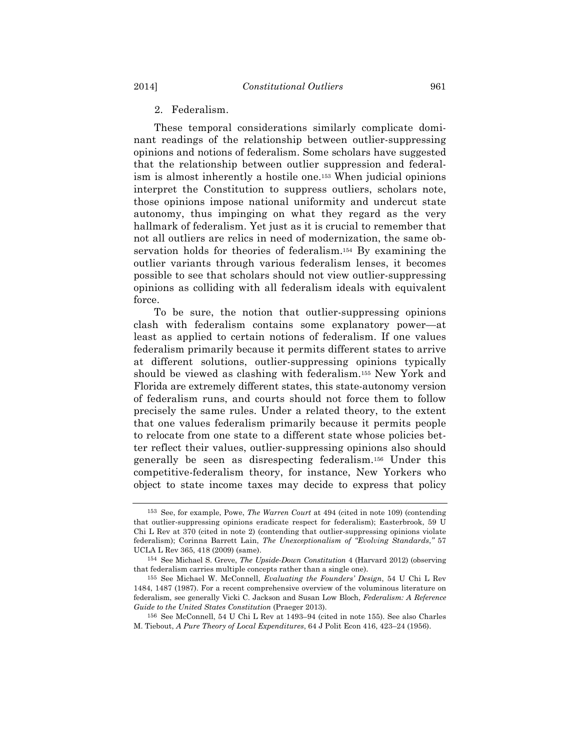### 2. Federalism.

These temporal considerations similarly complicate dominant readings of the relationship between outlier-suppressing opinions and notions of federalism. Some scholars have suggested that the relationship between outlier suppression and federalism is almost inherently a hostile one.[153] When judicial opinions interpret the Constitution to suppress outliers, scholars note, those opinions impose national uniformity and undercut state autonomy, thus impinging on what they regard as the very hallmark of federalism. Yet just as it is crucial to remember that not all outliers are relics in need of modernization, the same observation holds for theories of federalism.[154] By examining the outlier variants through various federalism lenses, it becomes possible to see that scholars should not view outlier-suppressing opinions as colliding with all federalism ideals with equivalent force.

To be sure, the notion that outlier-suppressing opinions clash with federalism contains some explanatory power—at least as applied to certain notions of federalism. If one values federalism primarily because it permits different states to arrive at different solutions, outlier-suppressing opinions typically should be viewed as clashing with federalism.[155] New York and Florida are extremely different states, this state-autonomy version of federalism runs, and courts should not force them to follow precisely the same rules. Under a related theory, to the extent that one values federalism primarily because it permits people to relocate from one state to a different state whose policies better reflect their values, outlier-suppressing opinions also should generally be seen as disrespecting federalism.[156] Under this competitive-federalism theory, for instance, New Yorkers who object to state income taxes may decide to express that policy

---

[153] See, for example, Powe, *The Warren Court* at 494 (cited in note 109) (contending that outlier-suppressing opinions eradicate respect for federalism); Easterbrook, 59 U Chi L Rev at 370 (cited in note 2) (contending that outlier-suppressing opinions violate federalism); Corinna Barrett Lain, *The Unexceptionalism of "Evolving Standards*,*"* 57 UCLA L Rev 365, 418 (2009) (same).

[154] See Michael S. Greve, *The Upside-Down Constitution* 4 (Harvard 2012) (observing that federalism carries multiple concepts rather than a single one).

[155] See Michael W. McConnell, *Evaluating the Founders' Design*, 54 U Chi L Rev 1484, 1487 (1987). For a recent comprehensive overview of the voluminous literature on federalism, see generally Vicki C. Jackson and Susan Low Bloch, *Federalism: A Reference Guide to the United States Constitution* (Praeger 2013).

[156] See McConnell, 54 U Chi L Rev at 1493–94 (cited in note 155). See also Charles M. Tiebout, *A Pure Theory of Local Expenditures*, 64 J Polit Econ 416, 423–24 (1956).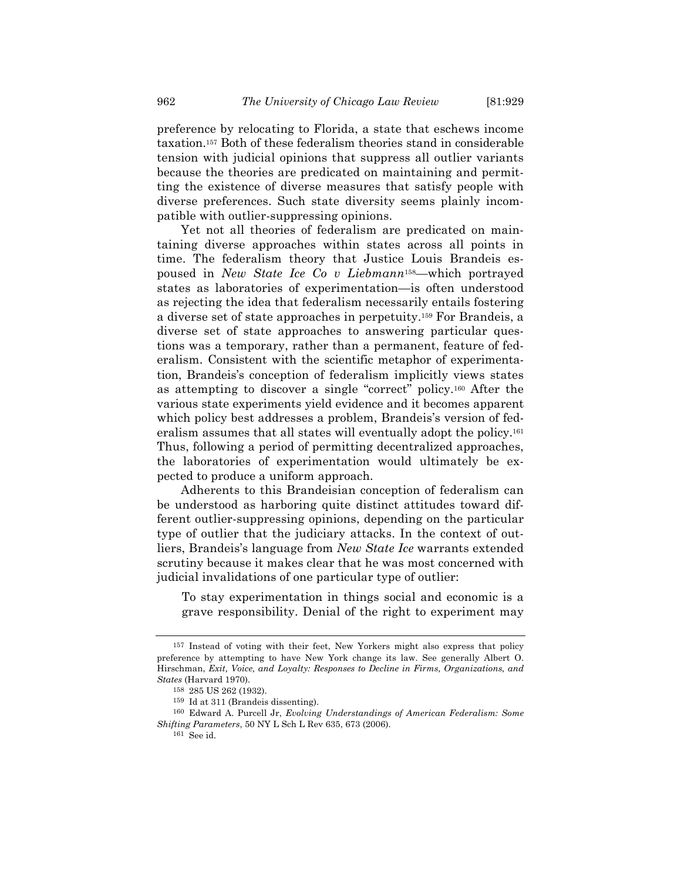preference by relocating to Florida, a state that eschews income taxation.[157] Both of these federalism theories stand in considerable tension with judicial opinions that suppress all outlier variants because the theories are predicated on maintaining and permitting the existence of diverse measures that satisfy people with diverse preferences. Such state diversity seems plainly incompatible with outlier-suppressing opinions.

Yet not all theories of federalism are predicated on maintaining diverse approaches within states across all points in time. The federalism theory that Justice Louis Brandeis espoused in *New State Ice Co v Liebmann*[158]—which portrayed states as laboratories of experimentation—is often understood as rejecting the idea that federalism necessarily entails fostering a diverse set of state approaches in perpetuity.[159] For Brandeis, a diverse set of state approaches to answering particular questions was a temporary, rather than a permanent, feature of federalism. Consistent with the scientific metaphor of experimentation, Brandeis's conception of federalism implicitly views states as attempting to discover a single "correct" policy.[160] After the various state experiments yield evidence and it becomes apparent which policy best addresses a problem, Brandeis's version of federalism assumes that all states will eventually adopt the policy.[161] Thus, following a period of permitting decentralized approaches, the laboratories of experimentation would ultimately be expected to produce a uniform approach.

Adherents to this Brandeisian conception of federalism can be understood as harboring quite distinct attitudes toward different outlier-suppressing opinions, depending on the particular type of outlier that the judiciary attacks. In the context of outliers, Brandeis's language from *New State Ice* warrants extended scrutiny because it makes clear that he was most concerned with judicial invalidations of one particular type of outlier:

> To stay experimentation in things social and economic is a grave responsibility. Denial of the right to experiment may

---

[157] Instead of voting with their feet, New Yorkers might also express that policy preference by attempting to have New York change its law. See generally Albert O. Hirschman, *Exit, Voice, and Loyalty: Responses to Decline in Firms, Organizations, and States* (Harvard 1970).

[158] 285 US 262 (1932).

[159] Id at 311 (Brandeis dissenting).

[160] Edward A. Purcell Jr, *Evolving Understandings of American Federalism: Some Shifting Parameters*, 50 NY L Sch L Rev 635, 673 (2006).

[161] See id.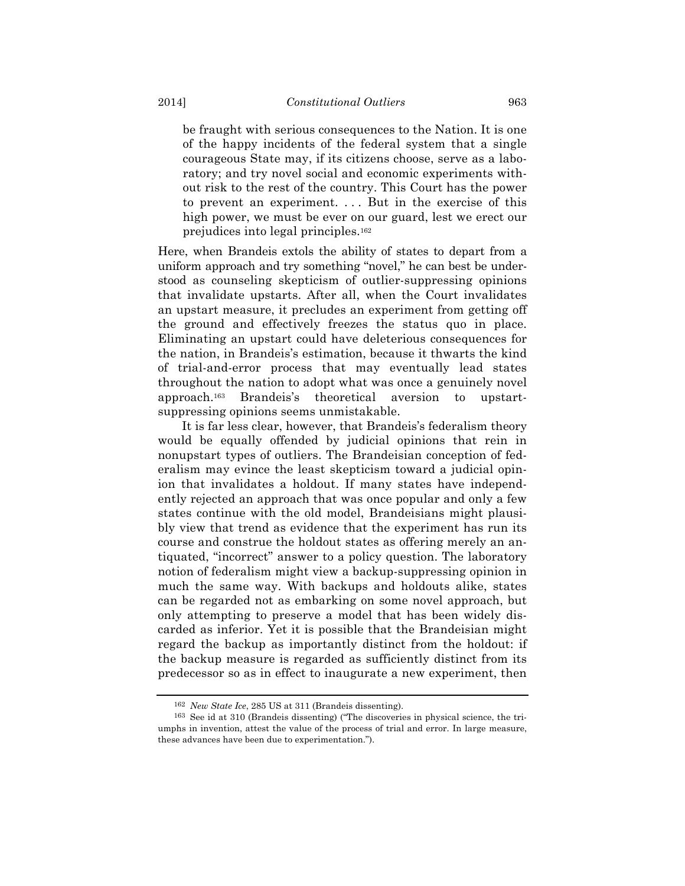> be fraught with serious consequences to the Nation. It is one of the happy incidents of the federal system that a single courageous State may, if its citizens choose, serve as a laboratory; and try novel social and economic experiments without risk to the rest of the country. This Court has the power to prevent an experiment. . . . But in the exercise of this high power, we must be ever on our guard, lest we erect our prejudices into legal principles.[162]

Here, when Brandeis extols the ability of states to depart from a uniform approach and try something "novel," he can best be understood as counseling skepticism of outlier-suppressing opinions that invalidate upstarts. After all, when the Court invalidates an upstart measure, it precludes an experiment from getting off the ground and effectively freezes the status quo in place. Eliminating an upstart could have deleterious consequences for the nation, in Brandeis's estimation, because it thwarts the kind of trial-and-error process that may eventually lead states throughout the nation to adopt what was once a genuinely novel approach.[163] Brandeis's theoretical aversion to upstart-suppressing opinions seems unmistakable.

It is far less clear, however, that Brandeis's federalism theory would be equally offended by judicial opinions that rein in nonupstart types of outliers. The Brandeisian conception of federalism may evince the least skepticism toward a judicial opinion that invalidates a holdout. If many states have independently rejected an approach that was once popular and only a few states continue with the old model, Brandeisians might plausibly view that trend as evidence that the experiment has run its course and construe the holdout states as offering merely an antiquated, "incorrect" answer to a policy question. The laboratory notion of federalism might view a backup-suppressing opinion in much the same way. With backups and holdouts alike, states can be regarded not as embarking on some novel approach, but only attempting to preserve a model that has been widely discarded as inferior. Yet it is possible that the Brandeisian might regard the backup as importantly distinct from the holdout: if the backup measure is regarded as sufficiently distinct from its predecessor so as in effect to inaugurate a new experiment, then

---

[162] *New State Ice*, 285 US at 311 (Brandeis dissenting).

[163] See id at 310 (Brandeis dissenting) ("The discoveries in physical science, the triumphs in invention, attest the value of the process of trial and error. In large measure, these advances have been due to experimentation.").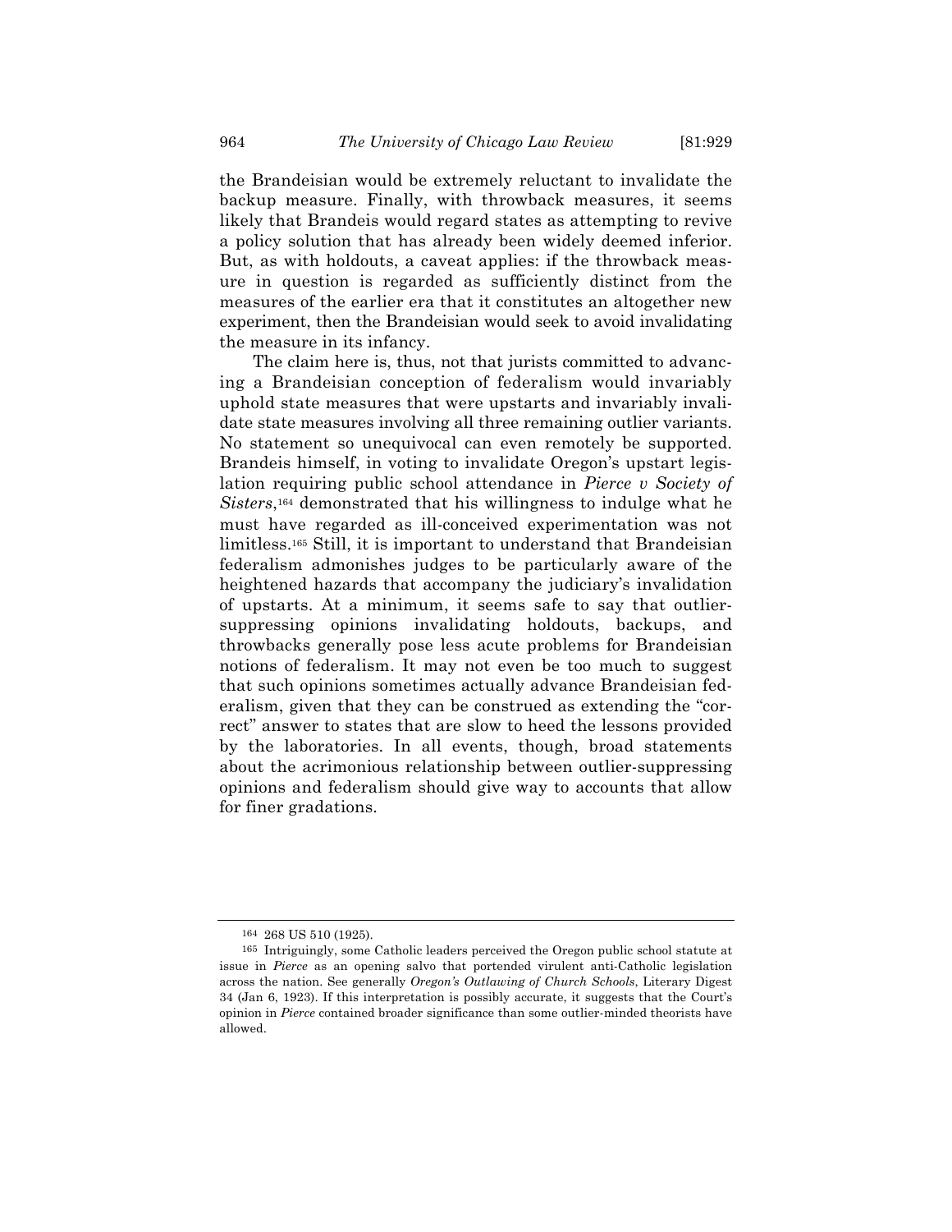the Brandeisian would be extremely reluctant to invalidate the backup measure. Finally, with throwback measures, it seems likely that Brandeis would regard states as attempting to revive a policy solution that has already been widely deemed inferior. But, as with holdouts, a caveat applies: if the throwback measure in question is regarded as sufficiently distinct from the measures of the earlier era that it constitutes an altogether new experiment, then the Brandeisian would seek to avoid invalidating the measure in its infancy.

The claim here is, thus, not that jurists committed to advancing a Brandeisian conception of federalism would invariably uphold state measures that were upstarts and invariably invalidate state measures involving all three remaining outlier variants. No statement so unequivocal can even remotely be supported. Brandeis himself, in voting to invalidate Oregon's upstart legislation requiring public school attendance in *Pierce v Society of Sisters*,[164] demonstrated that his willingness to indulge what he must have regarded as ill-conceived experimentation was not limitless.[165] Still, it is important to understand that Brandeisian federalism admonishes judges to be particularly aware of the heightened hazards that accompany the judiciary's invalidation of upstarts. At a minimum, it seems safe to say that outlier-suppressing opinions invalidating holdouts, backups, and throwbacks generally pose less acute problems for Brandeisian notions of federalism. It may not even be too much to suggest that such opinions sometimes actually advance Brandeisian federalism, given that they can be construed as extending the "correct" answer to states that are slow to heed the lessons provided by the laboratories. In all events, though, broad statements about the acrimonious relationship between outlier-suppressing opinions and federalism should give way to accounts that allow for finer gradations.

---

[164] 268 US 510 (1925).

[165] Intriguingly, some Catholic leaders perceived the Oregon public school statute at issue in *Pierce* as an opening salvo that portended virulent anti-Catholic legislation across the nation. See generally *Oregon's Outlawing of Church Schools*, Literary Digest 34 (Jan 6, 1923). If this interpretation is possibly accurate, it suggests that the Court's opinion in *Pierce* contained broader significance than some outlier-minded theorists have allowed.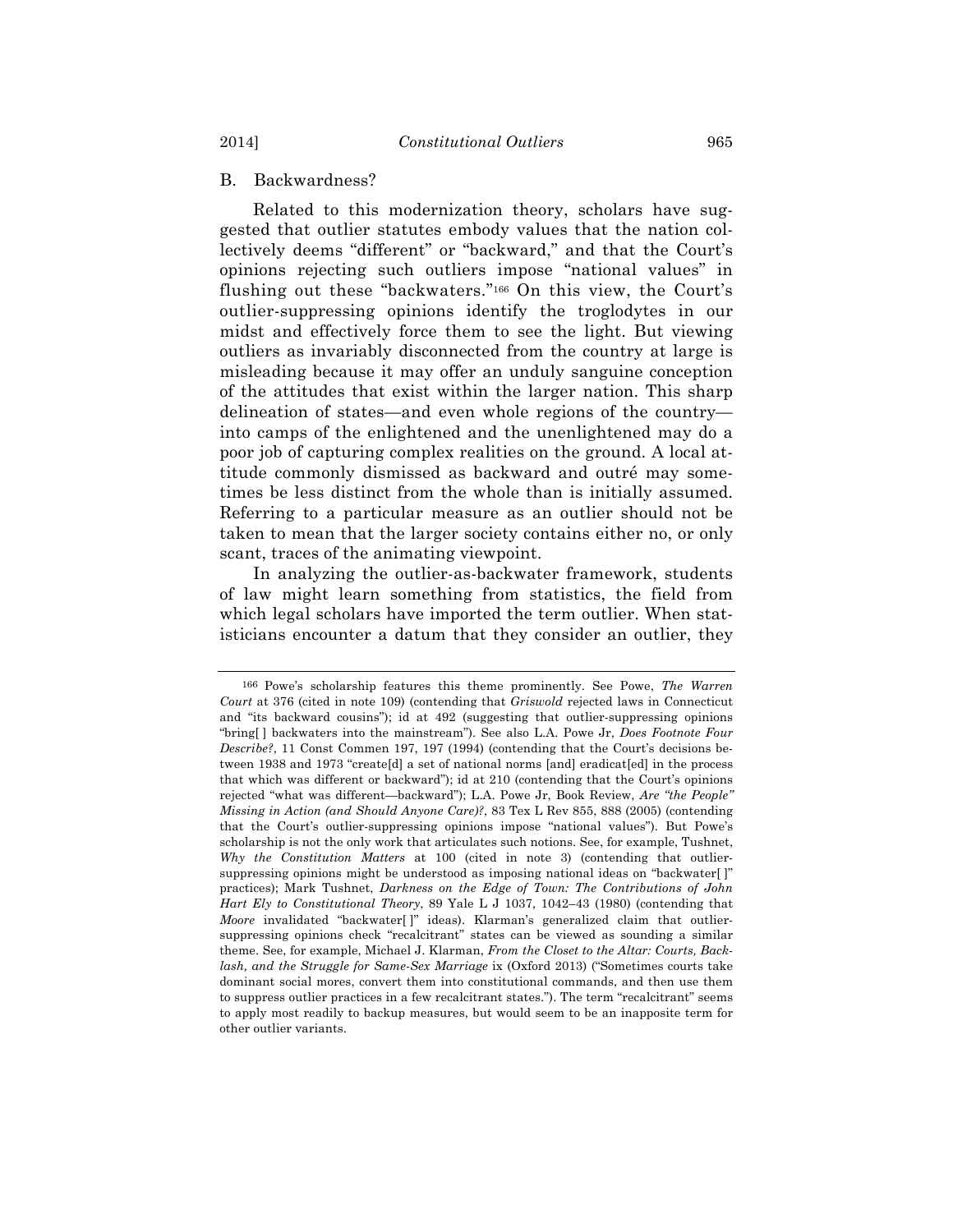## B. Backwardness?

Related to this modernization theory, scholars have suggested that outlier statutes embody values that the nation collectively deems "different" or "backward," and that the Court's opinions rejecting such outliers impose "national values" in flushing out these "backwaters."[166] On this view, the Court's outlier-suppressing opinions identify the troglodytes in our midst and effectively force them to see the light. But viewing outliers as invariably disconnected from the country at large is misleading because it may offer an unduly sanguine conception of the attitudes that exist within the larger nation. This sharp delineation of states—and even whole regions of the country—into camps of the enlightened and the unenlightened may do a poor job of capturing complex realities on the ground. A local attitude commonly dismissed as backward and outré may sometimes be less distinct from the whole than is initially assumed. Referring to a particular measure as an outlier should not be taken to mean that the larger society contains either no, or only scant, traces of the animating viewpoint.

In analyzing the outlier-as-backwater framework, students of law might learn something from statistics, the field from which legal scholars have imported the term outlier. When statisticians encounter a datum that they consider an outlier, they

---

166 Powe's scholarship features this theme prominently. See Powe, *The Warren Court* at 376 (cited in note 109) (contending that *Griswold* rejected laws in Connecticut and "its backward cousins"); id at 492 (suggesting that outlier-suppressing opinions "bring[ ] backwaters into the mainstream"). See also L.A. Powe Jr, *Does Footnote Four Describe?*, 11 Const Commen 197, 197 (1994) (contending that the Court's decisions between 1938 and 1973 "create[d] a set of national norms [and] eradicat[ed] in the process that which was different or backward"); id at 210 (contending that the Court's opinions rejected "what was different—backward"); L.A. Powe Jr, Book Review, *Are "the People" Missing in Action (and Should Anyone Care)?*, 83 Tex L Rev 855, 888 (2005) (contending that the Court's outlier-suppressing opinions impose "national values"). But Powe's scholarship is not the only work that articulates such notions. See, for example, Tushnet, *Why the Constitution Matters* at 100 (cited in note 3) (contending that outlier-suppressing opinions might be understood as imposing national ideas on "backwater[ ]" practices); Mark Tushnet, *Darkness on the Edge of Town: The Contributions of John Hart Ely to Constitutional Theory*, 89 Yale L J 1037, 1042–43 (1980) (contending that *Moore* invalidated "backwater[ ]" ideas). Klarman's generalized claim that outlier-suppressing opinions check "recalcitrant" states can be viewed as sounding a similar theme. See, for example, Michael J. Klarman, *From the Closet to the Altar: Courts, Backlash, and the Struggle for Same-Sex Marriage* ix (Oxford 2013) ("Sometimes courts take dominant social mores, convert them into constitutional commands, and then use them to suppress outlier practices in a few recalcitrant states."). The term "recalcitrant" seems to apply most readily to backup measures, but would seem to be an inapposite term for other outlier variants.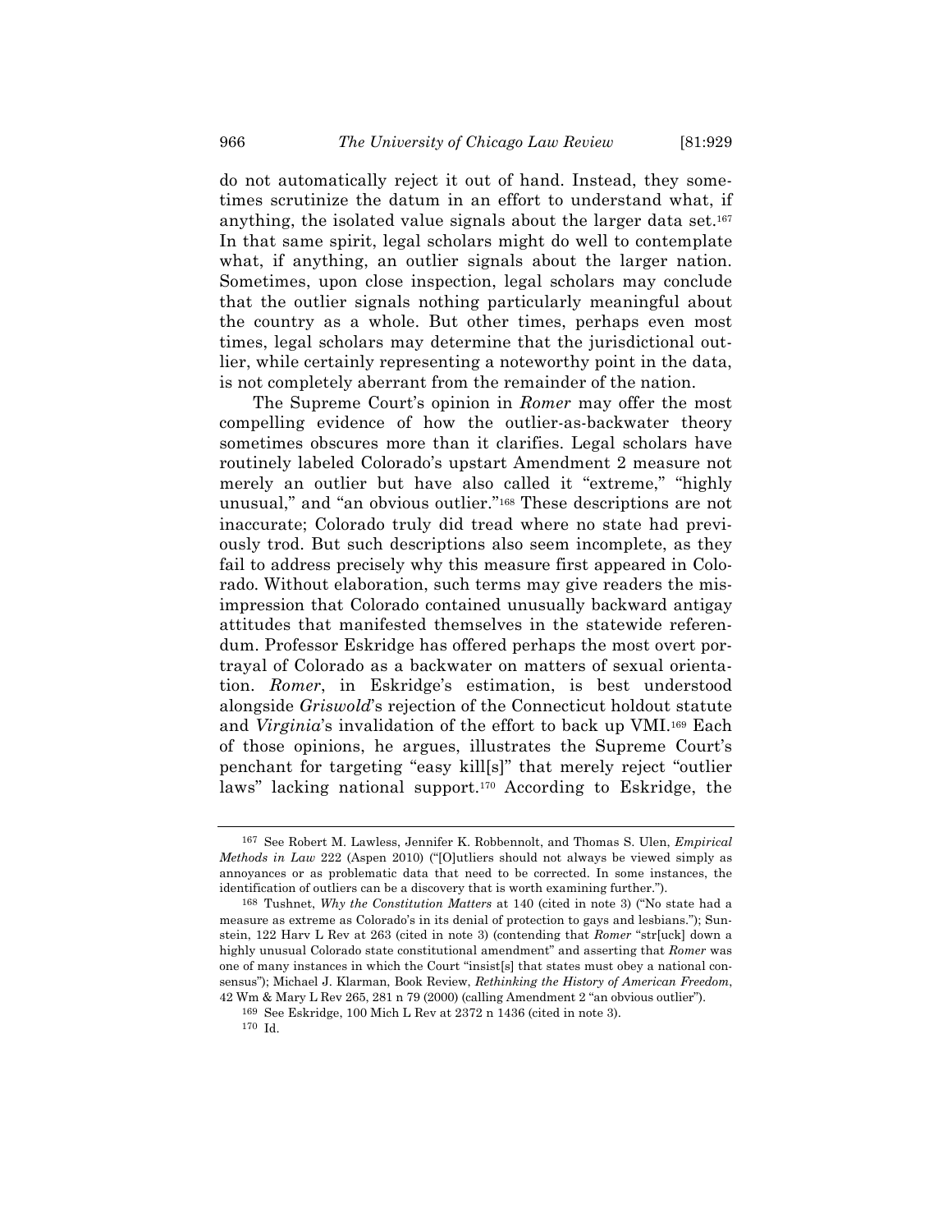do not automatically reject it out of hand. Instead, they sometimes scrutinize the datum in an effort to understand what, if anything, the isolated value signals about the larger data set.[167] In that same spirit, legal scholars might do well to contemplate what, if anything, an outlier signals about the larger nation. Sometimes, upon close inspection, legal scholars may conclude that the outlier signals nothing particularly meaningful about the country as a whole. But other times, perhaps even most times, legal scholars may determine that the jurisdictional outlier, while certainly representing a noteworthy point in the data, is not completely aberrant from the remainder of the nation.

The Supreme Court's opinion in *Romer* may offer the most compelling evidence of how the outlier-as-backwater theory sometimes obscures more than it clarifies. Legal scholars have routinely labeled Colorado's upstart Amendment 2 measure not merely an outlier but have also called it "extreme," "highly unusual," and "an obvious outlier."[168] These descriptions are not inaccurate; Colorado truly did tread where no state had previously trod. But such descriptions also seem incomplete, as they fail to address precisely why this measure first appeared in Colorado. Without elaboration, such terms may give readers the misimpression that Colorado contained unusually backward antigay attitudes that manifested themselves in the statewide referendum. Professor Eskridge has offered perhaps the most overt portrayal of Colorado as a backwater on matters of sexual orientation. *Romer*, in Eskridge's estimation, is best understood alongside *Griswold*'s rejection of the Connecticut holdout statute and *Virginia*'s invalidation of the effort to back up VMI.[169] Each of those opinions, he argues, illustrates the Supreme Court's penchant for targeting "easy kill[s]" that merely reject "outlier laws" lacking national support.[170] According to Eskridge, the

---

[167] See Robert M. Lawless, Jennifer K. Robbennolt, and Thomas S. Ulen, *Empirical Methods in Law* 222 (Aspen 2010) ("[O]utliers should not always be viewed simply as annoyances or as problematic data that need to be corrected. In some instances, the identification of outliers can be a discovery that is worth examining further.").

[168] Tushnet, *Why the Constitution Matters* at 140 (cited in note 3) ("No state had a measure as extreme as Colorado's in its denial of protection to gays and lesbians."); Sunstein, 122 Harv L Rev at 263 (cited in note 3) (contending that *Romer* "str[uck] down a highly unusual Colorado state constitutional amendment" and asserting that *Romer* was one of many instances in which the Court "insist[s] that states must obey a national consensus"); Michael J. Klarman, Book Review, *Rethinking the History of American Freedom*, 42 Wm & Mary L Rev 265, 281 n 79 (2000) (calling Amendment 2 "an obvious outlier").

[169] See Eskridge, 100 Mich L Rev at 2372 n 1436 (cited in note 3).

[170] Id.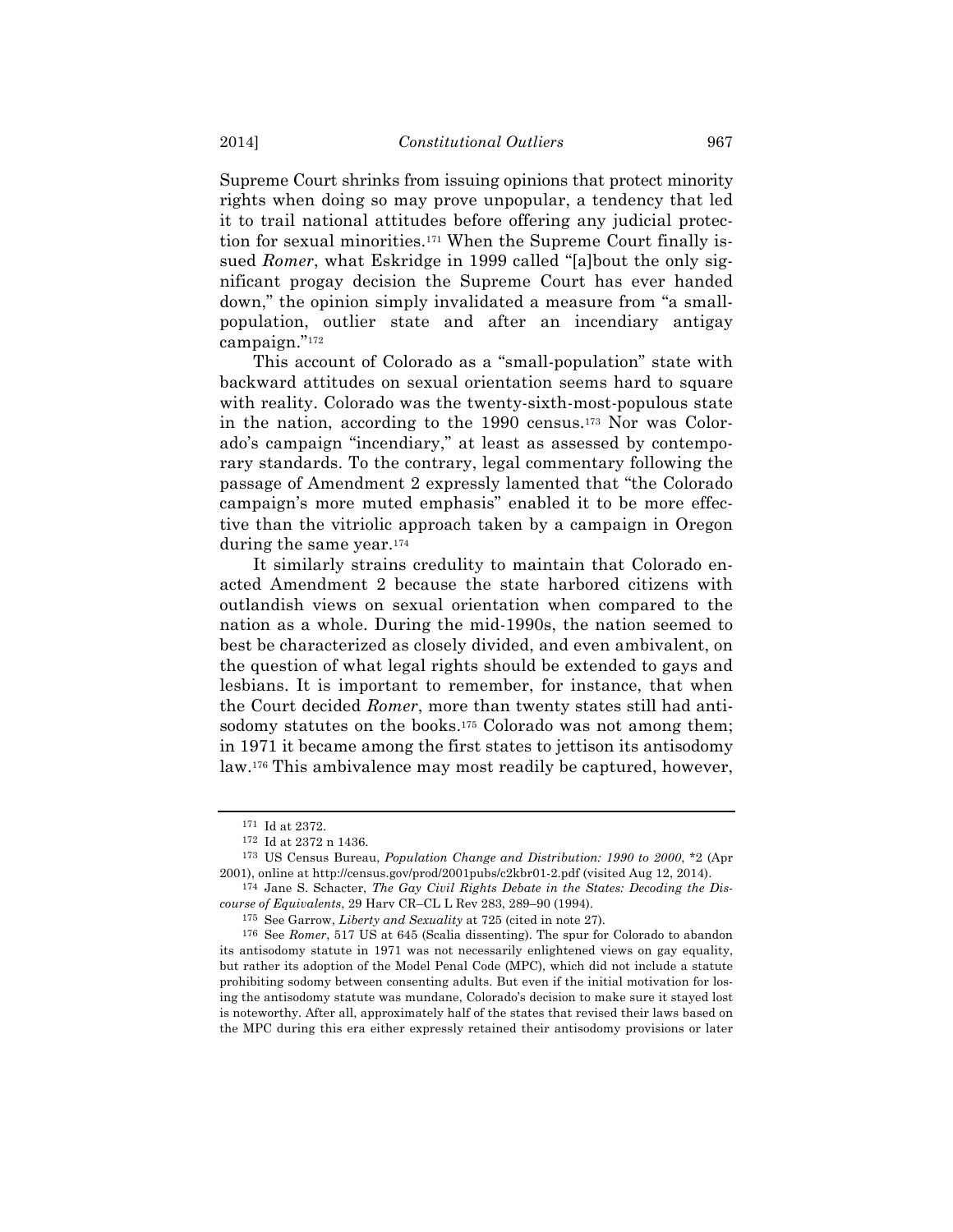Supreme Court shrinks from issuing opinions that protect minority rights when doing so may prove unpopular, a tendency that led it to trail national attitudes before offering any judicial protection for sexual minorities.[171] When the Supreme Court finally issued *Romer*, what Eskridge in 1999 called "[a]bout the only significant progay decision the Supreme Court has ever handed down," the opinion simply invalidated a measure from "a small-population, outlier state and after an incendiary antigay campaign."[172]

This account of Colorado as a "small-population" state with backward attitudes on sexual orientation seems hard to square with reality. Colorado was the twenty-sixth-most-populous state in the nation, according to the 1990 census.[173] Nor was Colorado's campaign "incendiary," at least as assessed by contemporary standards. To the contrary, legal commentary following the passage of Amendment 2 expressly lamented that "the Colorado campaign's more muted emphasis" enabled it to be more effective than the vitriolic approach taken by a campaign in Oregon during the same year.[174]

It similarly strains credulity to maintain that Colorado enacted Amendment 2 because the state harbored citizens with outlandish views on sexual orientation when compared to the nation as a whole. During the mid-1990s, the nation seemed to best be characterized as closely divided, and even ambivalent, on the question of what legal rights should be extended to gays and lesbians. It is important to remember, for instance, that when the Court decided *Romer*, more than twenty states still had antisodomy statutes on the books.[175] Colorado was not among them; in 1971 it became among the first states to jettison its antisodomy law.[176] This ambivalence may most readily be captured, however,

---

[171] Id at 2372.

[172] Id at 2372 n 1436.

[173] US Census Bureau, *Population Change and Distribution: 1990 to 2000*, *2 (Apr 2001), online at http://census.gov/prod/2001pubs/c2kbr01-2.pdf (visited Aug 12, 2014).

[174] Jane S. Schacter, *The Gay Civil Rights Debate in the States: Decoding the Discourse of Equivalents*, 29 Harv CR–CL L Rev 283, 289–90 (1994).

[175] See Garrow, *Liberty and Sexuality* at 725 (cited in note 27).

[176] See *Romer*, 517 US at 645 (Scalia dissenting). The spur for Colorado to abandon its antisodomy statute in 1971 was not necessarily enlightened views on gay equality, but rather its adoption of the Model Penal Code (MPC), which did not include a statute prohibiting sodomy between consenting adults. But even if the initial motivation for losing the antisodomy statute was mundane, Colorado's decision to make sure it stayed lost is noteworthy. After all, approximately half of the states that revised their laws based on the MPC during this era either expressly retained their antisodomy provisions or later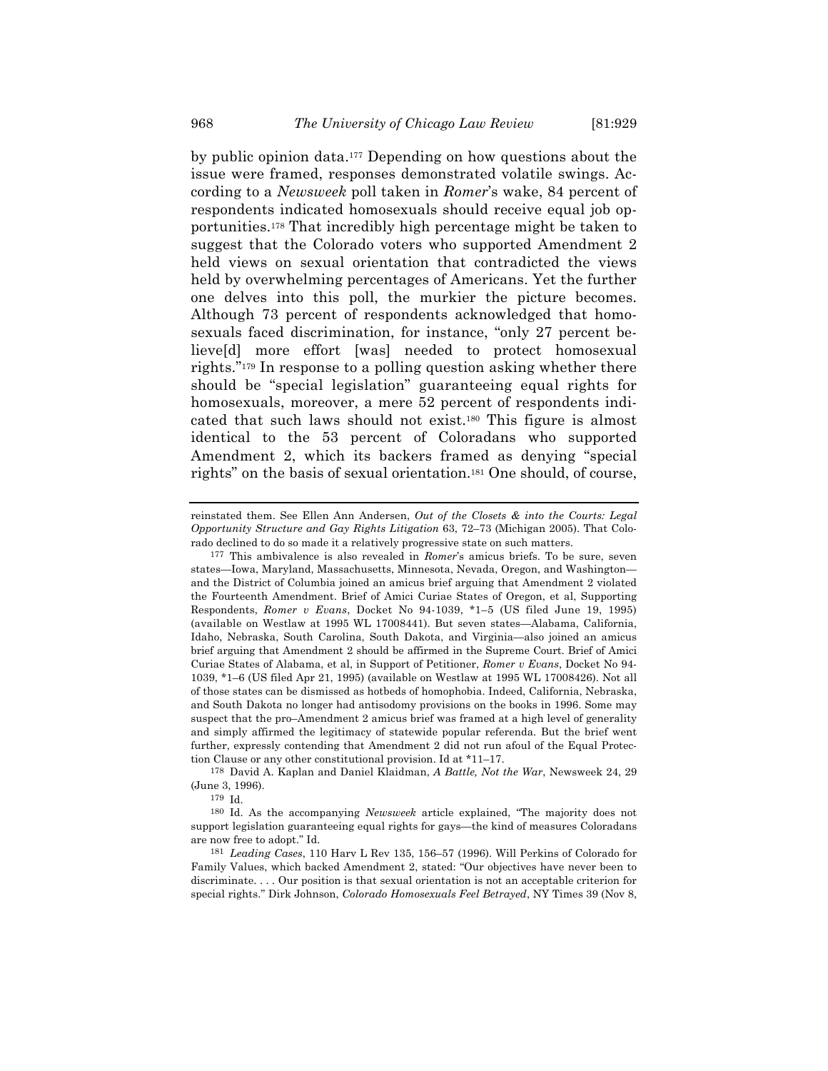by public opinion data.[177] Depending on how questions about the issue were framed, responses demonstrated volatile swings. According to a *Newsweek* poll taken in *Romer*'s wake, 84 percent of respondents indicated homosexuals should receive equal job opportunities.[178] That incredibly high percentage might be taken to suggest that the Colorado voters who supported Amendment 2 held views on sexual orientation that contradicted the views held by overwhelming percentages of Americans. Yet the further one delves into this poll, the murkier the picture becomes. Although 73 percent of respondents acknowledged that homosexuals faced discrimination, for instance, "only 27 percent believe[d] more effort [was] needed to protect homosexual rights."[179] In response to a polling question asking whether there should be "special legislation" guaranteeing equal rights for homosexuals, moreover, a mere 52 percent of respondents indicated that such laws should not exist.[180] This figure is almost identical to the 53 percent of Coloradans who supported Amendment 2, which its backers framed as denying "special rights" on the basis of sexual orientation.[181] One should, of course,

---

reinstated them. See Ellen Ann Andersen, *Out of the Closets & into the Courts: Legal Opportunity Structure and Gay Rights Litigation* 63, 72–73 (Michigan 2005). That Colorado declined to do so made it a relatively progressive state on such matters.

[177] This ambivalence is also revealed in *Romer*'s amicus briefs. To be sure, seven states—Iowa, Maryland, Massachusetts, Minnesota, Nevada, Oregon, and Washington—and the District of Columbia joined an amicus brief arguing that Amendment 2 violated the Fourteenth Amendment. Brief of Amici Curiae States of Oregon, et al, Supporting Respondents, *Romer v Evans*, Docket No 94-1039, *1–5 (US filed June 19, 1995) (available on Westlaw at 1995 WL 17008441). But seven states—Alabama, California, Idaho, Nebraska, South Carolina, South Dakota, and Virginia—also joined an amicus brief arguing that Amendment 2 should be affirmed in the Supreme Court. Brief of Amici Curiae States of Alabama, et al, in Support of Petitioner, *Romer v Evans*, Docket No 94-1039, *1–6 (US filed Apr 21, 1995) (available on Westlaw at 1995 WL 17008426). Not all of those states can be dismissed as hotbeds of homophobia. Indeed, California, Nebraska, and South Dakota no longer had antisodomy provisions on the books in 1996. Some may suspect that the pro–Amendment 2 amicus brief was framed at a high level of generality and simply affirmed the legitimacy of statewide popular referenda. But the brief went further, expressly contending that Amendment 2 did not run afoul of the Equal Protection Clause or any other constitutional provision. Id at *11–17.

[178] David A. Kaplan and Daniel Klaidman, *A Battle, Not the War*, Newsweek 24, 29 (June 3, 1996).

[179] Id.

[180] Id. As the accompanying *Newsweek* article explained, "The majority does not support legislation guaranteeing equal rights for gays—the kind of measures Coloradans are now free to adopt." Id.

[181] *Leading Cases*, 110 Harv L Rev 135, 156–57 (1996). Will Perkins of Colorado for Family Values, which backed Amendment 2, stated: "Our objectives have never been to discriminate. . . . Our position is that sexual orientation is not an acceptable criterion for special rights." Dirk Johnson, *Colorado Homosexuals Feel Betrayed*, NY Times 39 (Nov 8,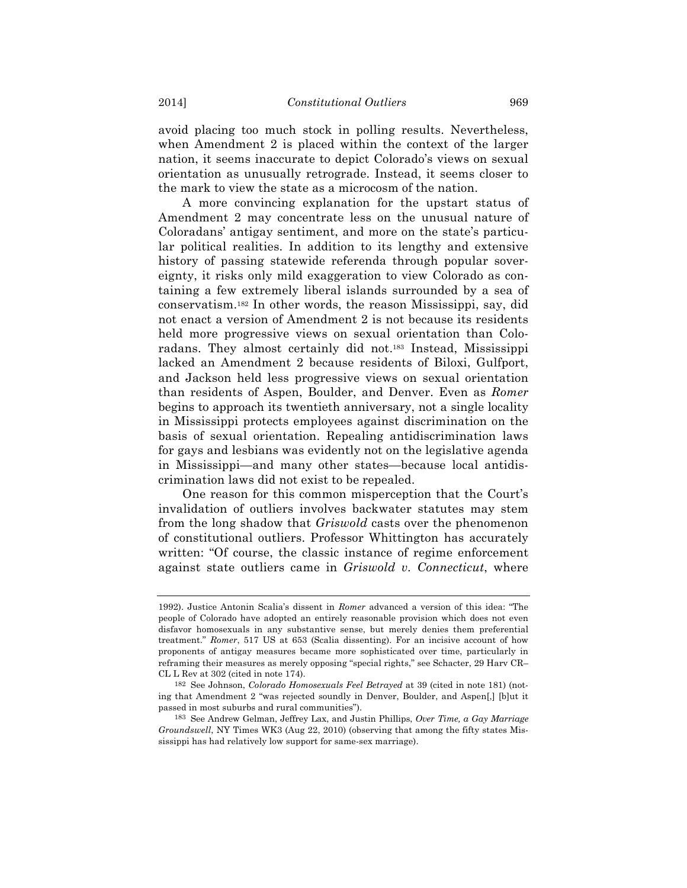avoid placing too much stock in polling results. Nevertheless, when Amendment 2 is placed within the context of the larger nation, it seems inaccurate to depict Colorado's views on sexual orientation as unusually retrograde. Instead, it seems closer to the mark to view the state as a microcosm of the nation.

A more convincing explanation for the upstart status of Amendment 2 may concentrate less on the unusual nature of Coloradans' antigay sentiment, and more on the state's particular political realities. In addition to its lengthy and extensive history of passing statewide referenda through popular sovereignty, it risks only mild exaggeration to view Colorado as containing a few extremely liberal islands surrounded by a sea of conservatism.[182] In other words, the reason Mississippi, say, did not enact a version of Amendment 2 is not because its residents held more progressive views on sexual orientation than Coloradans. They almost certainly did not.[183] Instead, Mississippi lacked an Amendment 2 because residents of Biloxi, Gulfport, and Jackson held less progressive views on sexual orientation than residents of Aspen, Boulder, and Denver. Even as *Romer* begins to approach its twentieth anniversary, not a single locality in Mississippi protects employees against discrimination on the basis of sexual orientation. Repealing antidiscrimination laws for gays and lesbians was evidently not on the legislative agenda in Mississippi—and many other states—because local antidiscrimination laws did not exist to be repealed.

One reason for this common misperception that the Court's invalidation of outliers involves backwater statutes may stem from the long shadow that *Griswold* casts over the phenomenon of constitutional outliers. Professor Whittington has accurately written: "Of course, the classic instance of regime enforcement against state outliers came in *Griswold v. Connecticut*, where

---

1992). Justice Antonin Scalia's dissent in *Romer* advanced a version of this idea: "The people of Colorado have adopted an entirely reasonable provision which does not even disfavor homosexuals in any substantive sense, but merely denies them preferential treatment." *Romer*, 517 US at 653 (Scalia dissenting). For an incisive account of how proponents of antigay measures became more sophisticated over time, particularly in reframing their measures as merely opposing "special rights," see Schacter, 29 Harv CR–CL L Rev at 302 (cited in note 174).

[182] See Johnson, *Colorado Homosexuals Feel Betrayed* at 39 (cited in note 181) (noting that Amendment 2 "was rejected soundly in Denver, Boulder, and Aspen[,] [b]ut it passed in most suburbs and rural communities").

[183] See Andrew Gelman, Jeffrey Lax, and Justin Phillips, *Over Time, a Gay Marriage Groundswell*, NY Times WK3 (Aug 22, 2010) (observing that among the fifty states Mississippi has had relatively low support for same-sex marriage).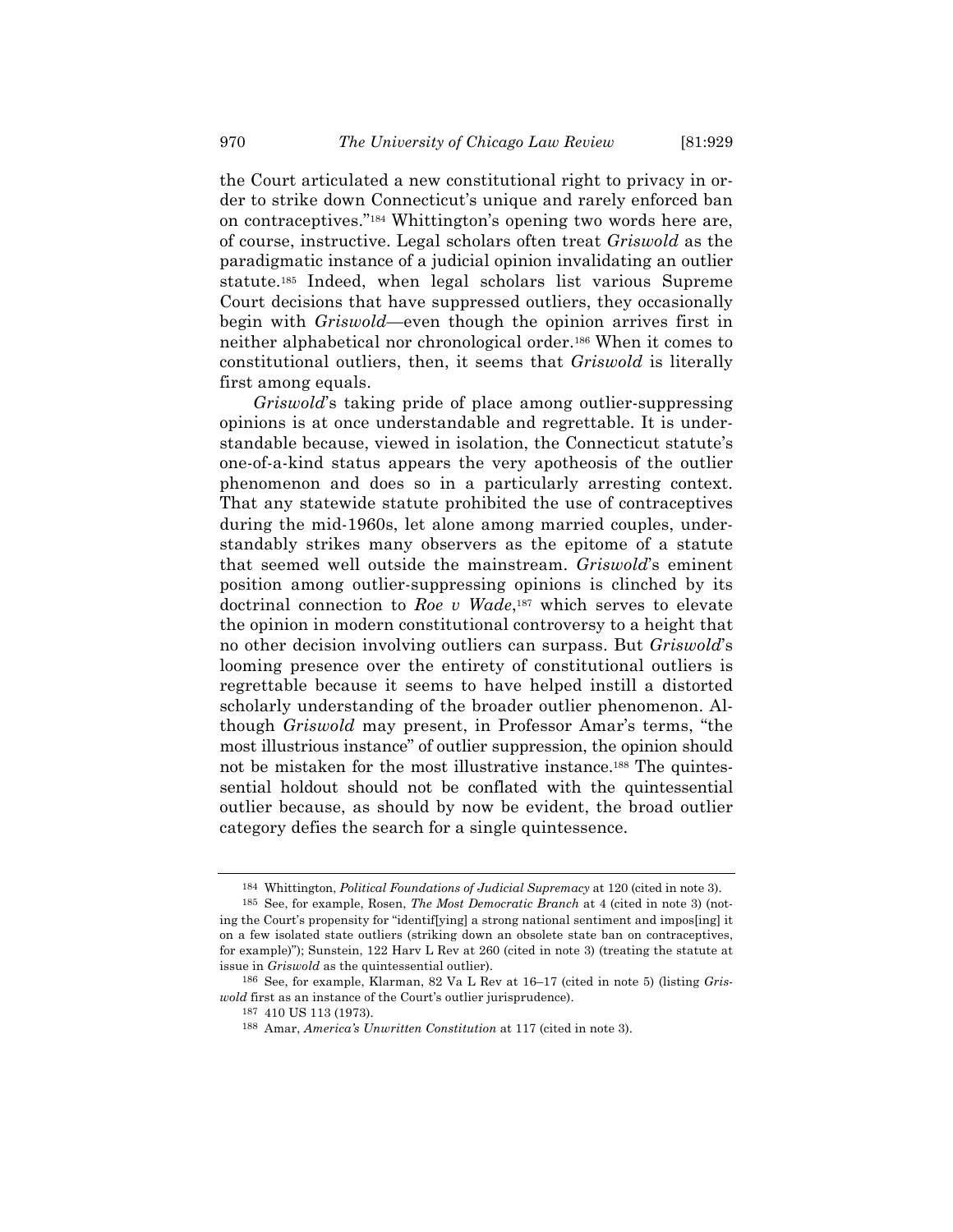the Court articulated a new constitutional right to privacy in order to strike down Connecticut's unique and rarely enforced ban on contraceptives."[184] Whittington's opening two words here are, of course, instructive. Legal scholars often treat *Griswold* as the paradigmatic instance of a judicial opinion invalidating an outlier statute.[185] Indeed, when legal scholars list various Supreme Court decisions that have suppressed outliers, they occasionally begin with *Griswold*—even though the opinion arrives first in neither alphabetical nor chronological order.[186] When it comes to constitutional outliers, then, it seems that *Griswold* is literally first among equals.

*Griswold*'s taking pride of place among outlier-suppressing opinions is at once understandable and regrettable. It is understandable because, viewed in isolation, the Connecticut statute's one-of-a-kind status appears the very apotheosis of the outlier phenomenon and does so in a particularly arresting context. That any statewide statute prohibited the use of contraceptives during the mid-1960s, let alone among married couples, understandably strikes many observers as the epitome of a statute that seemed well outside the mainstream. *Griswold*'s eminent position among outlier-suppressing opinions is clinched by its doctrinal connection to *Roe v Wade*,[187] which serves to elevate the opinion in modern constitutional controversy to a height that no other decision involving outliers can surpass. But *Griswold*'s looming presence over the entirety of constitutional outliers is regrettable because it seems to have helped instill a distorted scholarly understanding of the broader outlier phenomenon. Although *Griswold* may present, in Professor Amar's terms, "the most illustrious instance" of outlier suppression, the opinion should not be mistaken for the most illustrative instance.[188] The quintessential holdout should not be conflated with the quintessential outlier because, as should by now be evident, the broad outlier category defies the search for a single quintessence.

---

[184] Whittington, *Political Foundations of Judicial Supremacy* at 120 (cited in note 3).

[185] See, for example, Rosen, *The Most Democratic Branch* at 4 (cited in note 3) (noting the Court's propensity for "identif[ying] a strong national sentiment and impos[ing] it on a few isolated state outliers (striking down an obsolete state ban on contraceptives, for example)"); Sunstein, 122 Harv L Rev at 260 (cited in note 3) (treating the statute at issue in *Griswold* as the quintessential outlier).

[186] See, for example, Klarman, 82 Va L Rev at 16–17 (cited in note 5) (listing *Griswold* first as an instance of the Court's outlier jurisprudence).

[187] 410 US 113 (1973).

[188] Amar, *America's Unwritten Constitution* at 117 (cited in note 3).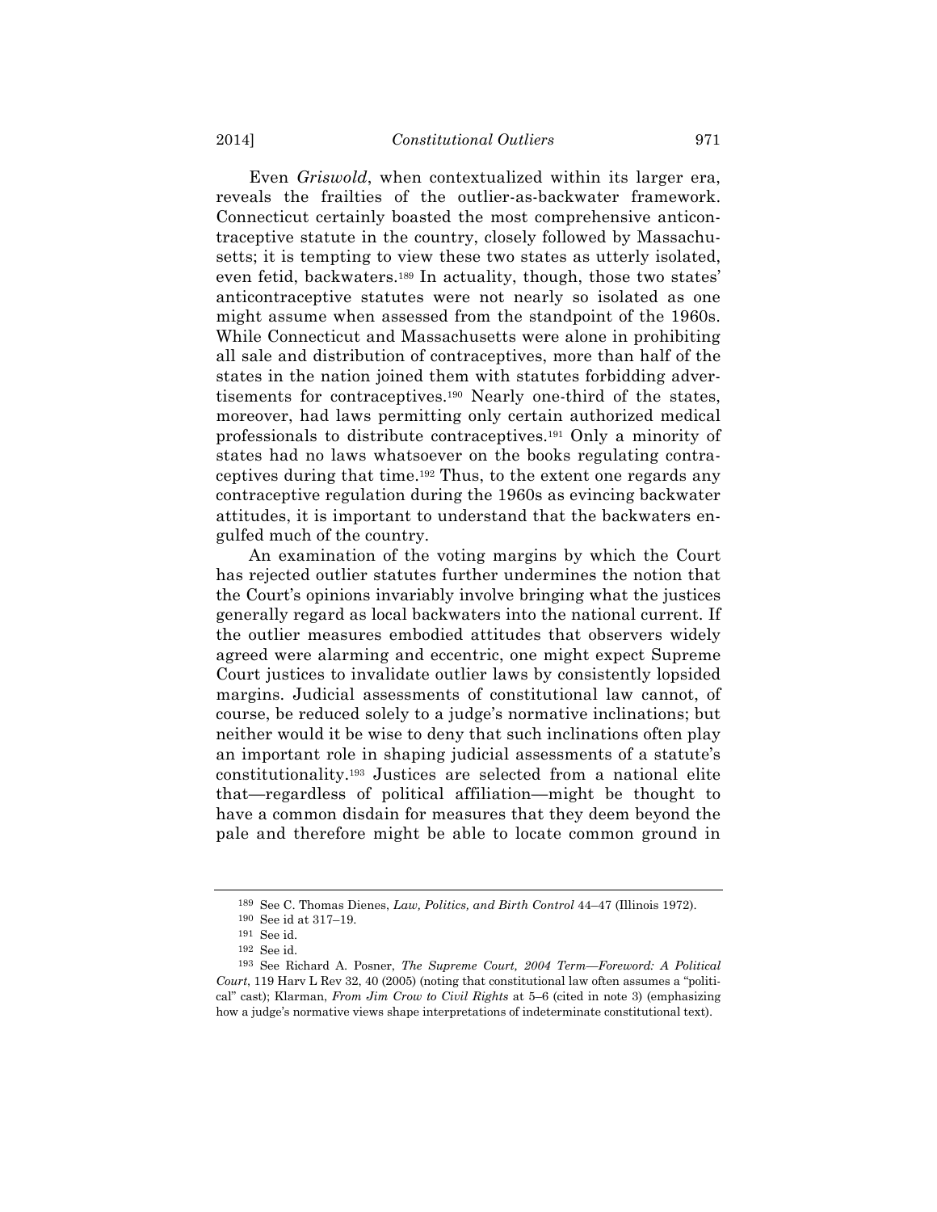Even *Griswold*, when contextualized within its larger era, reveals the frailties of the outlier-as-backwater framework. Connecticut certainly boasted the most comprehensive anticontraceptive statute in the country, closely followed by Massachusetts; it is tempting to view these two states as utterly isolated, even fetid, backwaters.[189] In actuality, though, those two states' anticontraceptive statutes were not nearly so isolated as one might assume when assessed from the standpoint of the 1960s. While Connecticut and Massachusetts were alone in prohibiting all sale and distribution of contraceptives, more than half of the states in the nation joined them with statutes forbidding advertisements for contraceptives.[190] Nearly one-third of the states, moreover, had laws permitting only certain authorized medical professionals to distribute contraceptives.[191] Only a minority of states had no laws whatsoever on the books regulating contraceptives during that time.[192] Thus, to the extent one regards any contraceptive regulation during the 1960s as evincing backwater attitudes, it is important to understand that the backwaters engulfed much of the country.

An examination of the voting margins by which the Court has rejected outlier statutes further undermines the notion that the Court's opinions invariably involve bringing what the justices generally regard as local backwaters into the national current. If the outlier measures embodied attitudes that observers widely agreed were alarming and eccentric, one might expect Supreme Court justices to invalidate outlier laws by consistently lopsided margins. Judicial assessments of constitutional law cannot, of course, be reduced solely to a judge's normative inclinations; but neither would it be wise to deny that such inclinations often play an important role in shaping judicial assessments of a statute's constitutionality.[193] Justices are selected from a national elite that—regardless of political affiliation—might be thought to have a common disdain for measures that they deem beyond the pale and therefore might be able to locate common ground in

---

[189] See C. Thomas Dienes, *Law, Politics, and Birth Control* 44–47 (Illinois 1972).

[190] See id at 317–19.

[191] See id.

[192] See id.

[193] See Richard A. Posner, *The Supreme Court, 2004 Term—Foreword: A Political Court*, 119 Harv L Rev 32, 40 (2005) (noting that constitutional law often assumes a "political" cast); Klarman, *From Jim Crow to Civil Rights* at 5–6 (cited in note 3) (emphasizing how a judge's normative views shape interpretations of indeterminate constitutional text).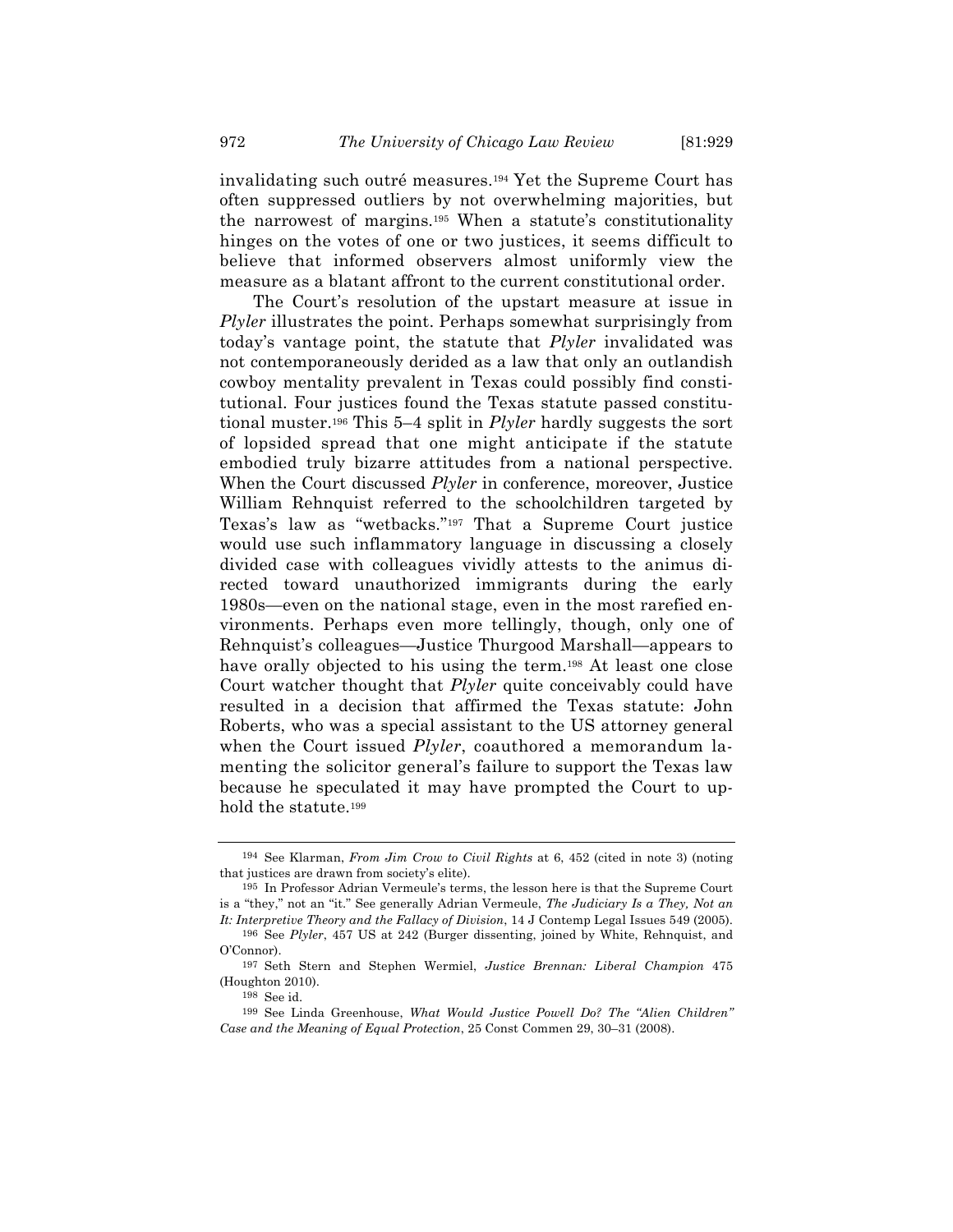invalidating such outré measures.[194] Yet the Supreme Court has often suppressed outliers by not overwhelming majorities, but the narrowest of margins.[195] When a statute's constitutionality hinges on the votes of one or two justices, it seems difficult to believe that informed observers almost uniformly view the measure as a blatant affront to the current constitutional order.

The Court's resolution of the upstart measure at issue in *Plyler* illustrates the point. Perhaps somewhat surprisingly from today's vantage point, the statute that *Plyler* invalidated was not contemporaneously derided as a law that only an outlandish cowboy mentality prevalent in Texas could possibly find constitutional. Four justices found the Texas statute passed constitutional muster.[196] This 5–4 split in *Plyler* hardly suggests the sort of lopsided spread that one might anticipate if the statute embodied truly bizarre attitudes from a national perspective. When the Court discussed *Plyler* in conference, moreover, Justice William Rehnquist referred to the schoolchildren targeted by Texas's law as "wetbacks."[197] That a Supreme Court justice would use such inflammatory language in discussing a closely divided case with colleagues vividly attests to the animus directed toward unauthorized immigrants during the early 1980s—even on the national stage, even in the most rarefied environments. Perhaps even more tellingly, though, only one of Rehnquist's colleagues—Justice Thurgood Marshall—appears to have orally objected to his using the term.[198] At least one close Court watcher thought that *Plyler* quite conceivably could have resulted in a decision that affirmed the Texas statute: John Roberts, who was a special assistant to the US attorney general when the Court issued *Plyler*, coauthored a memorandum lamenting the solicitor general's failure to support the Texas law because he speculated it may have prompted the Court to uphold the statute.[199]

---

[194] See Klarman, *From Jim Crow to Civil Rights* at 6, 452 (cited in note 3) (noting that justices are drawn from society's elite).

[195] In Professor Adrian Vermeule's terms, the lesson here is that the Supreme Court is a "they," not an "it." See generally Adrian Vermeule, *The Judiciary Is a They, Not an It: Interpretive Theory and the Fallacy of Division*, 14 J Contemp Legal Issues 549 (2005).

[196] See *Plyler*, 457 US at 242 (Burger dissenting, joined by White, Rehnquist, and O'Connor).

[197] Seth Stern and Stephen Wermiel, *Justice Brennan: Liberal Champion* 475 (Houghton 2010).

[198] See id.

[199] See Linda Greenhouse, *What Would Justice Powell Do? The "Alien Children" Case and the Meaning of Equal Protection*, 25 Const Commen 29, 30–31 (2008).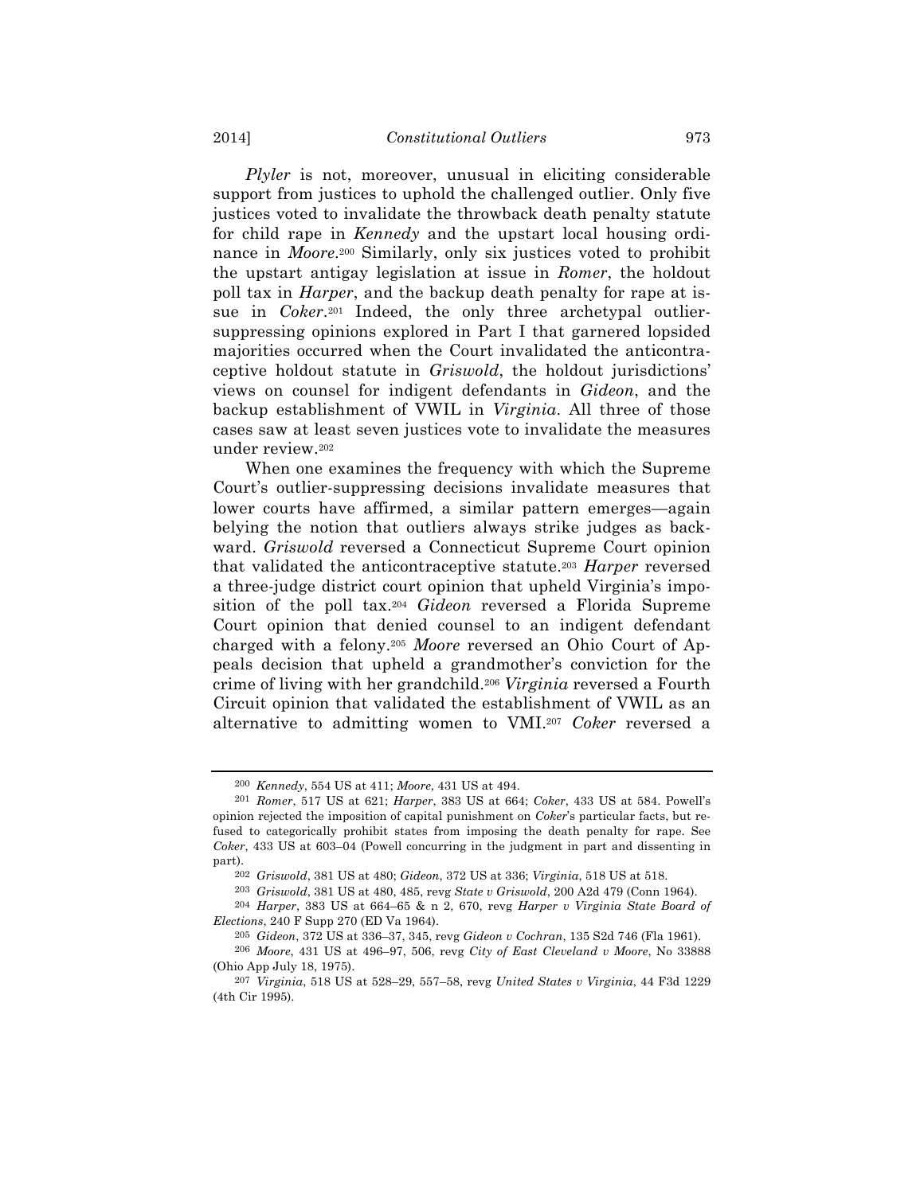*Plyler* is not, moreover, unusual in eliciting considerable support from justices to uphold the challenged outlier. Only five justices voted to invalidate the throwback death penalty statute for child rape in *Kennedy* and the upstart local housing ordinance in *Moore*.[200] Similarly, only six justices voted to prohibit the upstart antigay legislation at issue in *Romer*, the holdout poll tax in *Harper*, and the backup death penalty for rape at issue in *Coker*.[201] Indeed, the only three archetypal outlier-suppressing opinions explored in Part I that garnered lopsided majorities occurred when the Court invalidated the anticontraceptive holdout statute in *Griswold*, the holdout jurisdictions' views on counsel for indigent defendants in *Gideon*, and the backup establishment of VWIL in *Virginia*. All three of those cases saw at least seven justices vote to invalidate the measures under review.[202]

When one examines the frequency with which the Supreme Court's outlier-suppressing decisions invalidate measures that lower courts have affirmed, a similar pattern emerges—again belying the notion that outliers always strike judges as backward. *Griswold* reversed a Connecticut Supreme Court opinion that validated the anticontraceptive statute.[203] *Harper* reversed a three-judge district court opinion that upheld Virginia's imposition of the poll tax.[204] *Gideon* reversed a Florida Supreme Court opinion that denied counsel to an indigent defendant charged with a felony.[205] *Moore* reversed an Ohio Court of Appeals decision that upheld a grandmother's conviction for the crime of living with her grandchild.[206] *Virginia* reversed a Fourth Circuit opinion that validated the establishment of VWIL as an alternative to admitting women to VMI.[207] *Coker* reversed a

---

[200] *Kennedy*, 554 US at 411; *Moore*, 431 US at 494.

[201] *Romer*, 517 US at 621; *Harper*, 383 US at 664; *Coker*, 433 US at 584. Powell's opinion rejected the imposition of capital punishment on *Coker*'s particular facts, but refused to categorically prohibit states from imposing the death penalty for rape. See *Coker*, 433 US at 603–04 (Powell concurring in the judgment in part and dissenting in part).

[202] *Griswold*, 381 US at 480; *Gideon*, 372 US at 336; *Virginia*, 518 US at 518.

[203] *Griswold*, 381 US at 480, 485, revg *State v Griswold*, 200 A2d 479 (Conn 1964).

[204] *Harper*, 383 US at 664–65 & n 2, 670, revg *Harper v Virginia State Board of Elections*, 240 F Supp 270 (ED Va 1964).

[205] *Gideon*, 372 US at 336–37, 345, revg *Gideon v Cochran*, 135 S2d 746 (Fla 1961).

[206] *Moore*, 431 US at 496–97, 506, revg *City of East Cleveland v Moore*, No 33888 (Ohio App July 18, 1975).

[207] *Virginia*, 518 US at 528–29, 557–58, revg *United States v Virginia*, 44 F3d 1229 (4th Cir 1995).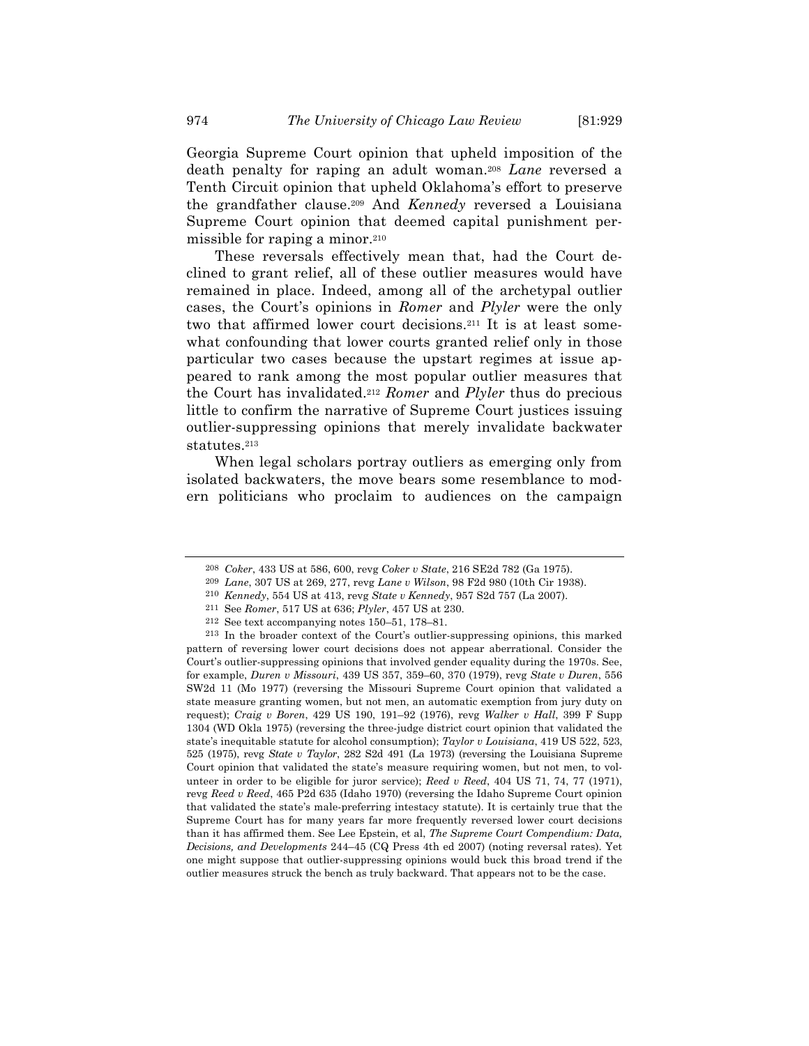Georgia Supreme Court opinion that upheld imposition of the death penalty for raping an adult woman.[208] *Lane* reversed a Tenth Circuit opinion that upheld Oklahoma's effort to preserve the grandfather clause.[209] And *Kennedy* reversed a Louisiana Supreme Court opinion that deemed capital punishment permissible for raping a minor.[210]

These reversals effectively mean that, had the Court declined to grant relief, all of these outlier measures would have remained in place. Indeed, among all of the archetypal outlier cases, the Court's opinions in *Romer* and *Plyler* were the only two that affirmed lower court decisions.[211] It is at least somewhat confounding that lower courts granted relief only in those particular two cases because the upstart regimes at issue appeared to rank among the most popular outlier measures that the Court has invalidated.[212] *Romer* and *Plyler* thus do precious little to confirm the narrative of Supreme Court justices issuing outlier-suppressing opinions that merely invalidate backwater statutes.[213]

When legal scholars portray outliers as emerging only from isolated backwaters, the move bears some resemblance to modern politicians who proclaim to audiences on the campaign

---

[208] *Coker*, 433 US at 586, 600, revg *Coker v State*, 216 SE2d 782 (Ga 1975).

[209] *Lane*, 307 US at 269, 277, revg *Lane v Wilson*, 98 F2d 980 (10th Cir 1938).

[210] *Kennedy*, 554 US at 413, revg *State v Kennedy*, 957 S2d 757 (La 2007).

[211] See *Romer*, 517 US at 636; *Plyler*, 457 US at 230.

[212] See text accompanying notes 150–51, 178–81.

[213] In the broader context of the Court's outlier-suppressing opinions, this marked pattern of reversing lower court decisions does not appear aberrational. Consider the Court's outlier-suppressing opinions that involved gender equality during the 1970s. See, for example, *Duren v Missouri*, 439 US 357, 359–60, 370 (1979), revg *State v Duren*, 556 SW2d 11 (Mo 1977) (reversing the Missouri Supreme Court opinion that validated a state measure granting women, but not men, an automatic exemption from jury duty on request); *Craig v Boren*, 429 US 190, 191–92 (1976), revg *Walker v Hall*, 399 F Supp 1304 (WD Okla 1975) (reversing the three-judge district court opinion that validated the state's inequitable statute for alcohol consumption); *Taylor v Louisiana*, 419 US 522, 523, 525 (1975), revg *State v Taylor*, 282 S2d 491 (La 1973) (reversing the Louisiana Supreme Court opinion that validated the state's measure requiring women, but not men, to volunteer in order to be eligible for juror service); *Reed v Reed*, 404 US 71, 74, 77 (1971), revg *Reed v Reed*, 465 P2d 635 (Idaho 1970) (reversing the Idaho Supreme Court opinion that validated the state's male-preferring intestacy statute). It is certainly true that the Supreme Court has for many years far more frequently reversed lower court decisions than it has affirmed them. See Lee Epstein, et al, *The Supreme Court Compendium: Data, Decisions, and Developments* 244–45 (CQ Press 4th ed 2007) (noting reversal rates). Yet one might suppose that outlier-suppressing opinions would buck this broad trend if the outlier measures struck the bench as truly backward. That appears not to be the case.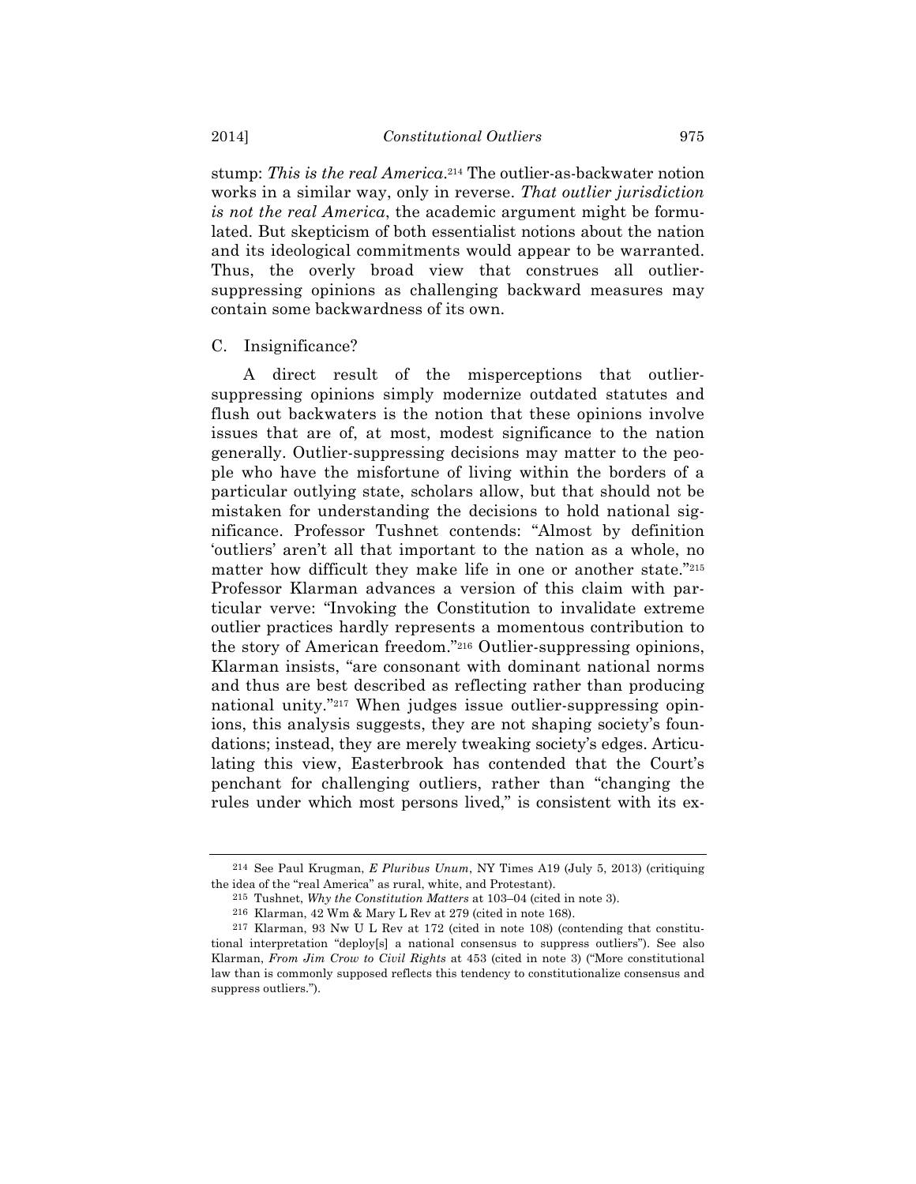stump: *This is the real America*.[214] The outlier-as-backwater notion works in a similar way, only in reverse. *That outlier jurisdiction is not the real America*, the academic argument might be formulated. But skepticism of both essentialist notions about the nation and its ideological commitments would appear to be warranted. Thus, the overly broad view that construes all outlier-suppressing opinions as challenging backward measures may contain some backwardness of its own.

## C. Insignificance?

A direct result of the misperceptions that outlier-suppressing opinions simply modernize outdated statutes and flush out backwaters is the notion that these opinions involve issues that are of, at most, modest significance to the nation generally. Outlier-suppressing decisions may matter to the people who have the misfortune of living within the borders of a particular outlying state, scholars allow, but that should not be mistaken for understanding the decisions to hold national significance. Professor Tushnet contends: "Almost by definition 'outliers' aren't all that important to the nation as a whole, no matter how difficult they make life in one or another state."[215] Professor Klarman advances a version of this claim with particular verve: "Invoking the Constitution to invalidate extreme outlier practices hardly represents a momentous contribution to the story of American freedom."[216] Outlier-suppressing opinions, Klarman insists, "are consonant with dominant national norms and thus are best described as reflecting rather than producing national unity."[217] When judges issue outlier-suppressing opinions, this analysis suggests, they are not shaping society's foundations; instead, they are merely tweaking society's edges. Articulating this view, Easterbrook has contended that the Court's penchant for challenging outliers, rather than "changing the rules under which most persons lived," is consistent with its ex-

---

[214] See Paul Krugman, *E Pluribus Unum*, NY Times A19 (July 5, 2013) (critiquing the idea of the "real America" as rural, white, and Protestant).

[215] Tushnet, *Why the Constitution Matters* at 103–04 (cited in note 3).

[216] Klarman, 42 Wm & Mary L Rev at 279 (cited in note 168).

[217] Klarman, 93 Nw U L Rev at 172 (cited in note 108) (contending that constitutional interpretation "deploy[s] a national consensus to suppress outliers"). See also Klarman, *From Jim Crow to Civil Rights* at 453 (cited in note 3) ("More constitutional law than is commonly supposed reflects this tendency to constitutionalize consensus and suppress outliers.").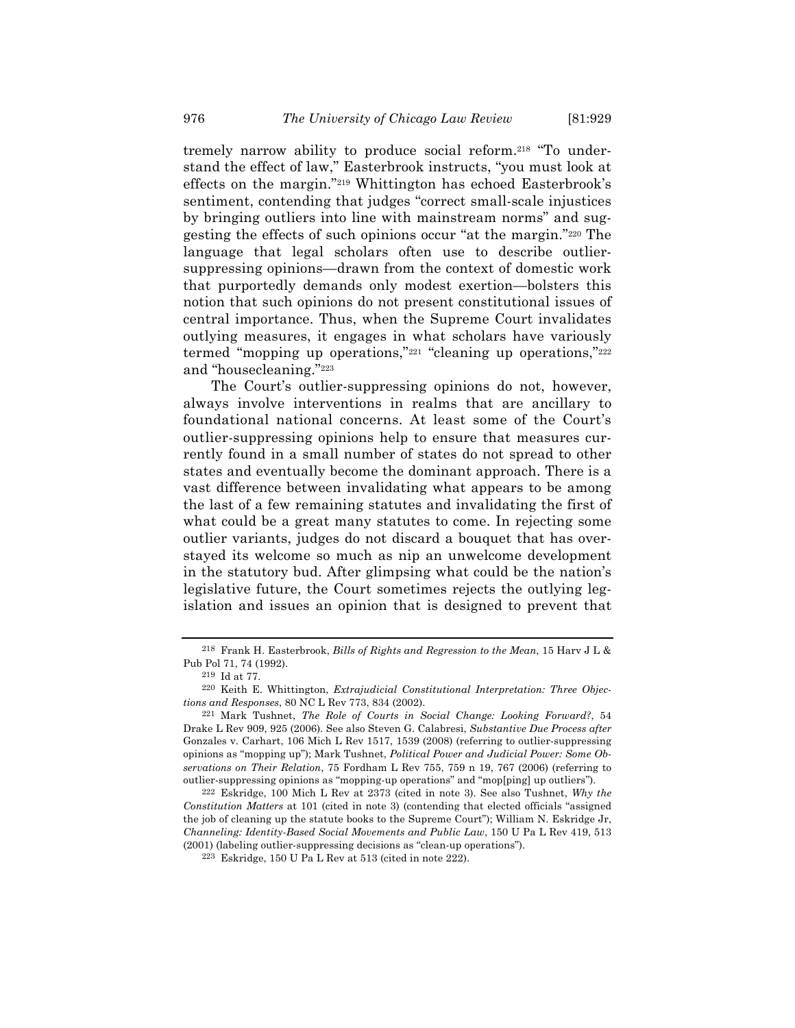tremely narrow ability to produce social reform.[218] "To understand the effect of law," Easterbrook instructs, "you must look at effects on the margin."[219] Whittington has echoed Easterbrook's sentiment, contending that judges "correct small-scale injustices by bringing outliers into line with mainstream norms" and suggesting the effects of such opinions occur "at the margin."[220] The language that legal scholars often use to describe outlier-suppressing opinions—drawn from the context of domestic work that purportedly demands only modest exertion—bolsters this notion that such opinions do not present constitutional issues of central importance. Thus, when the Supreme Court invalidates outlying measures, it engages in what scholars have variously termed "mopping up operations,"[221] "cleaning up operations,"[222] and "housecleaning."[223]

The Court's outlier-suppressing opinions do not, however, always involve interventions in realms that are ancillary to foundational national concerns. At least some of the Court's outlier-suppressing opinions help to ensure that measures currently found in a small number of states do not spread to other states and eventually become the dominant approach. There is a vast difference between invalidating what appears to be among the last of a few remaining statutes and invalidating the first of what could be a great many statutes to come. In rejecting some outlier variants, judges do not discard a bouquet that has overstayed its welcome so much as nip an unwelcome development in the statutory bud. After glimpsing what could be the nation's legislative future, the Court sometimes rejects the outlying legislation and issues an opinion that is designed to prevent that

---

[218] Frank H. Easterbrook, *Bills of Rights and Regression to the Mean*, 15 Harv J L & Pub Pol 71, 74 (1992).

[219] Id at 77.

[220] Keith E. Whittington, *Extrajudicial Constitutional Interpretation: Three Objections and Responses*, 80 NC L Rev 773, 834 (2002).

[221] Mark Tushnet, *The Role of Courts in Social Change: Looking Forward?*, 54 Drake L Rev 909, 925 (2006). See also Steven G. Calabresi, *Substantive Due Process after* Gonzales v. Carhart, 106 Mich L Rev 1517, 1539 (2008) (referring to outlier-suppressing opinions as "mopping up"); Mark Tushnet, *Political Power and Judicial Power: Some Observations on Their Relation*, 75 Fordham L Rev 755, 759 n 19, 767 (2006) (referring to outlier-suppressing opinions as "mopping-up operations" and "mop[ping] up outliers").

[222] Eskridge, 100 Mich L Rev at 2373 (cited in note 3). See also Tushnet, *Why the Constitution Matters* at 101 (cited in note 3) (contending that elected officials "assigned the job of cleaning up the statute books to the Supreme Court"); William N. Eskridge Jr, *Channeling: Identity-Based Social Movements and Public Law*, 150 U Pa L Rev 419, 513 (2001) (labeling outlier-suppressing decisions as "clean-up operations").

[223] Eskridge, 150 U Pa L Rev at 513 (cited in note 222).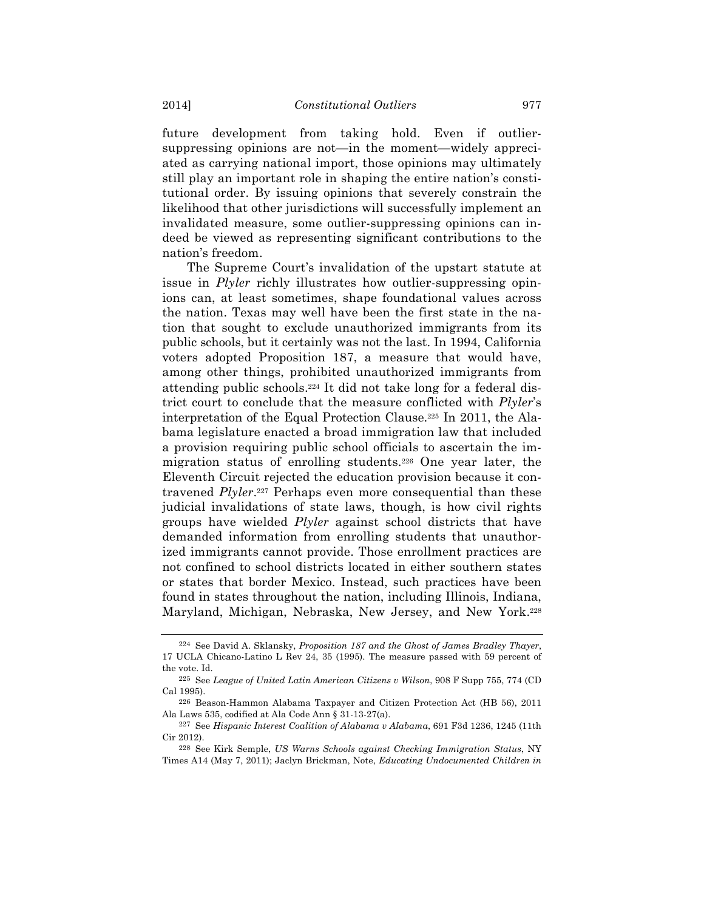future development from taking hold. Even if outlier-suppressing opinions are not—in the moment—widely appreciated as carrying national import, those opinions may ultimately still play an important role in shaping the entire nation's constitutional order. By issuing opinions that severely constrain the likelihood that other jurisdictions will successfully implement an invalidated measure, some outlier-suppressing opinions can indeed be viewed as representing significant contributions to the nation's freedom.

The Supreme Court's invalidation of the upstart statute at issue in *Plyler* richly illustrates how outlier-suppressing opinions can, at least sometimes, shape foundational values across the nation. Texas may well have been the first state in the nation that sought to exclude unauthorized immigrants from its public schools, but it certainly was not the last. In 1994, California voters adopted Proposition 187, a measure that would have, among other things, prohibited unauthorized immigrants from attending public schools.[224] It did not take long for a federal district court to conclude that the measure conflicted with *Plyler*'s interpretation of the Equal Protection Clause.[225] In 2011, the Alabama legislature enacted a broad immigration law that included a provision requiring public school officials to ascertain the immigration status of enrolling students.[226] One year later, the Eleventh Circuit rejected the education provision because it contravened *Plyler*.[227] Perhaps even more consequential than these judicial invalidations of state laws, though, is how civil rights groups have wielded *Plyler* against school districts that have demanded information from enrolling students that unauthorized immigrants cannot provide. Those enrollment practices are not confined to school districts located in either southern states or states that border Mexico. Instead, such practices have been found in states throughout the nation, including Illinois, Indiana, Maryland, Michigan, Nebraska, New Jersey, and New York.[228]

---

[224] See David A. Sklansky, *Proposition 187 and the Ghost of James Bradley Thayer*, 17 UCLA Chicano-Latino L Rev 24, 35 (1995). The measure passed with 59 percent of the vote. Id.

[225] See *League of United Latin American Citizens v Wilson*, 908 F Supp 755, 774 (CD Cal 1995).

[226] Beason-Hammon Alabama Taxpayer and Citizen Protection Act (HB 56), 2011 Ala Laws 535, codified at Ala Code Ann § 31-13-27(a).

[227] See *Hispanic Interest Coalition of Alabama v Alabama*, 691 F3d 1236, 1245 (11th Cir 2012).

[228] See Kirk Semple, *US Warns Schools against Checking Immigration Status*, NY Times A14 (May 7, 2011); Jaclyn Brickman, Note, *Educating Undocumented Children in*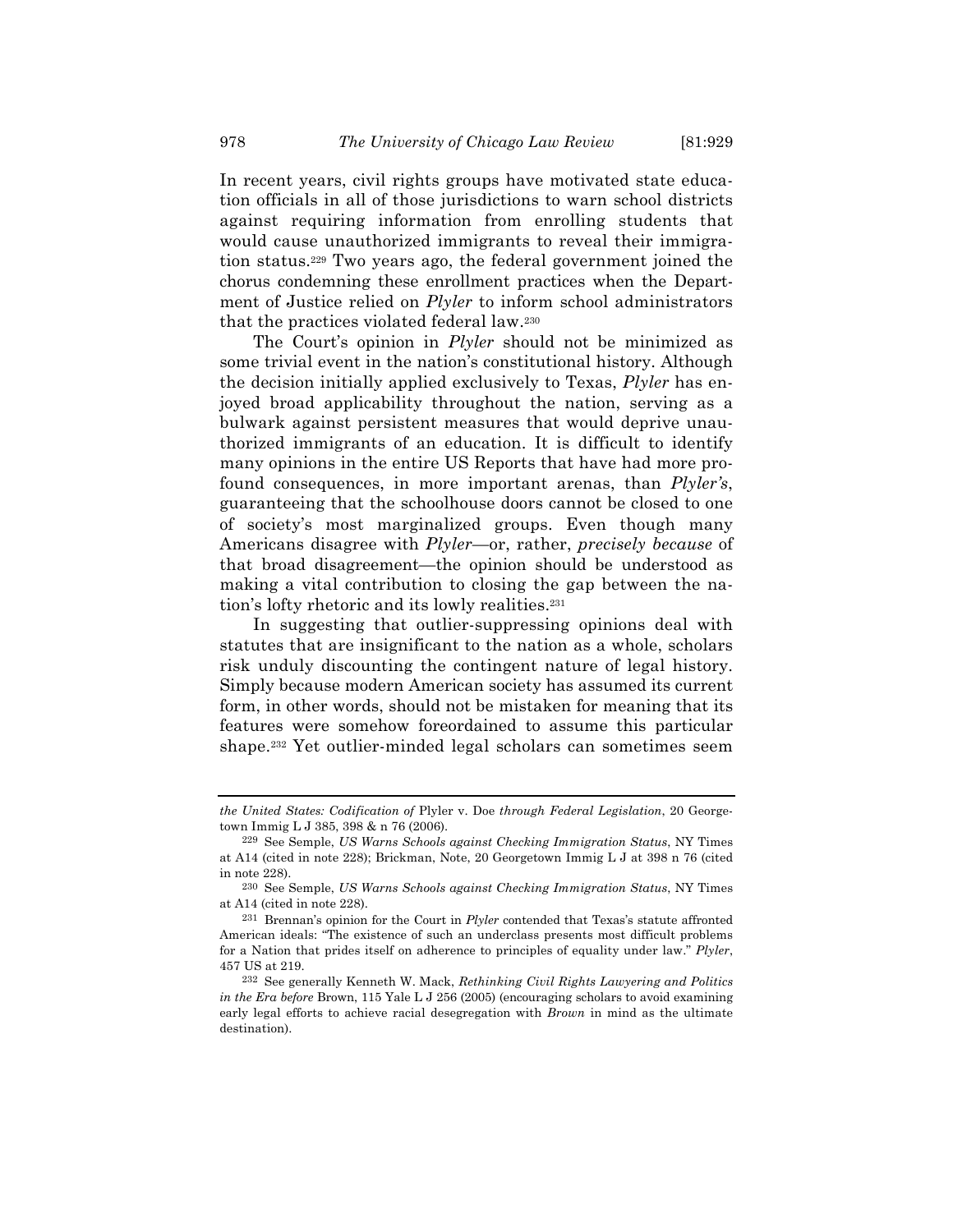In recent years, civil rights groups have motivated state education officials in all of those jurisdictions to warn school districts against requiring information from enrolling students that would cause unauthorized immigrants to reveal their immigration status.[229] Two years ago, the federal government joined the chorus condemning these enrollment practices when the Department of Justice relied on *Plyler* to inform school administrators that the practices violated federal law.[230]

The Court's opinion in *Plyler* should not be minimized as some trivial event in the nation's constitutional history. Although the decision initially applied exclusively to Texas, *Plyler* has enjoyed broad applicability throughout the nation, serving as a bulwark against persistent measures that would deprive unauthorized immigrants of an education. It is difficult to identify many opinions in the entire US Reports that have had more profound consequences, in more important arenas, than *Plyler's*, guaranteeing that the schoolhouse doors cannot be closed to one of society's most marginalized groups. Even though many Americans disagree with *Plyler*—or, rather, *precisely because* of that broad disagreement—the opinion should be understood as making a vital contribution to closing the gap between the nation's lofty rhetoric and its lowly realities.[231]

In suggesting that outlier-suppressing opinions deal with statutes that are insignificant to the nation as a whole, scholars risk unduly discounting the contingent nature of legal history. Simply because modern American society has assumed its current form, in other words, should not be mistaken for meaning that its features were somehow foreordained to assume this particular shape.[232] Yet outlier-minded legal scholars can sometimes seem

---

*the United States: Codification of* Plyler v. Doe *through Federal Legislation*, 20 Georgetown Immig L J 385, 398 & n 76 (2006).

[229] See Semple, *US Warns Schools against Checking Immigration Status*, NY Times at A14 (cited in note 228); Brickman, Note, 20 Georgetown Immig L J at 398 n 76 (cited in note 228).

[230] See Semple, *US Warns Schools against Checking Immigration Status*, NY Times at A14 (cited in note 228).

[231] Brennan's opinion for the Court in *Plyler* contended that Texas's statute affronted American ideals: "The existence of such an underclass presents most difficult problems for a Nation that prides itself on adherence to principles of equality under law." *Plyler*, 457 US at 219.

[232] See generally Kenneth W. Mack, *Rethinking Civil Rights Lawyering and Politics in the Era before* Brown, 115 Yale L J 256 (2005) (encouraging scholars to avoid examining early legal efforts to achieve racial desegregation with *Brown* in mind as the ultimate destination).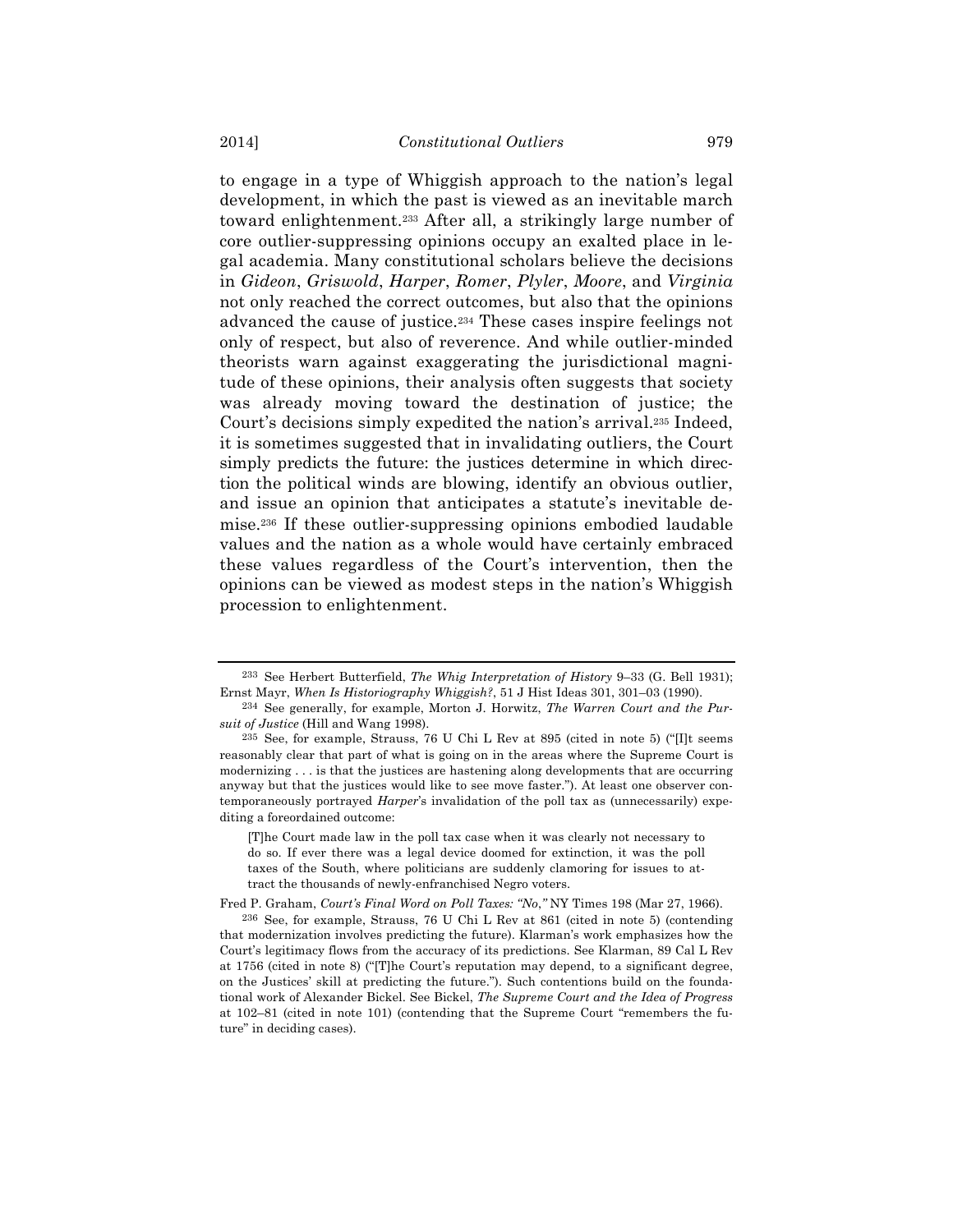to engage in a type of Whiggish approach to the nation's legal development, in which the past is viewed as an inevitable march toward enlightenment.[233] After all, a strikingly large number of core outlier-suppressing opinions occupy an exalted place in legal academia. Many constitutional scholars believe the decisions in *Gideon*, *Griswold*, *Harper*, *Romer*, *Plyler*, *Moore*, and *Virginia* not only reached the correct outcomes, but also that the opinions advanced the cause of justice.[234] These cases inspire feelings not only of respect, but also of reverence. And while outlier-minded theorists warn against exaggerating the jurisdictional magnitude of these opinions, their analysis often suggests that society was already moving toward the destination of justice; the Court's decisions simply expedited the nation's arrival.[235] Indeed, it is sometimes suggested that in invalidating outliers, the Court simply predicts the future: the justices determine in which direction the political winds are blowing, identify an obvious outlier, and issue an opinion that anticipates a statute's inevitable demise.[236] If these outlier-suppressing opinions embodied laudable values and the nation as a whole would have certainly embraced these values regardless of the Court's intervention, then the opinions can be viewed as modest steps in the nation's Whiggish procession to enlightenment.

---

[233] See Herbert Butterfield, *The Whig Interpretation of History* 9–33 (G. Bell 1931); Ernst Mayr, *When Is Historiography Whiggish?*, 51 J Hist Ideas 301, 301–03 (1990).

[234] See generally, for example, Morton J. Horwitz, *The Warren Court and the Pursuit of Justice* (Hill and Wang 1998).

[235] See, for example, Strauss, 76 U Chi L Rev at 895 (cited in note 5) ("[I]t seems reasonably clear that part of what is going on in the areas where the Supreme Court is modernizing . . . is that the justices are hastening along developments that are occurring anyway but that the justices would like to see move faster."). At least one observer contemporaneously portrayed *Harper*'s invalidation of the poll tax as (unnecessarily) expediting a foreordained outcome:

> [T]he Court made law in the poll tax case when it was clearly not necessary to do so. If ever there was a legal device doomed for extinction, it was the poll taxes of the South, where politicians are suddenly clamoring for issues to attract the thousands of newly-enfranchised Negro voters.

Fred P. Graham, *Court's Final Word on Poll Taxes: "No*,*"* NY Times 198 (Mar 27, 1966).

[236] See, for example, Strauss, 76 U Chi L Rev at 861 (cited in note 5) (contending that modernization involves predicting the future). Klarman's work emphasizes how the Court's legitimacy flows from the accuracy of its predictions. See Klarman, 89 Cal L Rev at 1756 (cited in note 8) ("[T]he Court's reputation may depend, to a significant degree, on the Justices' skill at predicting the future."). Such contentions build on the foundational work of Alexander Bickel. See Bickel, *The Supreme Court and the Idea of Progress* at 102–81 (cited in note 101) (contending that the Supreme Court "remembers the future" in deciding cases).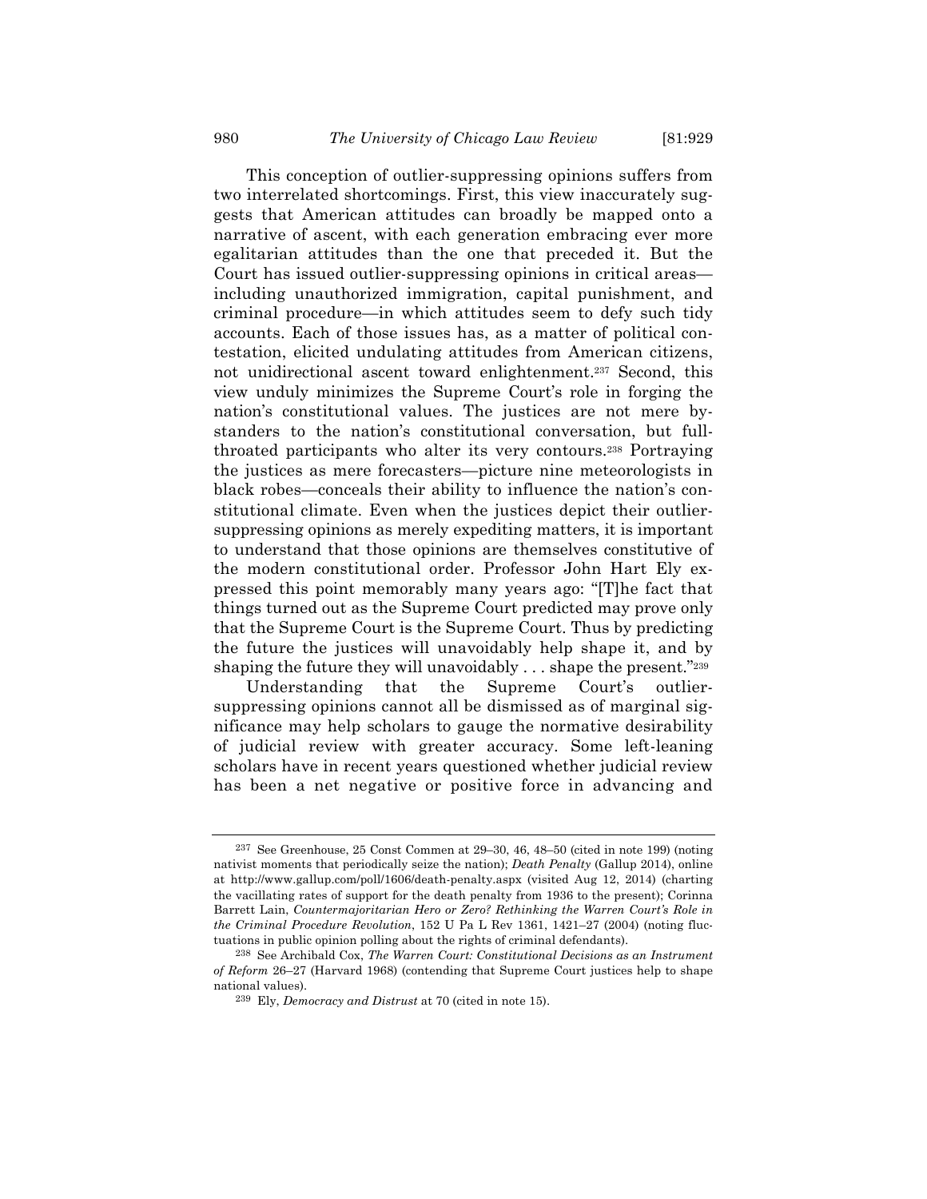This conception of outlier-suppressing opinions suffers from two interrelated shortcomings. First, this view inaccurately suggests that American attitudes can broadly be mapped onto a narrative of ascent, with each generation embracing ever more egalitarian attitudes than the one that preceded it. But the Court has issued outlier-suppressing opinions in critical areas—including unauthorized immigration, capital punishment, and criminal procedure—in which attitudes seem to defy such tidy accounts. Each of those issues has, as a matter of political contestation, elicited undulating attitudes from American citizens, not unidirectional ascent toward enlightenment.[237] Second, this view unduly minimizes the Supreme Court's role in forging the nation's constitutional values. The justices are not mere bystanders to the nation's constitutional conversation, but full-throated participants who alter its very contours.[238] Portraying the justices as mere forecasters—picture nine meteorologists in black robes—conceals their ability to influence the nation's constitutional climate. Even when the justices depict their outlier-suppressing opinions as merely expediting matters, it is important to understand that those opinions are themselves constitutive of the modern constitutional order. Professor John Hart Ely expressed this point memorably many years ago: "[T]he fact that things turned out as the Supreme Court predicted may prove only that the Supreme Court is the Supreme Court. Thus by predicting the future the justices will unavoidably help shape it, and by shaping the future they will unavoidably . . . shape the present."[239]

Understanding that the Supreme Court's outlier-suppressing opinions cannot all be dismissed as of marginal significance may help scholars to gauge the normative desirability of judicial review with greater accuracy. Some left-leaning scholars have in recent years questioned whether judicial review has been a net negative or positive force in advancing and

---

[237] See Greenhouse, 25 Const Commen at 29–30, 46, 48–50 (cited in note 199) (noting nativist moments that periodically seize the nation); *Death Penalty* (Gallup 2014), online at http://www.gallup.com/poll/1606/death-penalty.aspx (visited Aug 12, 2014) (charting the vacillating rates of support for the death penalty from 1936 to the present); Corinna Barrett Lain, *Countermajoritarian Hero or Zero? Rethinking the Warren Court's Role in the Criminal Procedure Revolution*, 152 U Pa L Rev 1361, 1421–27 (2004) (noting fluctuations in public opinion polling about the rights of criminal defendants).

[238] See Archibald Cox, *The Warren Court: Constitutional Decisions as an Instrument of Reform* 26–27 (Harvard 1968) (contending that Supreme Court justices help to shape national values).

[239] Ely, *Democracy and Distrust* at 70 (cited in note 15).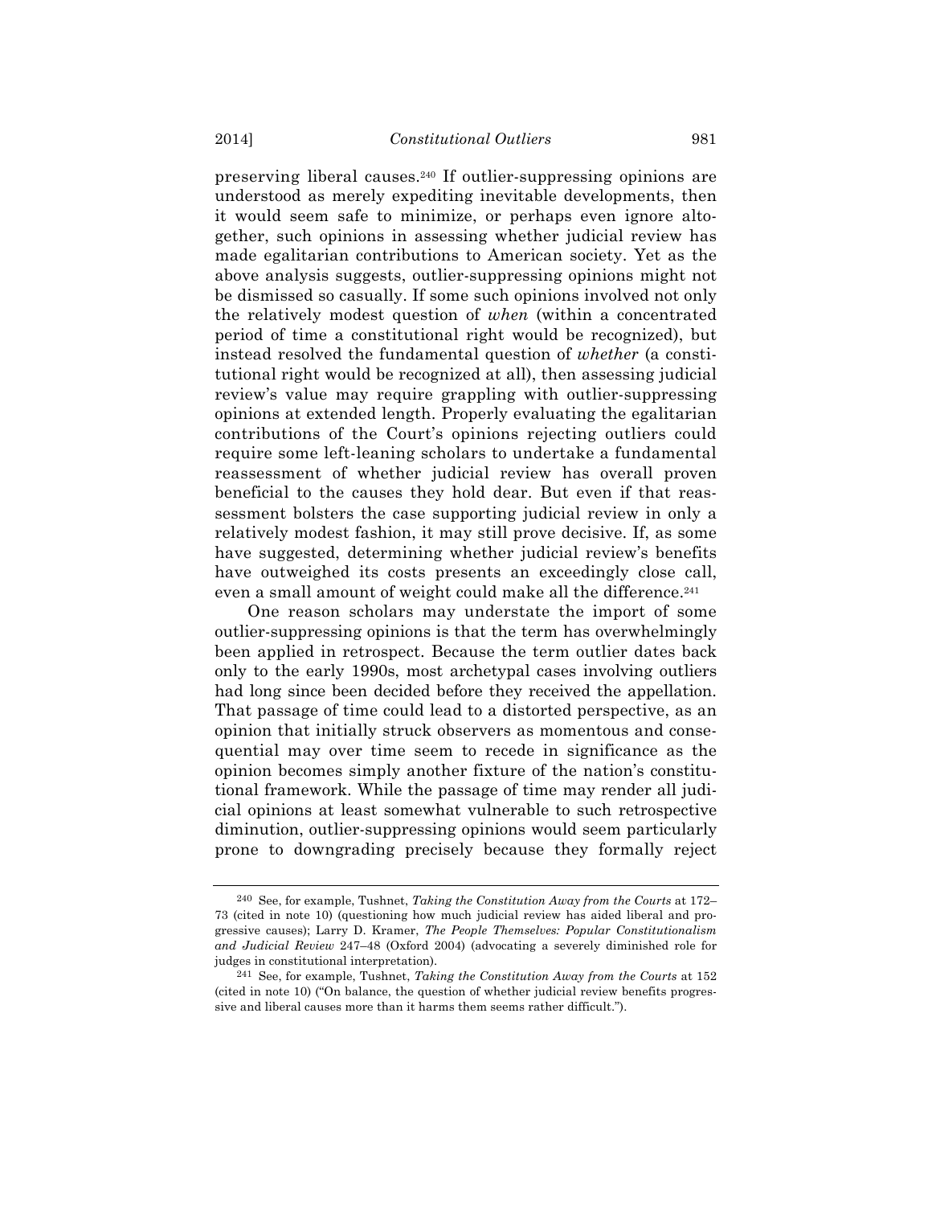preserving liberal causes.[240] If outlier-suppressing opinions are understood as merely expediting inevitable developments, then it would seem safe to minimize, or perhaps even ignore altogether, such opinions in assessing whether judicial review has made egalitarian contributions to American society. Yet as the above analysis suggests, outlier-suppressing opinions might not be dismissed so casually. If some such opinions involved not only the relatively modest question of *when* (within a concentrated period of time a constitutional right would be recognized), but instead resolved the fundamental question of *whether* (a constitutional right would be recognized at all), then assessing judicial review's value may require grappling with outlier-suppressing opinions at extended length. Properly evaluating the egalitarian contributions of the Court's opinions rejecting outliers could require some left-leaning scholars to undertake a fundamental reassessment of whether judicial review has overall proven beneficial to the causes they hold dear. But even if that reassessment bolsters the case supporting judicial review in only a relatively modest fashion, it may still prove decisive. If, as some have suggested, determining whether judicial review's benefits have outweighed its costs presents an exceedingly close call, even a small amount of weight could make all the difference.[241]

One reason scholars may understate the import of some outlier-suppressing opinions is that the term has overwhelmingly been applied in retrospect. Because the term outlier dates back only to the early 1990s, most archetypal cases involving outliers had long since been decided before they received the appellation. That passage of time could lead to a distorted perspective, as an opinion that initially struck observers as momentous and consequential may over time seem to recede in significance as the opinion becomes simply another fixture of the nation's constitutional framework. While the passage of time may render all judicial opinions at least somewhat vulnerable to such retrospective diminution, outlier-suppressing opinions would seem particularly prone to downgrading precisely because they formally reject

---

240 See, for example, Tushnet, *Taking the Constitution Away from the Courts* at 172–73 (cited in note 10) (questioning how much judicial review has aided liberal and progressive causes); Larry D. Kramer, *The People Themselves: Popular Constitutionalism and Judicial Review* 247–48 (Oxford 2004) (advocating a severely diminished role for judges in constitutional interpretation).

241 See, for example, Tushnet, *Taking the Constitution Away from the Courts* at 152 (cited in note 10) ("On balance, the question of whether judicial review benefits progressive and liberal causes more than it harms them seems rather difficult.").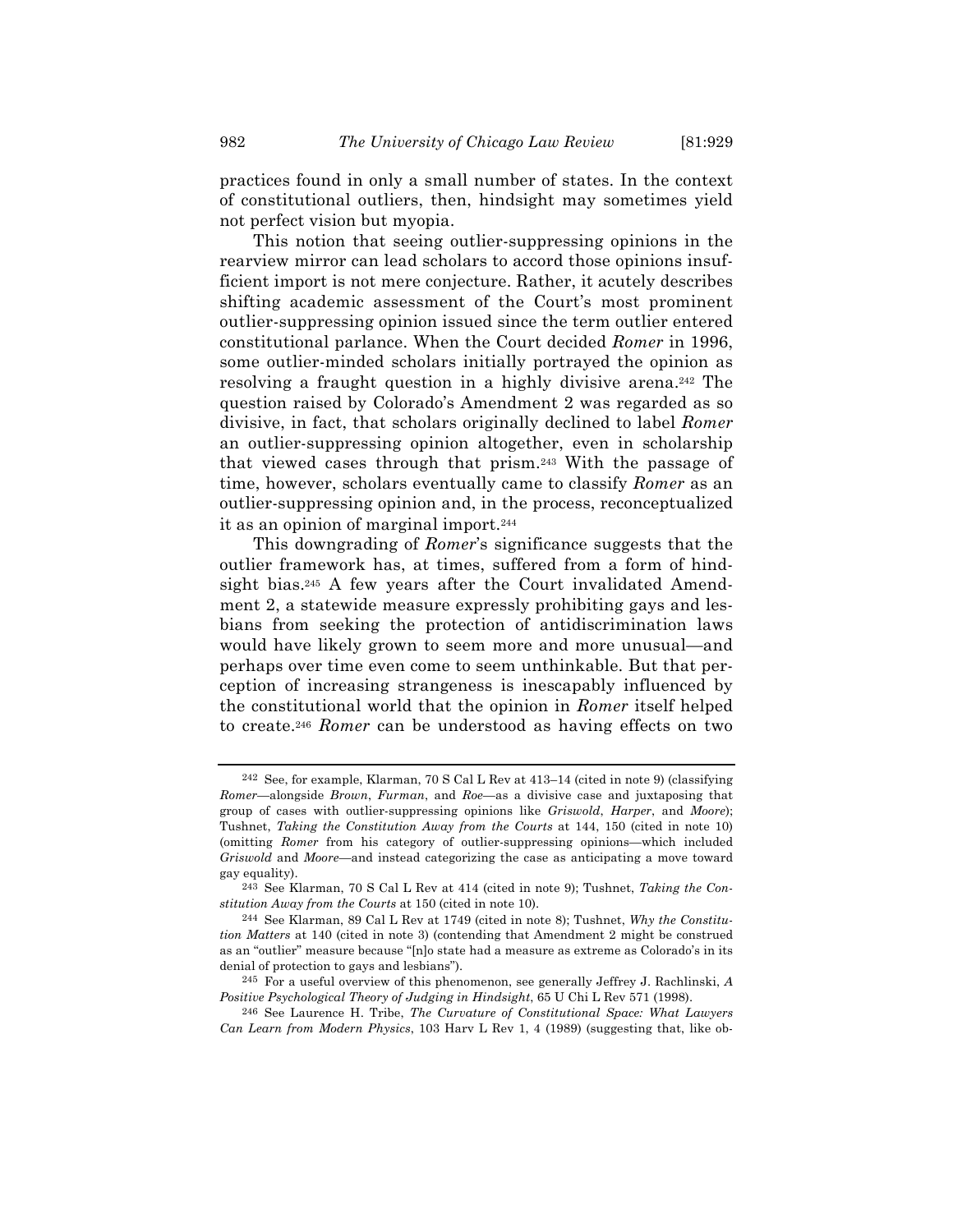practices found in only a small number of states. In the context of constitutional outliers, then, hindsight may sometimes yield not perfect vision but myopia.

This notion that seeing outlier-suppressing opinions in the rearview mirror can lead scholars to accord those opinions insufficient import is not mere conjecture. Rather, it acutely describes shifting academic assessment of the Court's most prominent outlier-suppressing opinion issued since the term outlier entered constitutional parlance. When the Court decided *Romer* in 1996, some outlier-minded scholars initially portrayed the opinion as resolving a fraught question in a highly divisive arena.[242] The question raised by Colorado's Amendment 2 was regarded as so divisive, in fact, that scholars originally declined to label *Romer* an outlier-suppressing opinion altogether, even in scholarship that viewed cases through that prism.[243] With the passage of time, however, scholars eventually came to classify *Romer* as an outlier-suppressing opinion and, in the process, reconceptualized it as an opinion of marginal import.[244]

This downgrading of *Romer*'s significance suggests that the outlier framework has, at times, suffered from a form of hindsight bias.[245] A few years after the Court invalidated Amendment 2, a statewide measure expressly prohibiting gays and lesbians from seeking the protection of antidiscrimination laws would have likely grown to seem more and more unusual—and perhaps over time even come to seem unthinkable. But that perception of increasing strangeness is inescapably influenced by the constitutional world that the opinion in *Romer* itself helped to create.[246] *Romer* can be understood as having effects on two

---

[242] See, for example, Klarman, 70 S Cal L Rev at 413–14 (cited in note 9) (classifying *Romer*—alongside *Brown*, *Furman*, and *Roe*—as a divisive case and juxtaposing that group of cases with outlier-suppressing opinions like *Griswold*, *Harper*, and *Moore*); Tushnet, *Taking the Constitution Away from the Courts* at 144, 150 (cited in note 10) (omitting *Romer* from his category of outlier-suppressing opinions—which included *Griswold* and *Moore*—and instead categorizing the case as anticipating a move toward gay equality).

[243] See Klarman, 70 S Cal L Rev at 414 (cited in note 9); Tushnet, *Taking the Constitution Away from the Courts* at 150 (cited in note 10).

[244] See Klarman, 89 Cal L Rev at 1749 (cited in note 8); Tushnet, *Why the Constitution Matters* at 140 (cited in note 3) (contending that Amendment 2 might be construed as an "outlier" measure because "[n]o state had a measure as extreme as Colorado's in its denial of protection to gays and lesbians").

[245] For a useful overview of this phenomenon, see generally Jeffrey J. Rachlinski, *A Positive Psychological Theory of Judging in Hindsight*, 65 U Chi L Rev 571 (1998).

[246] See Laurence H. Tribe, *The Curvature of Constitutional Space: What Lawyers Can Learn from Modern Physics*, 103 Harv L Rev 1, 4 (1989) (suggesting that, like ob-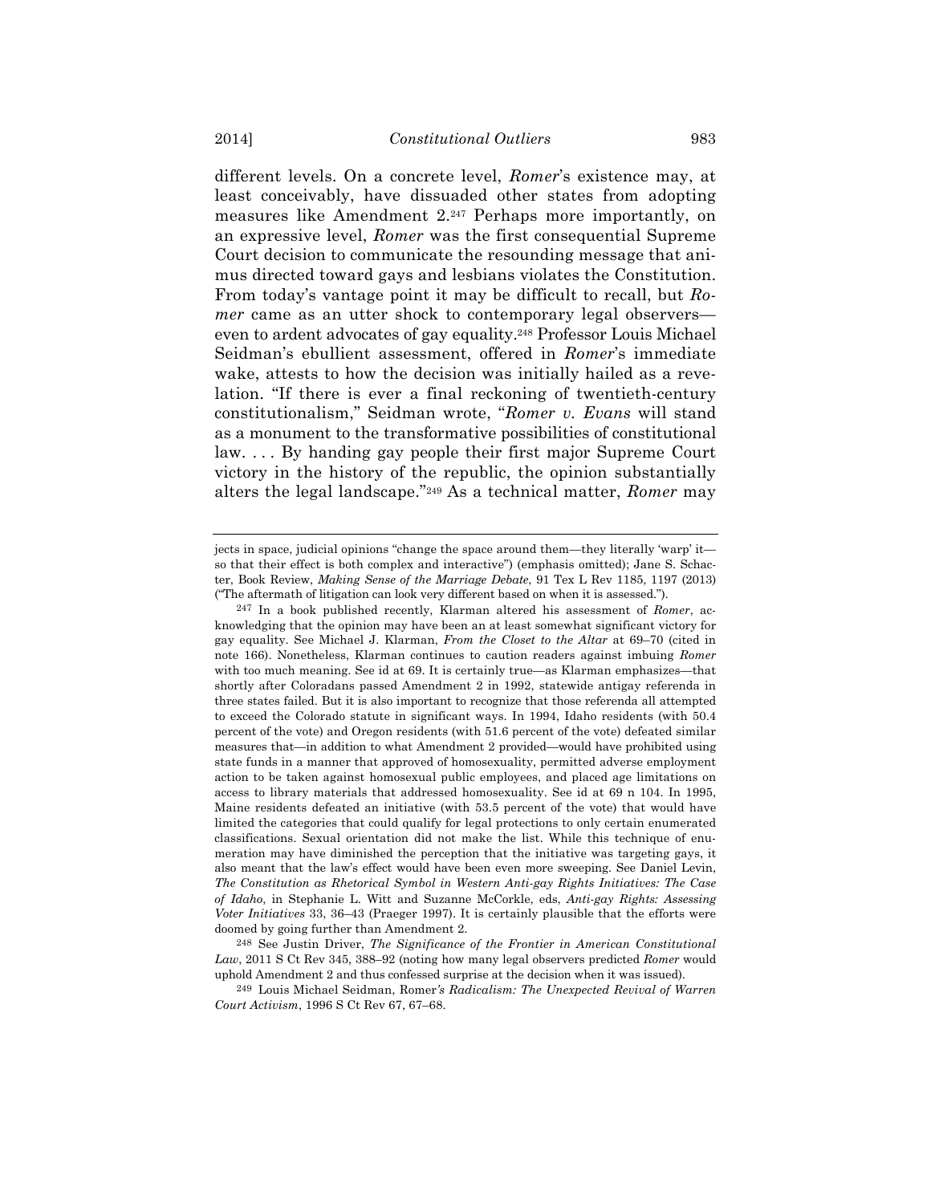different levels. On a concrete level, *Romer*'s existence may, at least conceivably, have dissuaded other states from adopting measures like Amendment 2.[247] Perhaps more importantly, on an expressive level, *Romer* was the first consequential Supreme Court decision to communicate the resounding message that animus directed toward gays and lesbians violates the Constitution. From today's vantage point it may be difficult to recall, but *Romer* came as an utter shock to contemporary legal observers—even to ardent advocates of gay equality.[248] Professor Louis Michael Seidman's ebullient assessment, offered in *Romer*'s immediate wake, attests to how the decision was initially hailed as a revelation. "If there is ever a final reckoning of twentieth-century constitutionalism," Seidman wrote, "*Romer v. Evans* will stand as a monument to the transformative possibilities of constitutional law. . . . By handing gay people their first major Supreme Court victory in the history of the republic, the opinion substantially alters the legal landscape."[249] As a technical matter, *Romer* may

---

jects in space, judicial opinions "change the space around them—they literally 'warp' it—so that their effect is both complex and interactive") (emphasis omitted); Jane S. Schacter, Book Review, *Making Sense of the Marriage Debate*, 91 Tex L Rev 1185, 1197 (2013) ("The aftermath of litigation can look very different based on when it is assessed.").

[247] In a book published recently, Klarman altered his assessment of *Romer*, acknowledging that the opinion may have been an at least somewhat significant victory for gay equality. See Michael J. Klarman, *From the Closet to the Altar* at 69–70 (cited in note 166). Nonetheless, Klarman continues to caution readers against imbuing *Romer* with too much meaning. See id at 69. It is certainly true—as Klarman emphasizes—that shortly after Coloradans passed Amendment 2 in 1992, statewide antigay referenda in three states failed. But it is also important to recognize that those referenda all attempted to exceed the Colorado statute in significant ways. In 1994, Idaho residents (with 50.4 percent of the vote) and Oregon residents (with 51.6 percent of the vote) defeated similar measures that—in addition to what Amendment 2 provided—would have prohibited using state funds in a manner that approved of homosexuality, permitted adverse employment action to be taken against homosexual public employees, and placed age limitations on access to library materials that addressed homosexuality. See id at 69 n 104. In 1995, Maine residents defeated an initiative (with 53.5 percent of the vote) that would have limited the categories that could qualify for legal protections to only certain enumerated classifications. Sexual orientation did not make the list. While this technique of enumeration may have diminished the perception that the initiative was targeting gays, it also meant that the law's effect would have been even more sweeping. See Daniel Levin, *The Constitution as Rhetorical Symbol in Western Anti-gay Rights Initiatives: The Case of Idaho*, in Stephanie L. Witt and Suzanne McCorkle, eds, *Anti-gay Rights: Assessing Voter Initiatives* 33, 36–43 (Praeger 1997). It is certainly plausible that the efforts were doomed by going further than Amendment 2.

[248] See Justin Driver, *The Significance of the Frontier in American Constitutional Law*, 2011 S Ct Rev 345, 388–92 (noting how many legal observers predicted *Romer* would uphold Amendment 2 and thus confessed surprise at the decision when it was issued).

[249] Louis Michael Seidman, Romer*'s Radicalism: The Unexpected Revival of Warren Court Activism*, 1996 S Ct Rev 67, 67–68.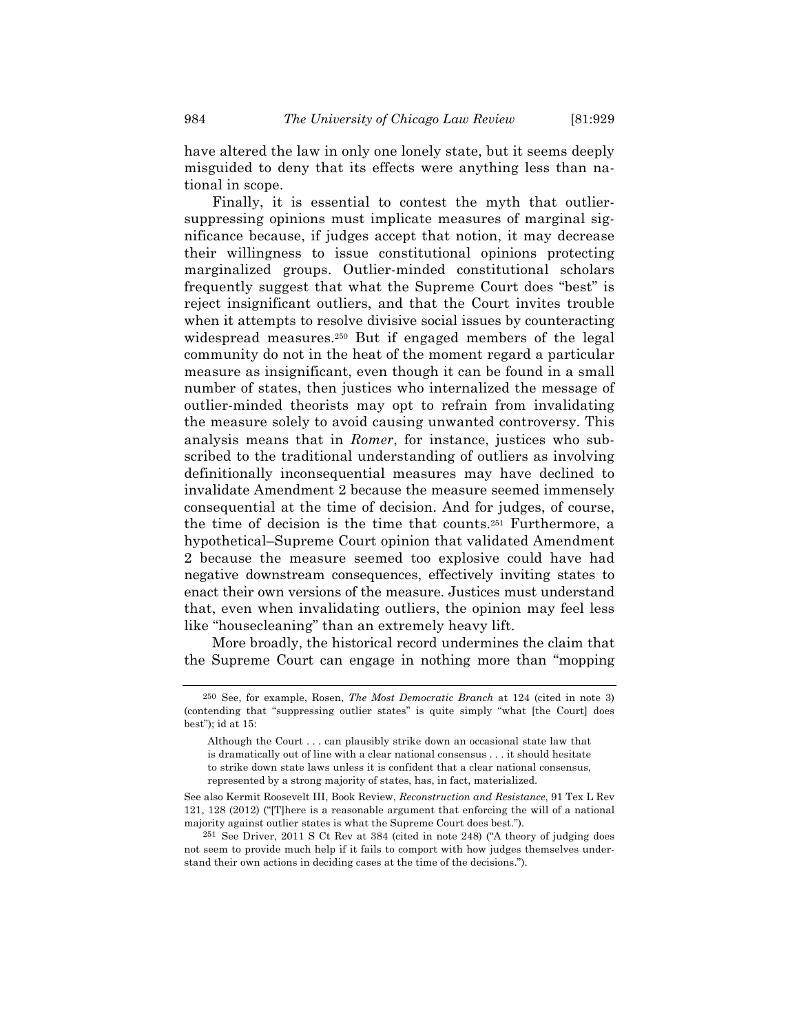have altered the law in only one lonely state, but it seems deeply misguided to deny that its effects were anything less than national in scope.

Finally, it is essential to contest the myth that outlier-suppressing opinions must implicate measures of marginal significance because, if judges accept that notion, it may decrease their willingness to issue constitutional opinions protecting marginalized groups. Outlier-minded constitutional scholars frequently suggest that what the Supreme Court does "best" is reject insignificant outliers, and that the Court invites trouble when it attempts to resolve divisive social issues by counteracting widespread measures.[250] But if engaged members of the legal community do not in the heat of the moment regard a particular measure as insignificant, even though it can be found in a small number of states, then justices who internalized the message of outlier-minded theorists may opt to refrain from invalidating the measure solely to avoid causing unwanted controversy. This analysis means that in *Romer*, for instance, justices who subscribed to the traditional understanding of outliers as involving definitionally inconsequential measures may have declined to invalidate Amendment 2 because the measure seemed immensely consequential at the time of decision. And for judges, of course, the time of decision is the time that counts.[251] Furthermore, a hypothetical–Supreme Court opinion that validated Amendment 2 because the measure seemed too explosive could have had negative downstream consequences, effectively inviting states to enact their own versions of the measure. Justices must understand that, even when invalidating outliers, the opinion may feel less like "housecleaning" than an extremely heavy lift.

More broadly, the historical record undermines the claim that the Supreme Court can engage in nothing more than "mopping

---

[250] See, for example, Rosen, *The Most Democratic Branch* at 124 (cited in note 3) (contending that "suppressing outlier states" is quite simply "what [the Court] does best"); id at 15:

> Although the Court . . . can plausibly strike down an occasional state law that is dramatically out of line with a clear national consensus . . . it should hesitate to strike down state laws unless it is confident that a clear national consensus, represented by a strong majority of states, has, in fact, materialized.

See also Kermit Roosevelt III, Book Review, *Reconstruction and Resistance*, 91 Tex L Rev 121, 128 (2012) ("[T]here is a reasonable argument that enforcing the will of a national majority against outlier states is what the Supreme Court does best.").

[251] See Driver, 2011 S Ct Rev at 384 (cited in note 248) ("A theory of judging does not seem to provide much help if it fails to comport with how judges themselves understand their own actions in deciding cases at the time of the decisions.").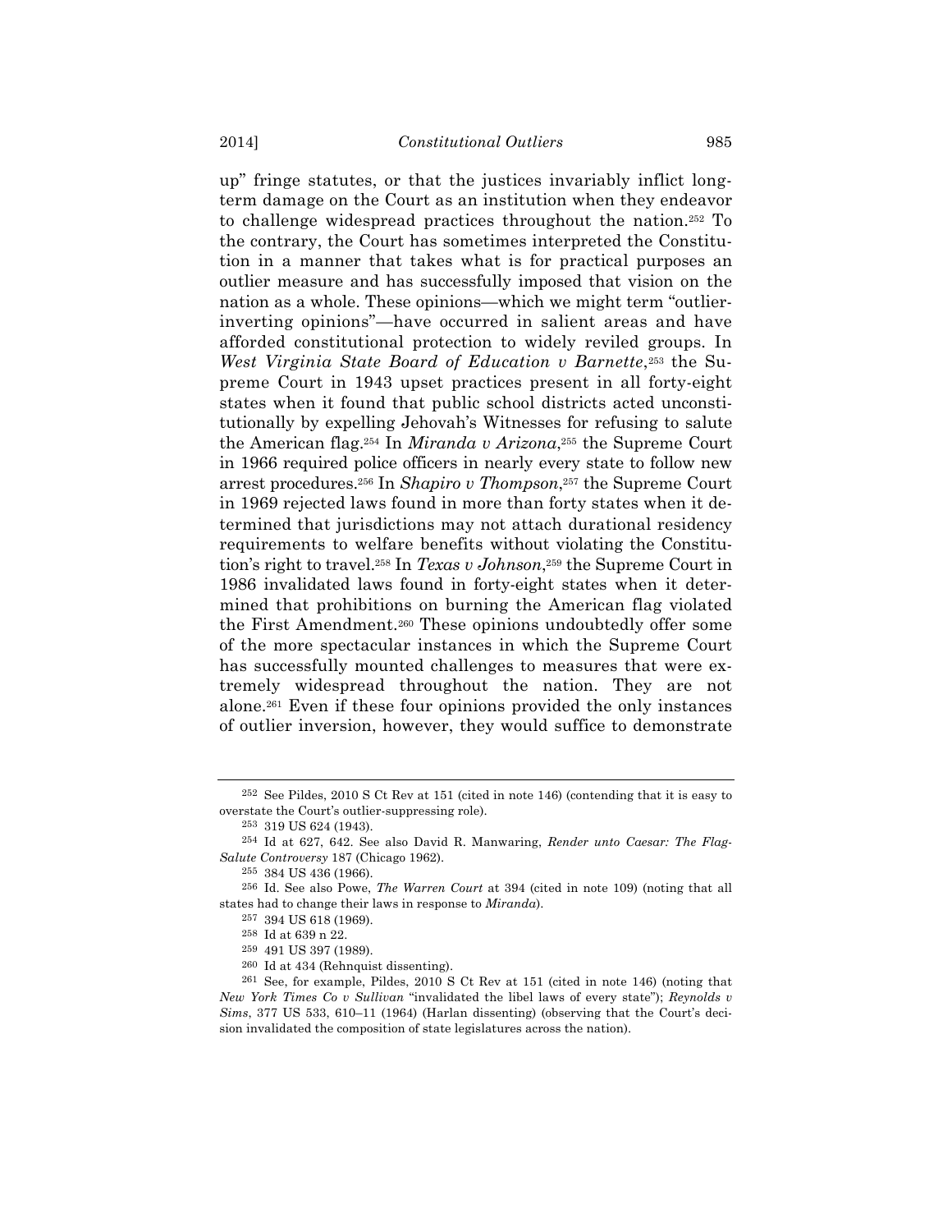up" fringe statutes, or that the justices invariably inflict long-term damage on the Court as an institution when they endeavor to challenge widespread practices throughout the nation.[252] To the contrary, the Court has sometimes interpreted the Constitution in a manner that takes what is for practical purposes an outlier measure and has successfully imposed that vision on the nation as a whole. These opinions—which we might term "outlier-inverting opinions"—have occurred in salient areas and have afforded constitutional protection to widely reviled groups. In *West Virginia State Board of Education v Barnette*,[253] the Supreme Court in 1943 upset practices present in all forty-eight states when it found that public school districts acted unconstitutionally by expelling Jehovah's Witnesses for refusing to salute the American flag.[254] In *Miranda v Arizona*,[255] the Supreme Court in 1966 required police officers in nearly every state to follow new arrest procedures.[256] In *Shapiro v Thompson*,[257] the Supreme Court in 1969 rejected laws found in more than forty states when it determined that jurisdictions may not attach durational residency requirements to welfare benefits without violating the Constitution's right to travel.[258] In *Texas v Johnson*,[259] the Supreme Court in 1986 invalidated laws found in forty-eight states when it determined that prohibitions on burning the American flag violated the First Amendment.[260] These opinions undoubtedly offer some of the more spectacular instances in which the Supreme Court has successfully mounted challenges to measures that were extremely widespread throughout the nation. They are not alone.[261] Even if these four opinions provided the only instances of outlier inversion, however, they would suffice to demonstrate

---

[252] See Pildes, 2010 S Ct Rev at 151 (cited in note 146) (contending that it is easy to overstate the Court's outlier-suppressing role).

[253] 319 US 624 (1943).

[254] Id at 627, 642. See also David R. Manwaring, *Render unto Caesar: The Flag-Salute Controversy* 187 (Chicago 1962).

[255] 384 US 436 (1966).

[256] Id. See also Powe, *The Warren Court* at 394 (cited in note 109) (noting that all states had to change their laws in response to *Miranda*).

[257] 394 US 618 (1969).

[258] Id at 639 n 22.

[259] 491 US 397 (1989).

[260] Id at 434 (Rehnquist dissenting).

[261] See, for example, Pildes, 2010 S Ct Rev at 151 (cited in note 146) (noting that *New York Times Co v Sullivan* "invalidated the libel laws of every state"); *Reynolds v Sims*, 377 US 533, 610–11 (1964) (Harlan dissenting) (observing that the Court's decision invalidated the composition of state legislatures across the nation).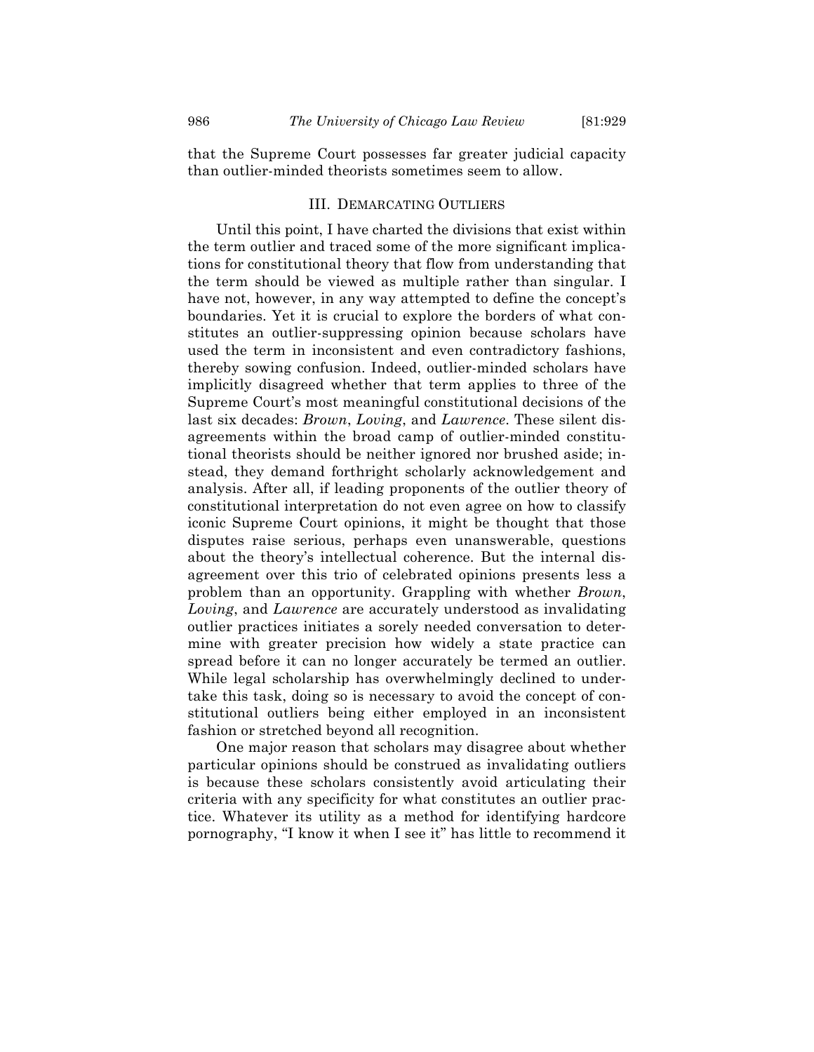that the Supreme Court possesses far greater judicial capacity than outlier-minded theorists sometimes seem to allow.

## III. Demarcating Outliers

Until this point, I have charted the divisions that exist within the term outlier and traced some of the more significant implications for constitutional theory that flow from understanding that the term should be viewed as multiple rather than singular. I have not, however, in any way attempted to define the concept's boundaries. Yet it is crucial to explore the borders of what constitutes an outlier-suppressing opinion because scholars have used the term in inconsistent and even contradictory fashions, thereby sowing confusion. Indeed, outlier-minded scholars have implicitly disagreed whether that term applies to three of the Supreme Court's most meaningful constitutional decisions of the last six decades: *Brown*, *Loving*, and *Lawrence*. These silent disagreements within the broad camp of outlier-minded constitutional theorists should be neither ignored nor brushed aside; instead, they demand forthright scholarly acknowledgement and analysis. After all, if leading proponents of the outlier theory of constitutional interpretation do not even agree on how to classify iconic Supreme Court opinions, it might be thought that those disputes raise serious, perhaps even unanswerable, questions about the theory's intellectual coherence. But the internal disagreement over this trio of celebrated opinions presents less a problem than an opportunity. Grappling with whether *Brown*, *Loving*, and *Lawrence* are accurately understood as invalidating outlier practices initiates a sorely needed conversation to determine with greater precision how widely a state practice can spread before it can no longer accurately be termed an outlier. While legal scholarship has overwhelmingly declined to undertake this task, doing so is necessary to avoid the concept of constitutional outliers being either employed in an inconsistent fashion or stretched beyond all recognition.

One major reason that scholars may disagree about whether particular opinions should be construed as invalidating outliers is because these scholars consistently avoid articulating their criteria with any specificity for what constitutes an outlier practice. Whatever its utility as a method for identifying hardcore pornography, "I know it when I see it" has little to recommend it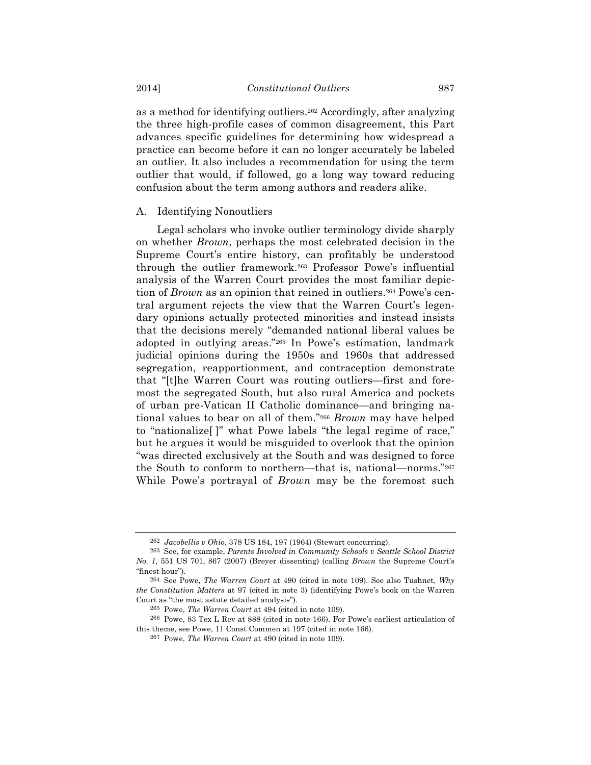as a method for identifying outliers.[262] Accordingly, after analyzing the three high-profile cases of common disagreement, this Part advances specific guidelines for determining how widespread a practice can become before it can no longer accurately be labeled an outlier. It also includes a recommendation for using the term outlier that would, if followed, go a long way toward reducing confusion about the term among authors and readers alike.

### A. Identifying Nonoutliers

Legal scholars who invoke outlier terminology divide sharply on whether *Brown*, perhaps the most celebrated decision in the Supreme Court's entire history, can profitably be understood through the outlier framework.[263] Professor Powe's influential analysis of the Warren Court provides the most familiar depiction of *Brown* as an opinion that reined in outliers.[264] Powe's central argument rejects the view that the Warren Court's legendary opinions actually protected minorities and instead insists that the decisions merely "demanded national liberal values be adopted in outlying areas."[265] In Powe's estimation, landmark judicial opinions during the 1950s and 1960s that addressed segregation, reapportionment, and contraception demonstrate that "[t]he Warren Court was routing outliers—first and foremost the segregated South, but also rural America and pockets of urban pre-Vatican II Catholic dominance—and bringing national values to bear on all of them."[266] *Brown* may have helped to "nationalize[ ]" what Powe labels "the legal regime of race," but he argues it would be misguided to overlook that the opinion "was directed exclusively at the South and was designed to force the South to conform to northern—that is, national—norms."[267] While Powe's portrayal of *Brown* may be the foremost such

---

[262] *Jacobellis v Ohio*, 378 US 184, 197 (1964) (Stewart concurring).

[263] See, for example, *Parents Involved in Community Schools v Seattle School District No. 1*, 551 US 701, 867 (2007) (Breyer dissenting) (calling *Brown* the Supreme Court's "finest hour").

[264] See Powe, *The Warren Court* at 490 (cited in note 109). See also Tushnet, *Why the Constitution Matters* at 97 (cited in note 3) (identifying Powe's book on the Warren Court as "the most astute detailed analysis").

[265] Powe, *The Warren Court* at 494 (cited in note 109).

[266] Powe, 83 Tex L Rev at 888 (cited in note 166). For Powe's earliest articulation of this theme, see Powe, 11 Const Commen at 197 (cited in note 166).

[267] Powe, *The Warren Court* at 490 (cited in note 109).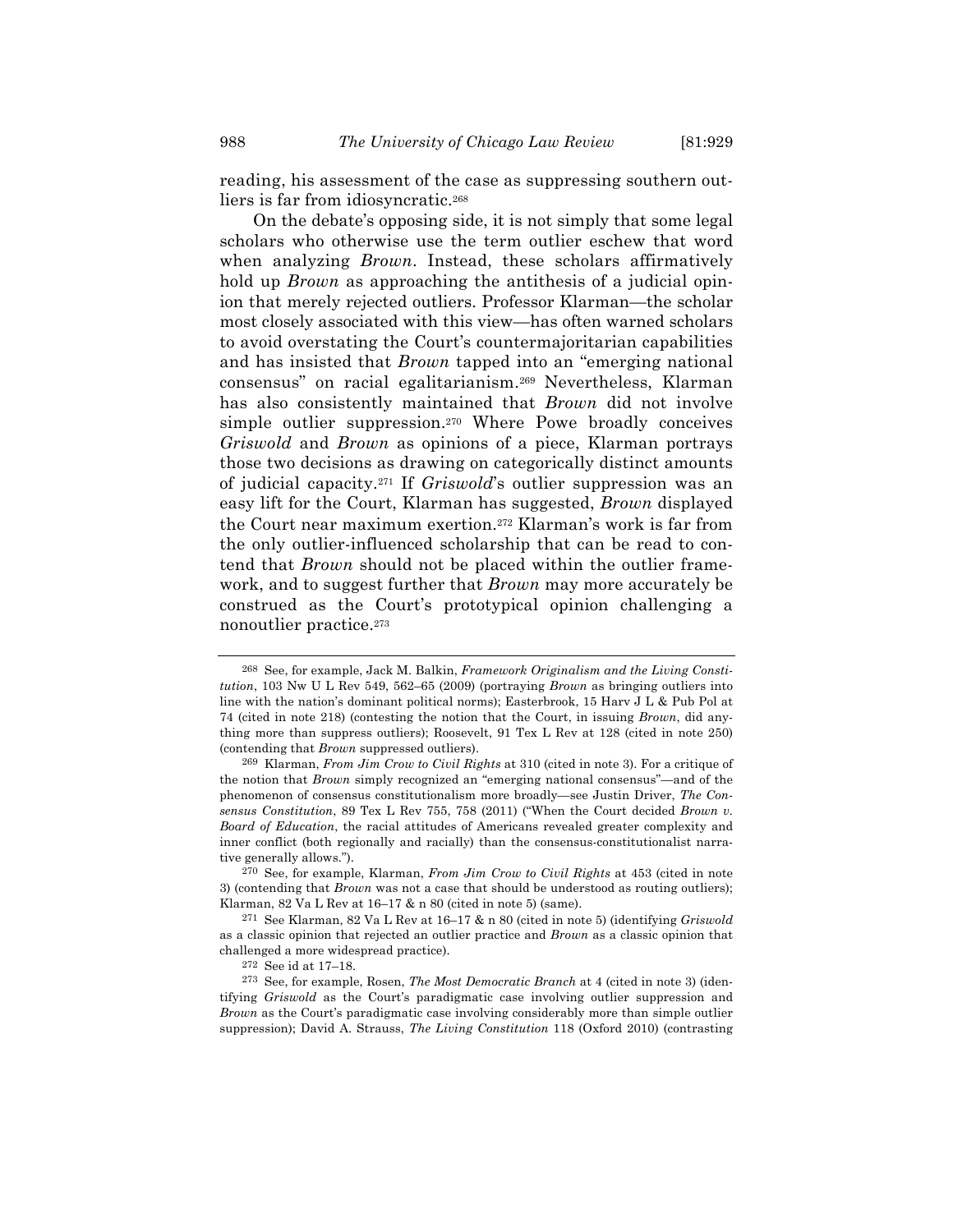reading, his assessment of the case as suppressing southern outliers is far from idiosyncratic.[268]

On the debate's opposing side, it is not simply that some legal scholars who otherwise use the term outlier eschew that word when analyzing *Brown*. Instead, these scholars affirmatively hold up *Brown* as approaching the antithesis of a judicial opinion that merely rejected outliers. Professor Klarman—the scholar most closely associated with this view—has often warned scholars to avoid overstating the Court's countermajoritarian capabilities and has insisted that *Brown* tapped into an "emerging national consensus" on racial egalitarianism.[269] Nevertheless, Klarman has also consistently maintained that *Brown* did not involve simple outlier suppression.[270] Where Powe broadly conceives *Griswold* and *Brown* as opinions of a piece, Klarman portrays those two decisions as drawing on categorically distinct amounts of judicial capacity.[271] If *Griswold*'s outlier suppression was an easy lift for the Court, Klarman has suggested, *Brown* displayed the Court near maximum exertion.[272] Klarman's work is far from the only outlier-influenced scholarship that can be read to contend that *Brown* should not be placed within the outlier framework, and to suggest further that *Brown* may more accurately be construed as the Court's prototypical opinion challenging a nonoutlier practice.[273]

---

[268] See, for example, Jack M. Balkin, *Framework Originalism and the Living Constitution*, 103 Nw U L Rev 549, 562–65 (2009) (portraying *Brown* as bringing outliers into line with the nation's dominant political norms); Easterbrook, 15 Harv J L & Pub Pol at 74 (cited in note 218) (contesting the notion that the Court, in issuing *Brown*, did anything more than suppress outliers); Roosevelt, 91 Tex L Rev at 128 (cited in note 250) (contending that *Brown* suppressed outliers).

[269] Klarman, *From Jim Crow to Civil Rights* at 310 (cited in note 3). For a critique of the notion that *Brown* simply recognized an "emerging national consensus"—and of the phenomenon of consensus constitutionalism more broadly—see Justin Driver, *The Consensus Constitution*, 89 Tex L Rev 755, 758 (2011) ("When the Court decided *Brown v. Board of Education*, the racial attitudes of Americans revealed greater complexity and inner conflict (both regionally and racially) than the consensus-constitutionalist narrative generally allows.").

[270] See, for example, Klarman, *From Jim Crow to Civil Rights* at 453 (cited in note 3) (contending that *Brown* was not a case that should be understood as routing outliers); Klarman, 82 Va L Rev at 16–17 & n 80 (cited in note 5) (same).

[271] See Klarman, 82 Va L Rev at 16–17 & n 80 (cited in note 5) (identifying *Griswold* as a classic opinion that rejected an outlier practice and *Brown* as a classic opinion that challenged a more widespread practice).

[272] See id at 17–18.

[273] See, for example, Rosen, *The Most Democratic Branch* at 4 (cited in note 3) (identifying *Griswold* as the Court's paradigmatic case involving outlier suppression and *Brown* as the Court's paradigmatic case involving considerably more than simple outlier suppression); David A. Strauss, *The Living Constitution* 118 (Oxford 2010) (contrasting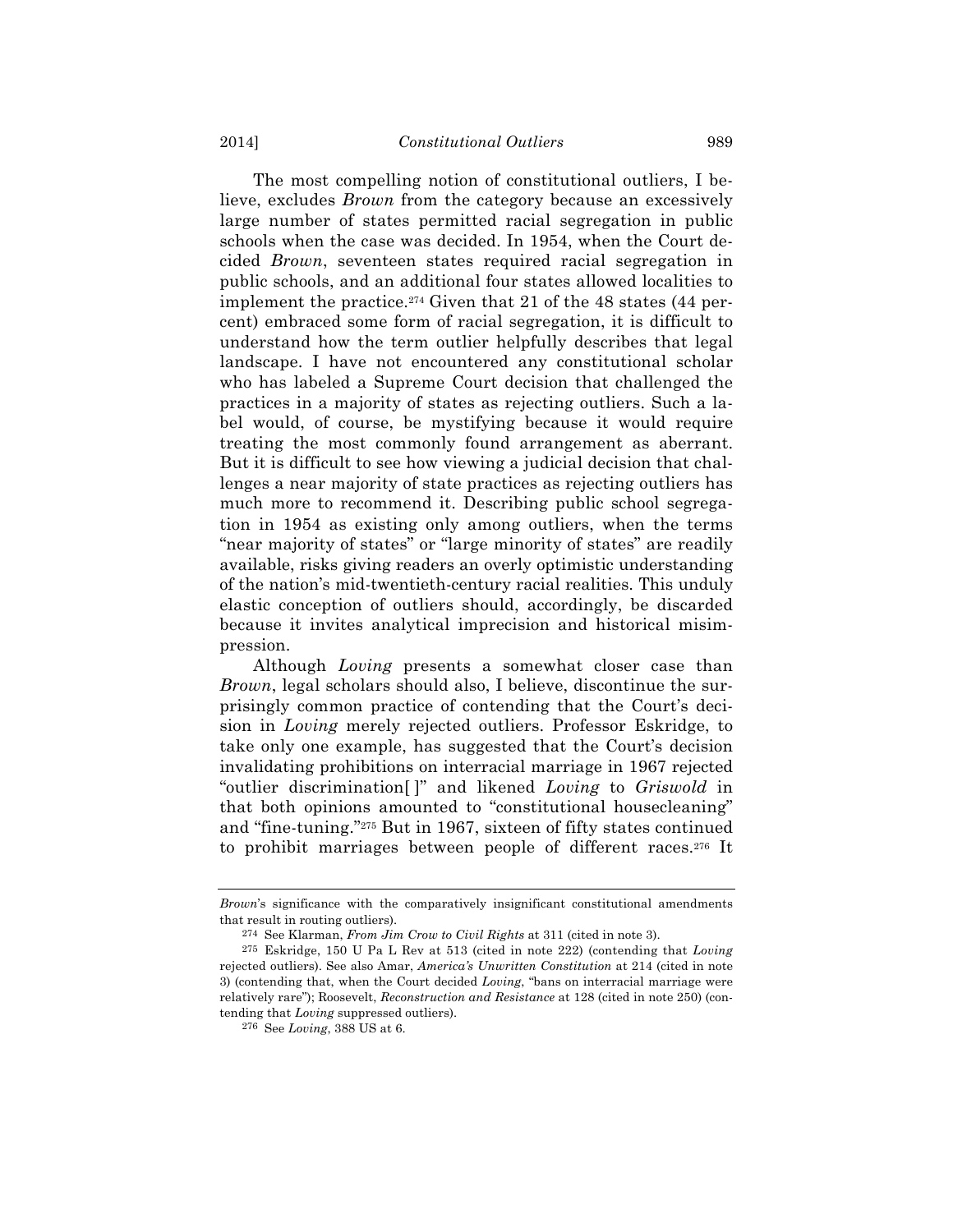The most compelling notion of constitutional outliers, I believe, excludes *Brown* from the category because an excessively large number of states permitted racial segregation in public schools when the case was decided. In 1954, when the Court decided *Brown*, seventeen states required racial segregation in public schools, and an additional four states allowed localities to implement the practice.[274] Given that 21 of the 48 states (44 percent) embraced some form of racial segregation, it is difficult to understand how the term outlier helpfully describes that legal landscape. I have not encountered any constitutional scholar who has labeled a Supreme Court decision that challenged the practices in a majority of states as rejecting outliers. Such a label would, of course, be mystifying because it would require treating the most commonly found arrangement as aberrant. But it is difficult to see how viewing a judicial decision that challenges a near majority of state practices as rejecting outliers has much more to recommend it. Describing public school segregation in 1954 as existing only among outliers, when the terms "near majority of states" or "large minority of states" are readily available, risks giving readers an overly optimistic understanding of the nation's mid-twentieth-century racial realities. This unduly elastic conception of outliers should, accordingly, be discarded because it invites analytical imprecision and historical misimpression.

Although *Loving* presents a somewhat closer case than *Brown*, legal scholars should also, I believe, discontinue the surprisingly common practice of contending that the Court's decision in *Loving* merely rejected outliers. Professor Eskridge, to take only one example, has suggested that the Court's decision invalidating prohibitions on interracial marriage in 1967 rejected "outlier discrimination[ ]" and likened *Loving* to *Griswold* in that both opinions amounted to "constitutional housecleaning" and "fine-tuning."[275] But in 1967, sixteen of fifty states continued to prohibit marriages between people of different races.[276] It

---

*Brown*'s significance with the comparatively insignificant constitutional amendments that result in routing outliers).

[274] See Klarman, *From Jim Crow to Civil Rights* at 311 (cited in note 3).

[275] Eskridge, 150 U Pa L Rev at 513 (cited in note 222) (contending that *Loving* rejected outliers). See also Amar, *America's Unwritten Constitution* at 214 (cited in note 3) (contending that, when the Court decided *Loving*, "bans on interracial marriage were relatively rare"); Roosevelt, *Reconstruction and Resistance* at 128 (cited in note 250) (contending that *Loving* suppressed outliers).

[276] See *Loving*, 388 US at 6.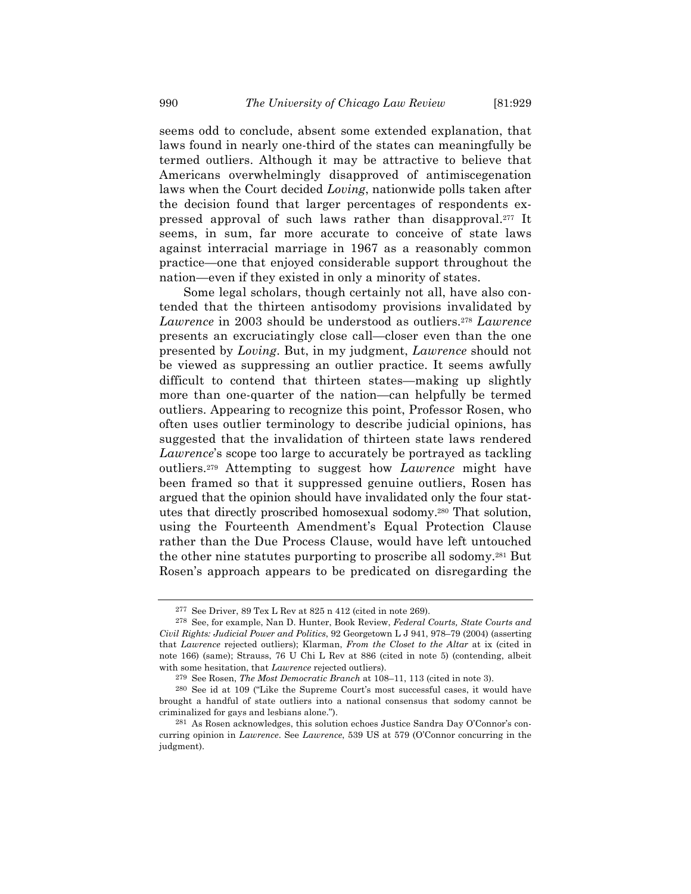seems odd to conclude, absent some extended explanation, that laws found in nearly one-third of the states can meaningfully be termed outliers. Although it may be attractive to believe that Americans overwhelmingly disapproved of antimiscegenation laws when the Court decided *Loving*, nationwide polls taken after the decision found that larger percentages of respondents expressed approval of such laws rather than disapproval.[277] It seems, in sum, far more accurate to conceive of state laws against interracial marriage in 1967 as a reasonably common practice—one that enjoyed considerable support throughout the nation—even if they existed in only a minority of states.

Some legal scholars, though certainly not all, have also contended that the thirteen antisodomy provisions invalidated by *Lawrence* in 2003 should be understood as outliers.[278] *Lawrence* presents an excruciatingly close call—closer even than the one presented by *Loving*. But, in my judgment, *Lawrence* should not be viewed as suppressing an outlier practice. It seems awfully difficult to contend that thirteen states—making up slightly more than one-quarter of the nation—can helpfully be termed outliers. Appearing to recognize this point, Professor Rosen, who often uses outlier terminology to describe judicial opinions, has suggested that the invalidation of thirteen state laws rendered *Lawrence*'s scope too large to accurately be portrayed as tackling outliers.[279] Attempting to suggest how *Lawrence* might have been framed so that it suppressed genuine outliers, Rosen has argued that the opinion should have invalidated only the four statutes that directly proscribed homosexual sodomy.[280] That solution, using the Fourteenth Amendment's Equal Protection Clause rather than the Due Process Clause, would have left untouched the other nine statutes purporting to proscribe all sodomy.[281] But Rosen's approach appears to be predicated on disregarding the

---

[277] See Driver, 89 Tex L Rev at 825 n 412 (cited in note 269).

[278] See, for example, Nan D. Hunter, Book Review, *Federal Courts, State Courts and Civil Rights: Judicial Power and Politics*, 92 Georgetown L J 941, 978–79 (2004) (asserting that *Lawrence* rejected outliers); Klarman, *From the Closet to the Altar* at ix (cited in note 166) (same); Strauss, 76 U Chi L Rev at 886 (cited in note 5) (contending, albeit with some hesitation, that *Lawrence* rejected outliers).

[279] See Rosen, *The Most Democratic Branch* at 108–11, 113 (cited in note 3).

[280] See id at 109 ("Like the Supreme Court's most successful cases, it would have brought a handful of state outliers into a national consensus that sodomy cannot be criminalized for gays and lesbians alone.").

[281] As Rosen acknowledges, this solution echoes Justice Sandra Day O'Connor's concurring opinion in *Lawrence*. See *Lawrence*, 539 US at 579 (O'Connor concurring in the judgment).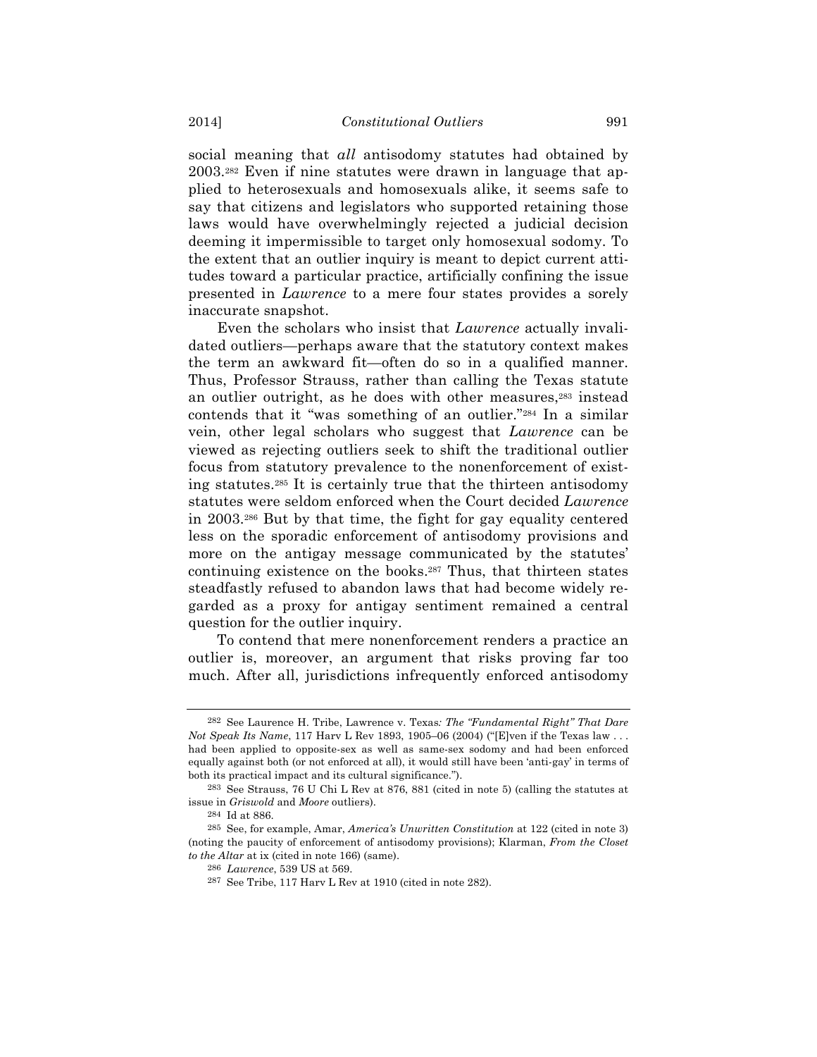social meaning that *all* antisodomy statutes had obtained by 2003.[282] Even if nine statutes were drawn in language that applied to heterosexuals and homosexuals alike, it seems safe to say that citizens and legislators who supported retaining those laws would have overwhelmingly rejected a judicial decision deeming it impermissible to target only homosexual sodomy. To the extent that an outlier inquiry is meant to depict current attitudes toward a particular practice, artificially confining the issue presented in *Lawrence* to a mere four states provides a sorely inaccurate snapshot.

Even the scholars who insist that *Lawrence* actually invalidated outliers—perhaps aware that the statutory context makes the term an awkward fit—often do so in a qualified manner. Thus, Professor Strauss, rather than calling the Texas statute an outlier outright, as he does with other measures,[283] instead contends that it "was something of an outlier."[284] In a similar vein, other legal scholars who suggest that *Lawrence* can be viewed as rejecting outliers seek to shift the traditional outlier focus from statutory prevalence to the nonenforcement of existing statutes.[285] It is certainly true that the thirteen antisodomy statutes were seldom enforced when the Court decided *Lawrence* in 2003.[286] But by that time, the fight for gay equality centered less on the sporadic enforcement of antisodomy provisions and more on the antigay message communicated by the statutes' continuing existence on the books.[287] Thus, that thirteen states steadfastly refused to abandon laws that had become widely regarded as a proxy for antigay sentiment remained a central question for the outlier inquiry.

To contend that mere nonenforcement renders a practice an outlier is, moreover, an argument that risks proving far too much. After all, jurisdictions infrequently enforced antisodomy

---

282 See Laurence H. Tribe, Lawrence v. Texas*: The "Fundamental Right" That Dare Not Speak Its Name*, 117 Harv L Rev 1893, 1905–06 (2004) ("[E]ven if the Texas law . . . had been applied to opposite-sex as well as same-sex sodomy and had been enforced equally against both (or not enforced at all), it would still have been 'anti-gay' in terms of both its practical impact and its cultural significance.").

283 See Strauss, 76 U Chi L Rev at 876, 881 (cited in note 5) (calling the statutes at issue in *Griswold* and *Moore* outliers).

284 Id at 886.

285 See, for example, Amar, *America's Unwritten Constitution* at 122 (cited in note 3) (noting the paucity of enforcement of antisodomy provisions); Klarman, *From the Closet to the Altar* at ix (cited in note 166) (same).

286 *Lawrence*, 539 US at 569.

287 See Tribe, 117 Harv L Rev at 1910 (cited in note 282).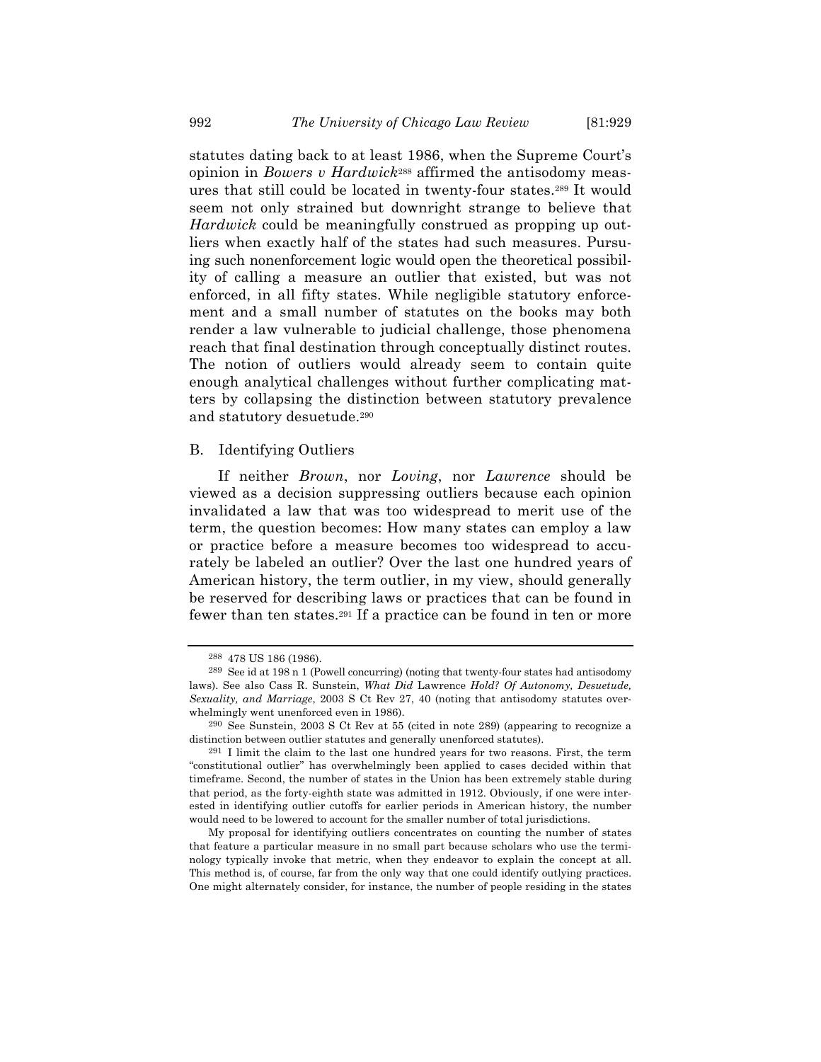statutes dating back to at least 1986, when the Supreme Court's opinion in *Bowers v Hardwick*[288] affirmed the antisodomy measures that still could be located in twenty-four states.[289] It would seem not only strained but downright strange to believe that *Hardwick* could be meaningfully construed as propping up outliers when exactly half of the states had such measures. Pursuing such nonenforcement logic would open the theoretical possibility of calling a measure an outlier that existed, but was not enforced, in all fifty states. While negligible statutory enforcement and a small number of statutes on the books may both render a law vulnerable to judicial challenge, those phenomena reach that final destination through conceptually distinct routes. The notion of outliers would already seem to contain quite enough analytical challenges without further complicating matters by collapsing the distinction between statutory prevalence and statutory desuetude.[290]

## B. Identifying Outliers

If neither *Brown*, nor *Loving*, nor *Lawrence* should be viewed as a decision suppressing outliers because each opinion invalidated a law that was too widespread to merit use of the term, the question becomes: How many states can employ a law or practice before a measure becomes too widespread to accurately be labeled an outlier? Over the last one hundred years of American history, the term outlier, in my view, should generally be reserved for describing laws or practices that can be found in fewer than ten states.[291] If a practice can be found in ten or more

---

[288] 478 US 186 (1986).

[289] See id at 198 n 1 (Powell concurring) (noting that twenty-four states had antisodomy laws). See also Cass R. Sunstein, *What Did* Lawrence *Hold? Of Autonomy, Desuetude, Sexuality, and Marriage*, 2003 S Ct Rev 27, 40 (noting that antisodomy statutes overwhelmingly went unenforced even in 1986).

[290] See Sunstein, 2003 S Ct Rev at 55 (cited in note 289) (appearing to recognize a distinction between outlier statutes and generally unenforced statutes).

[291] I limit the claim to the last one hundred years for two reasons. First, the term "constitutional outlier" has overwhelmingly been applied to cases decided within that timeframe. Second, the number of states in the Union has been extremely stable during that period, as the forty-eighth state was admitted in 1912. Obviously, if one were interested in identifying outlier cutoffs for earlier periods in American history, the number would need to be lowered to account for the smaller number of total jurisdictions.

My proposal for identifying outliers concentrates on counting the number of states that feature a particular measure in no small part because scholars who use the terminology typically invoke that metric, when they endeavor to explain the concept at all. This method is, of course, far from the only way that one could identify outlying practices. One might alternately consider, for instance, the number of people residing in the states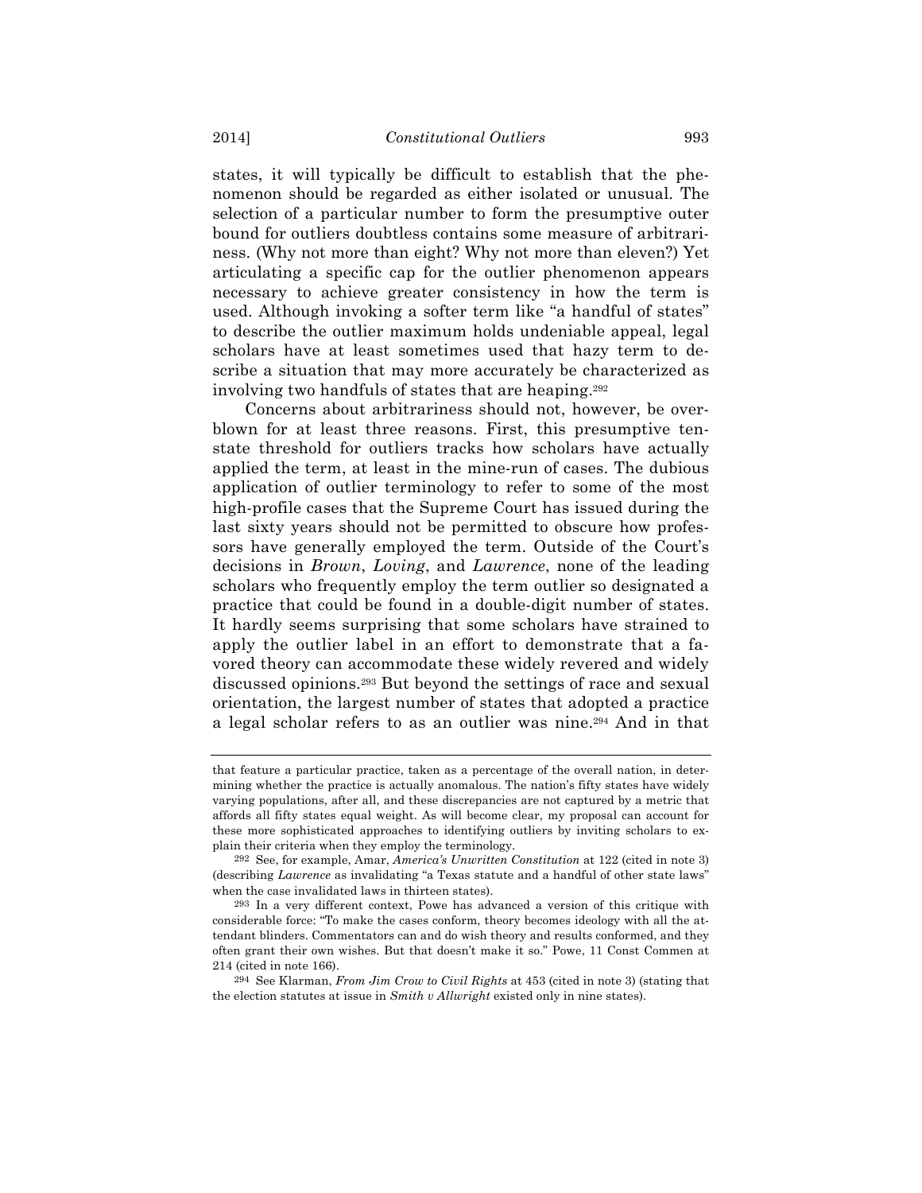states, it will typically be difficult to establish that the phenomenon should be regarded as either isolated or unusual. The selection of a particular number to form the presumptive outer bound for outliers doubtless contains some measure of arbitrariness. (Why not more than eight? Why not more than eleven?) Yet articulating a specific cap for the outlier phenomenon appears necessary to achieve greater consistency in how the term is used. Although invoking a softer term like "a handful of states" to describe the outlier maximum holds undeniable appeal, legal scholars have at least sometimes used that hazy term to describe a situation that may more accurately be characterized as involving two handfuls of states that are heaping.[292]

Concerns about arbitrariness should not, however, be overblown for at least three reasons. First, this presumptive ten-state threshold for outliers tracks how scholars have actually applied the term, at least in the mine-run of cases. The dubious application of outlier terminology to refer to some of the most high-profile cases that the Supreme Court has issued during the last sixty years should not be permitted to obscure how professors have generally employed the term. Outside of the Court's decisions in *Brown*, *Loving*, and *Lawrence*, none of the leading scholars who frequently employ the term outlier so designated a practice that could be found in a double-digit number of states. It hardly seems surprising that some scholars have strained to apply the outlier label in an effort to demonstrate that a favored theory can accommodate these widely revered and widely discussed opinions.[293] But beyond the settings of race and sexual orientation, the largest number of states that adopted a practice a legal scholar refers to as an outlier was nine.[294] And in that

---

that feature a particular practice, taken as a percentage of the overall nation, in determining whether the practice is actually anomalous. The nation's fifty states have widely varying populations, after all, and these discrepancies are not captured by a metric that affords all fifty states equal weight. As will become clear, my proposal can account for these more sophisticated approaches to identifying outliers by inviting scholars to explain their criteria when they employ the terminology.

292 See, for example, Amar, *America's Unwritten Constitution* at 122 (cited in note 3) (describing *Lawrence* as invalidating "a Texas statute and a handful of other state laws" when the case invalidated laws in thirteen states).

293 In a very different context, Powe has advanced a version of this critique with considerable force: "To make the cases conform, theory becomes ideology with all the attendant blinders. Commentators can and do wish theory and results conformed, and they often grant their own wishes. But that doesn't make it so." Powe, 11 Const Commen at 214 (cited in note 166).

294 See Klarman, *From Jim Crow to Civil Rights* at 453 (cited in note 3) (stating that the election statutes at issue in *Smith v Allwright* existed only in nine states).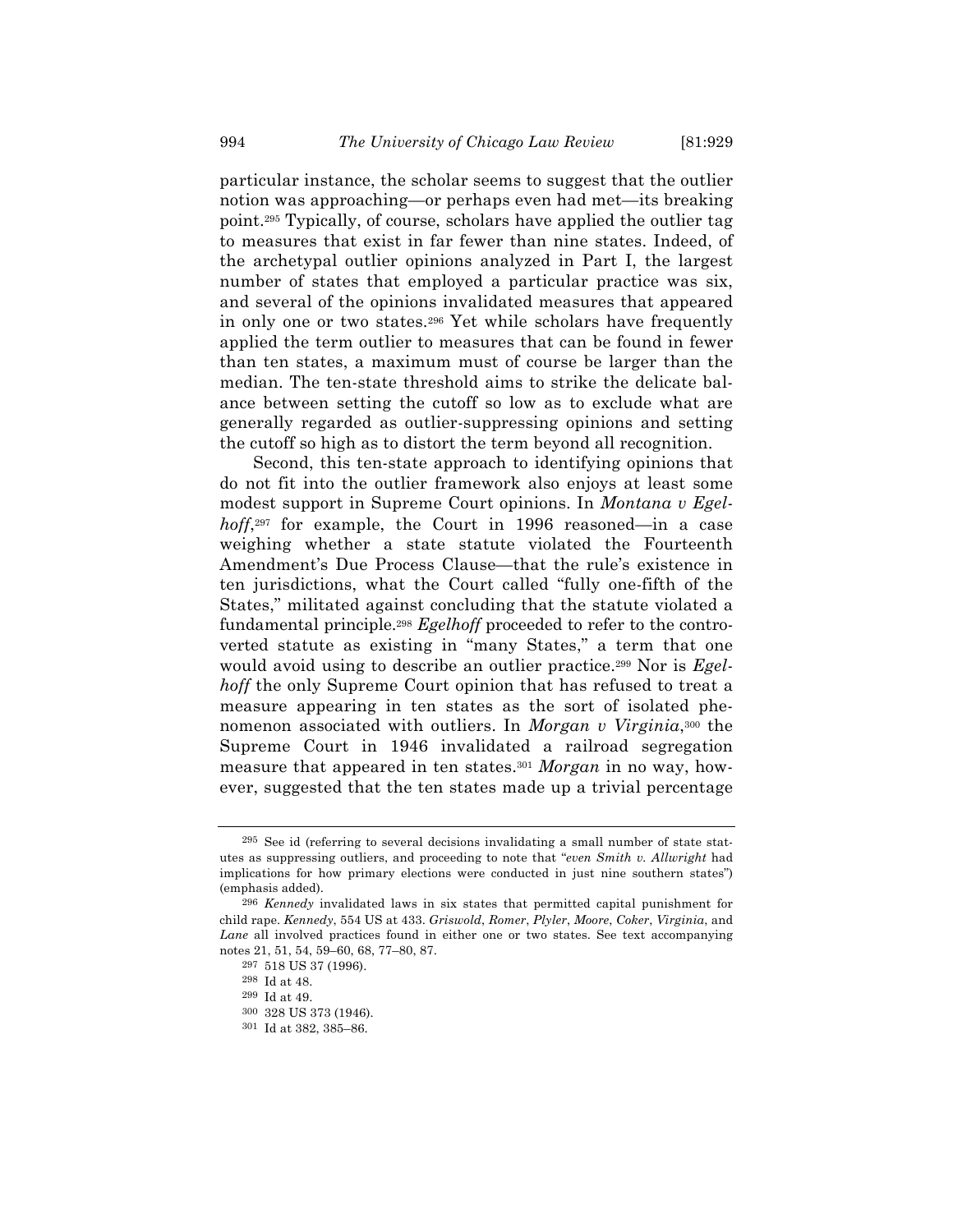particular instance, the scholar seems to suggest that the outlier notion was approaching—or perhaps even had met—its breaking point.[295] Typically, of course, scholars have applied the outlier tag to measures that exist in far fewer than nine states. Indeed, of the archetypal outlier opinions analyzed in Part I, the largest number of states that employed a particular practice was six, and several of the opinions invalidated measures that appeared in only one or two states.[296] Yet while scholars have frequently applied the term outlier to measures that can be found in fewer than ten states, a maximum must of course be larger than the median. The ten-state threshold aims to strike the delicate balance between setting the cutoff so low as to exclude what are generally regarded as outlier-suppressing opinions and setting the cutoff so high as to distort the term beyond all recognition.

Second, this ten-state approach to identifying opinions that do not fit into the outlier framework also enjoys at least some modest support in Supreme Court opinions. In *Montana v Egelhoff*,[297] for example, the Court in 1996 reasoned—in a case weighing whether a state statute violated the Fourteenth Amendment's Due Process Clause—that the rule's existence in ten jurisdictions, what the Court called "fully one-fifth of the States," militated against concluding that the statute violated a fundamental principle.[298] *Egelhoff* proceeded to refer to the controverted statute as existing in "many States," a term that one would avoid using to describe an outlier practice.[299] Nor is *Egelhoff* the only Supreme Court opinion that has refused to treat a measure appearing in ten states as the sort of isolated phenomenon associated with outliers. In *Morgan v Virginia*,[300] the Supreme Court in 1946 invalidated a railroad segregation measure that appeared in ten states.[301] *Morgan* in no way, however, suggested that the ten states made up a trivial percentage

---

[295] See id (referring to several decisions invalidating a small number of state statutes as suppressing outliers, and proceeding to note that "*even Smith v. Allwright* had implications for how primary elections were conducted in just nine southern states") (emphasis added).

[296] *Kennedy* invalidated laws in six states that permitted capital punishment for child rape. *Kennedy*, 554 US at 433. *Griswold*, *Romer*, *Plyler*, *Moore*, *Coker*, *Virginia*, and *Lane* all involved practices found in either one or two states. See text accompanying notes 21, 51, 54, 59–60, 68, 77–80, 87.

[297] 518 US 37 (1996).

[298] Id at 48.

[299] Id at 49.

[300] 328 US 373 (1946).

[301] Id at 382, 385–86.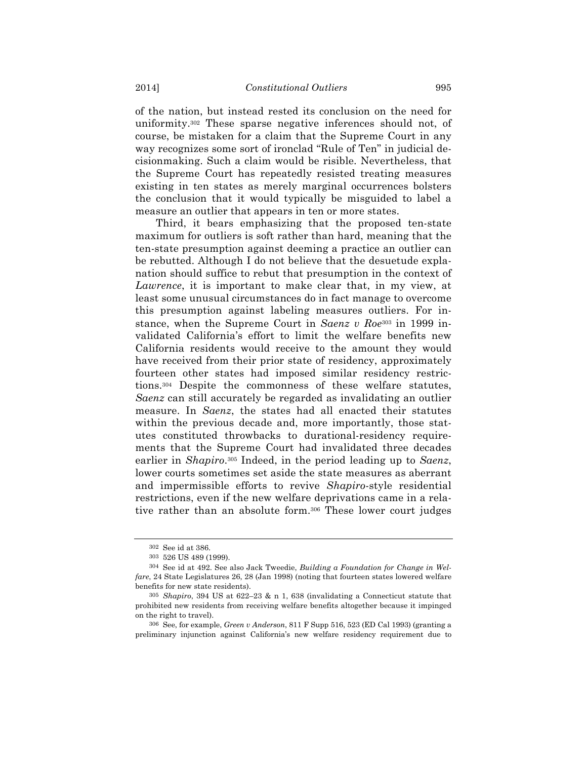of the nation, but instead rested its conclusion on the need for uniformity.[302] These sparse negative inferences should not, of course, be mistaken for a claim that the Supreme Court in any way recognizes some sort of ironclad "Rule of Ten" in judicial decisionmaking. Such a claim would be risible. Nevertheless, that the Supreme Court has repeatedly resisted treating measures existing in ten states as merely marginal occurrences bolsters the conclusion that it would typically be misguided to label a measure an outlier that appears in ten or more states.

Third, it bears emphasizing that the proposed ten-state maximum for outliers is soft rather than hard, meaning that the ten-state presumption against deeming a practice an outlier can be rebutted. Although I do not believe that the desuetude explanation should suffice to rebut that presumption in the context of *Lawrence*, it is important to make clear that, in my view, at least some unusual circumstances do in fact manage to overcome this presumption against labeling measures outliers. For instance, when the Supreme Court in *Saenz v Roe*[303] in 1999 invalidated California's effort to limit the welfare benefits new California residents would receive to the amount they would have received from their prior state of residency, approximately fourteen other states had imposed similar residency restrictions.[304] Despite the commonness of these welfare statutes, *Saenz* can still accurately be regarded as invalidating an outlier measure. In *Saenz*, the states had all enacted their statutes within the previous decade and, more importantly, those statutes constituted throwbacks to durational-residency requirements that the Supreme Court had invalidated three decades earlier in *Shapiro*.[305] Indeed, in the period leading up to *Saenz*, lower courts sometimes set aside the state measures as aberrant and impermissible efforts to revive *Shapiro*-style residential restrictions, even if the new welfare deprivations came in a relative rather than an absolute form.[306] These lower court judges

---

[302] See id at 386.

[303] 526 US 489 (1999).

[304] See id at 492. See also Jack Tweedie, *Building a Foundation for Change in Welfare*, 24 State Legislatures 26, 28 (Jan 1998) (noting that fourteen states lowered welfare benefits for new state residents).

[305] *Shapiro*, 394 US at 622–23 & n 1, 638 (invalidating a Connecticut statute that prohibited new residents from receiving welfare benefits altogether because it impinged on the right to travel).

[306] See, for example, *Green v Anderson*, 811 F Supp 516, 523 (ED Cal 1993) (granting a preliminary injunction against California's new welfare residency requirement due to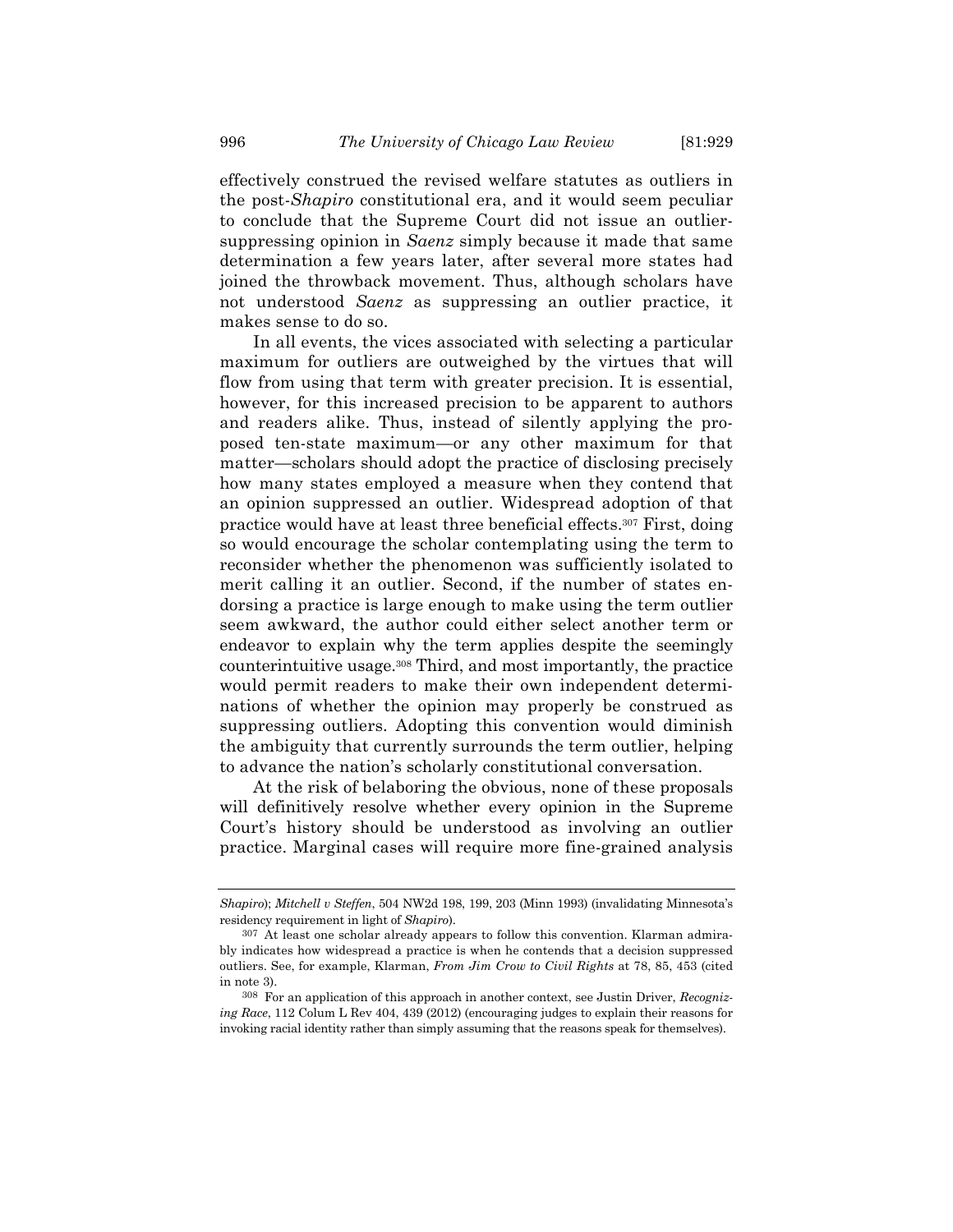effectively construed the revised welfare statutes as outliers in the post-*Shapiro* constitutional era, and it would seem peculiar to conclude that the Supreme Court did not issue an outlier-suppressing opinion in *Saenz* simply because it made that same determination a few years later, after several more states had joined the throwback movement. Thus, although scholars have not understood *Saenz* as suppressing an outlier practice, it makes sense to do so.

In all events, the vices associated with selecting a particular maximum for outliers are outweighed by the virtues that will flow from using that term with greater precision. It is essential, however, for this increased precision to be apparent to authors and readers alike. Thus, instead of silently applying the proposed ten-state maximum—or any other maximum for that matter—scholars should adopt the practice of disclosing precisely how many states employed a measure when they contend that an opinion suppressed an outlier. Widespread adoption of that practice would have at least three beneficial effects.[307] First, doing so would encourage the scholar contemplating using the term to reconsider whether the phenomenon was sufficiently isolated to merit calling it an outlier. Second, if the number of states endorsing a practice is large enough to make using the term outlier seem awkward, the author could either select another term or endeavor to explain why the term applies despite the seemingly counterintuitive usage.[308] Third, and most importantly, the practice would permit readers to make their own independent determinations of whether the opinion may properly be construed as suppressing outliers. Adopting this convention would diminish the ambiguity that currently surrounds the term outlier, helping to advance the nation's scholarly constitutional conversation.

At the risk of belaboring the obvious, none of these proposals will definitively resolve whether every opinion in the Supreme Court's history should be understood as involving an outlier practice. Marginal cases will require more fine-grained analysis

---

*Shapiro*); *Mitchell v Steffen*, 504 NW2d 198, 199, 203 (Minn 1993) (invalidating Minnesota's residency requirement in light of *Shapiro*).

[307] At least one scholar already appears to follow this convention. Klarman admirably indicates how widespread a practice is when he contends that a decision suppressed outliers. See, for example, Klarman, *From Jim Crow to Civil Rights* at 78, 85, 453 (cited in note 3).

[308] For an application of this approach in another context, see Justin Driver, *Recognizing Race*, 112 Colum L Rev 404, 439 (2012) (encouraging judges to explain their reasons for invoking racial identity rather than simply assuming that the reasons speak for themselves).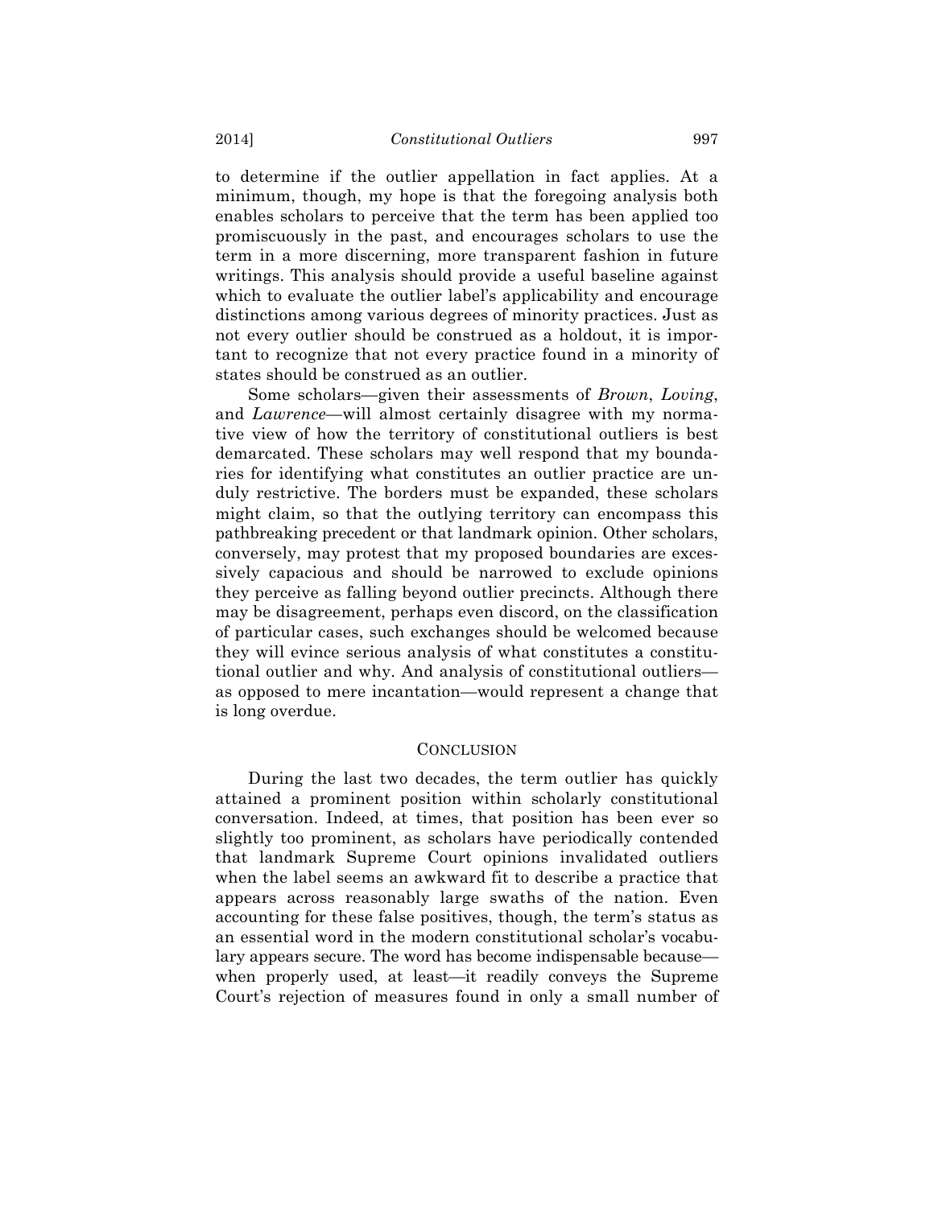to determine if the outlier appellation in fact applies. At a minimum, though, my hope is that the foregoing analysis both enables scholars to perceive that the term has been applied too promiscuously in the past, and encourages scholars to use the term in a more discerning, more transparent fashion in future writings. This analysis should provide a useful baseline against which to evaluate the outlier label's applicability and encourage distinctions among various degrees of minority practices. Just as not every outlier should be construed as a holdout, it is important to recognize that not every practice found in a minority of states should be construed as an outlier.

Some scholars—given their assessments of *Brown*, *Loving*, and *Lawrence*—will almost certainly disagree with my normative view of how the territory of constitutional outliers is best demarcated. These scholars may well respond that my boundaries for identifying what constitutes an outlier practice are unduly restrictive. The borders must be expanded, these scholars might claim, so that the outlying territory can encompass this pathbreaking precedent or that landmark opinion. Other scholars, conversely, may protest that my proposed boundaries are excessively capacious and should be narrowed to exclude opinions they perceive as falling beyond outlier precincts. Although there may be disagreement, perhaps even discord, on the classification of particular cases, such exchanges should be welcomed because they will evince serious analysis of what constitutes a constitutional outlier and why. And analysis of constitutional outliers—as opposed to mere incantation—would represent a change that is long overdue.

## CONCLUSION

During the last two decades, the term outlier has quickly attained a prominent position within scholarly constitutional conversation. Indeed, at times, that position has been ever so slightly too prominent, as scholars have periodically contended that landmark Supreme Court opinions invalidated outliers when the label seems an awkward fit to describe a practice that appears across reasonably large swaths of the nation. Even accounting for these false positives, though, the term's status as an essential word in the modern constitutional scholar's vocabulary appears secure. The word has become indispensable because—when properly used, at least—it readily conveys the Supreme Court's rejection of measures found in only a small number of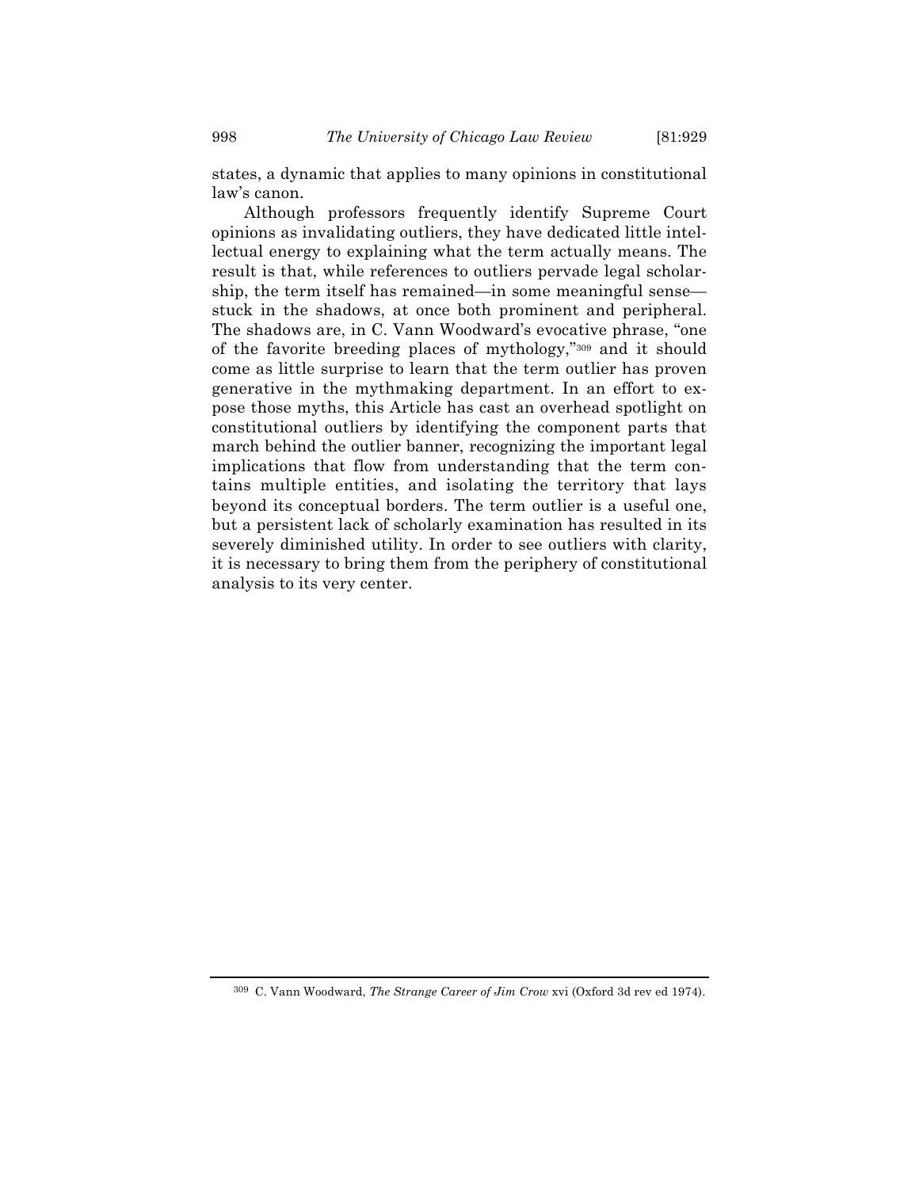states, a dynamic that applies to many opinions in constitutional law's canon.

Although professors frequently identify Supreme Court opinions as invalidating outliers, they have dedicated little intellectual energy to explaining what the term actually means. The result is that, while references to outliers pervade legal scholarship, the term itself has remained—in some meaningful sense—stuck in the shadows, at once both prominent and peripheral. The shadows are, in C. Vann Woodward's evocative phrase, "one of the favorite breeding places of mythology,"[309] and it should come as little surprise to learn that the term outlier has proven generative in the mythmaking department. In an effort to expose those myths, this Article has cast an overhead spotlight on constitutional outliers by identifying the component parts that march behind the outlier banner, recognizing the important legal implications that flow from understanding that the term contains multiple entities, and isolating the territory that lays beyond its conceptual borders. The term outlier is a useful one, but a persistent lack of scholarly examination has resulted in its severely diminished utility. In order to see outliers with clarity, it is necessary to bring them from the periphery of constitutional analysis to its very center.

---

[309] C. Vann Woodward, *The Strange Career of Jim Crow* xvi (Oxford 3d rev ed 1974).